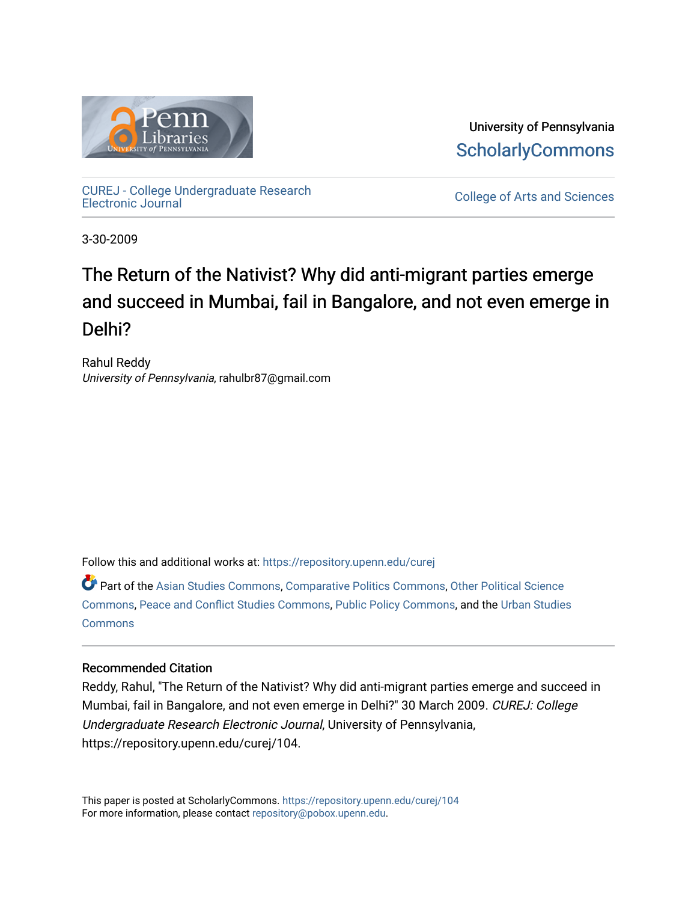University of Pennsylvania
ScholarlyCommons

CUREJ - College Undergraduate Research Electronic Journal

College of Arts and Sciences

3-30-2009

# The Return of the Nativist? Why did anti-migrant parties emerge and succeed in Mumbai, fail in Bangalore, and not even emerge in Delhi?

Rahul Reddy
*University of Pennsylvania*, rahulbr87@gmail.com

Follow this and additional works at: https://repository.upenn.edu/curej

Part of the Asian Studies Commons, Comparative Politics Commons, Other Political Science Commons, Peace and Conflict Studies Commons, Public Policy Commons, and the Urban Studies Commons

## Recommended Citation

Reddy, Rahul, "The Return of the Nativist? Why did anti-migrant parties emerge and succeed in Mumbai, fail in Bangalore, and not even emerge in Delhi?" 30 March 2009. *CUREJ: College Undergraduate Research Electronic Journal*, University of Pennsylvania, https://repository.upenn.edu/curej/104.

This paper is posted at ScholarlyCommons. https://repository.upenn.edu/curej/104
For more information, please contact repository@pobox.upenn.edu.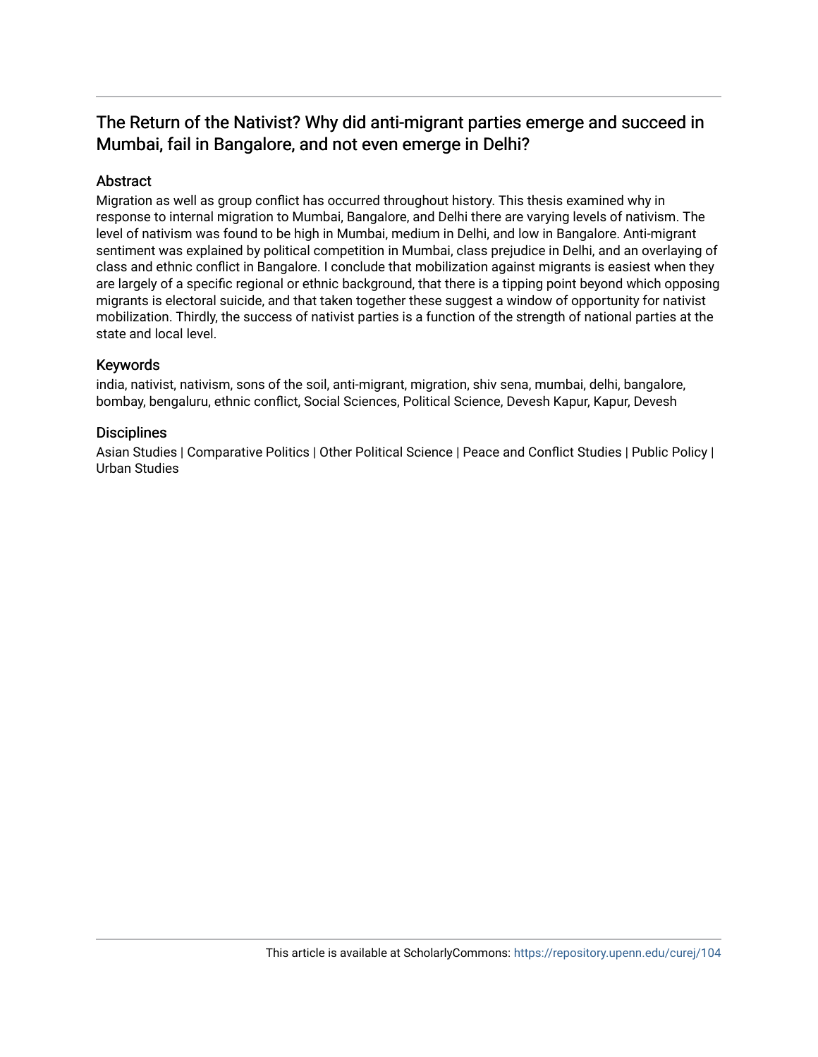## The Return of the Nativist? Why did anti-migrant parties emerge and succeed in Mumbai, fail in Bangalore, and not even emerge in Delhi?

### Abstract

Migration as well as group conflict has occurred throughout history. This thesis examined why in response to internal migration to Mumbai, Bangalore, and Delhi there are varying levels of nativism. The level of nativism was found to be high in Mumbai, medium in Delhi, and low in Bangalore. Anti-migrant sentiment was explained by political competition in Mumbai, class prejudice in Delhi, and an overlaying of class and ethnic conflict in Bangalore. I conclude that mobilization against migrants is easiest when they are largely of a specific regional or ethnic background, that there is a tipping point beyond which opposing migrants is electoral suicide, and that taken together these suggest a window of opportunity for nativist mobilization. Thirdly, the success of nativist parties is a function of the strength of national parties at the state and local level.

### Keywords

india, nativist, nativism, sons of the soil, anti-migrant, migration, shiv sena, mumbai, delhi, bangalore, bombay, bengaluru, ethnic conflict, Social Sciences, Political Science, Devesh Kapur, Kapur, Devesh

### Disciplines

Asian Studies | Comparative Politics | Other Political Science | Peace and Conflict Studies | Public Policy | Urban Studies

This article is available at ScholarlyCommons: https://repository.upenn.edu/curej/104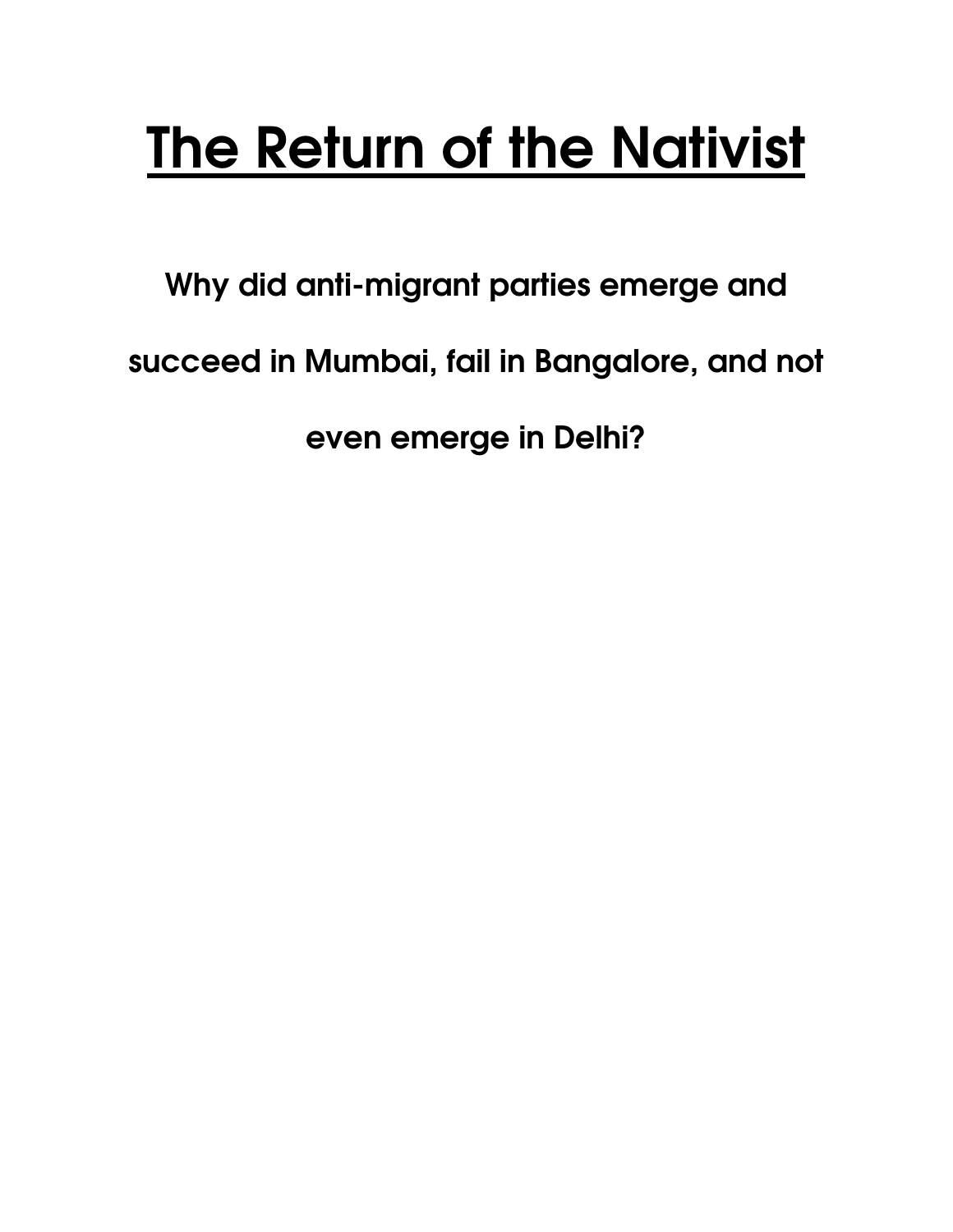# The Return of the Nativist

**Why did anti-migrant parties emerge and succeed in Mumbai, fail in Bangalore, and not even emerge in Delhi?**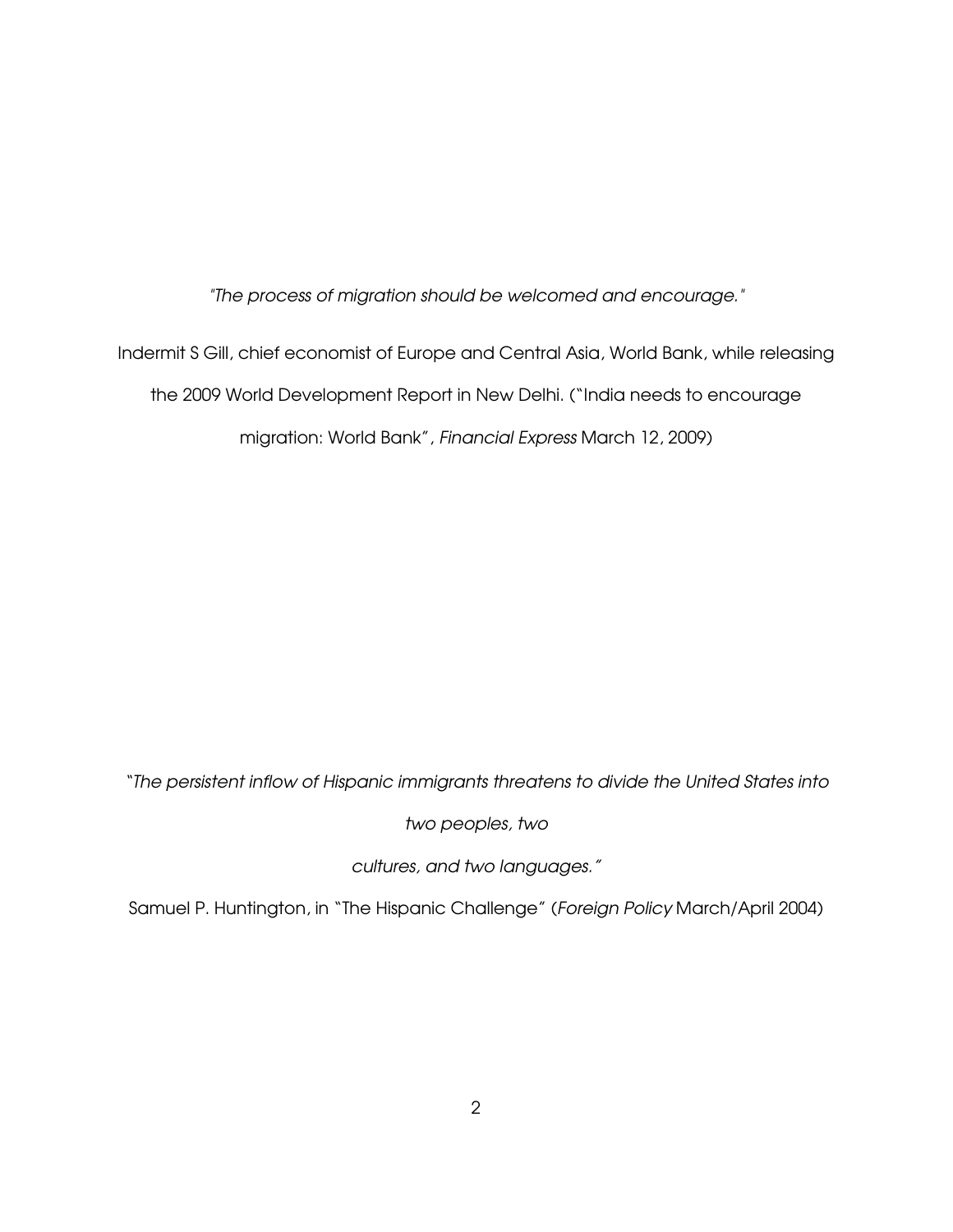*"The process of migration should be welcomed and encourage."*

Indermit S Gill, chief economist of Europe and Central Asia, World Bank, while releasing the 2009 World Development Report in New Delhi. ("India needs to encourage migration: World Bank", *Financial Express* March 12, 2009)

"*The persistent inflow of Hispanic immigrants threatens to divide the United States into two peoples, two cultures, and two languages.*"

Samuel P. Huntington, in "The Hispanic Challenge" (*Foreign Policy* March/April 2004)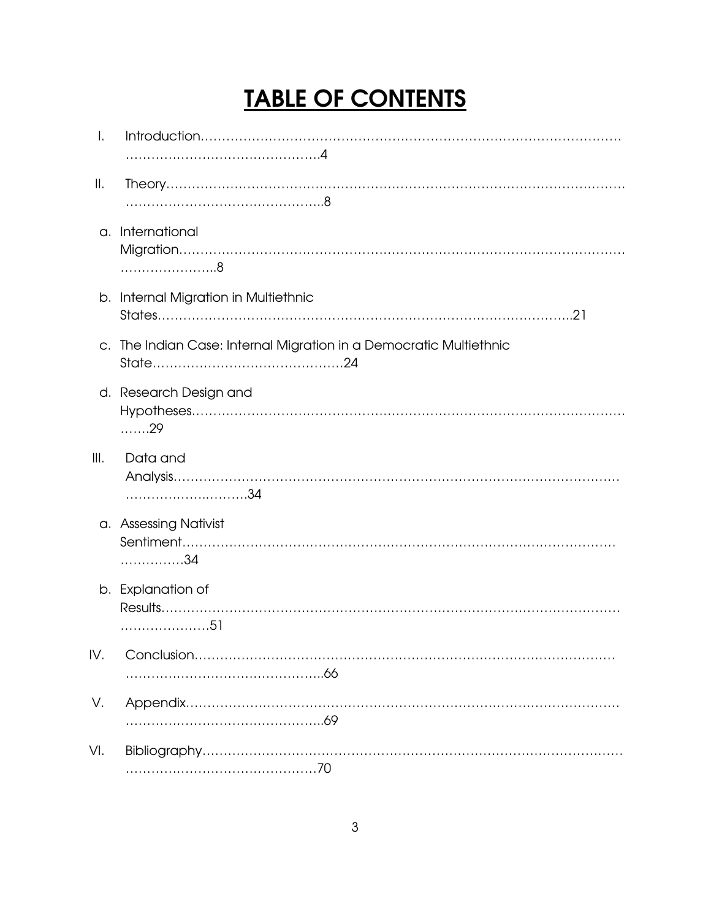# TABLE OF CONTENTS

I. Introduction……………………………………………………………………………………………………………………………………4

II. Theory……………………………………………………………………………………………………………………………………8

a. International Migration…………………………………………………………………………………………………………8

b. Internal Migration in Multiethnic States……………………………………………………………………………………21

c. The Indian Case: Internal Migration in a Democratic Multiethnic State………………………………………24

d. Research Design and Hypotheses………………………………………………………………………………………29

III. Data and Analysis…………………………………………………………………………………………………………34

a. Assessing Nativist Sentiment………………………………………………………………………………………34

b. Explanation of Results……………………………………………………………………………………………51

IV. Conclusion……………………………………………………………………………………………………………………66

V. Appendix……………………………………………………………………………………………………………………69

VI. Bibliography…………………………………………………………………………………………………………………70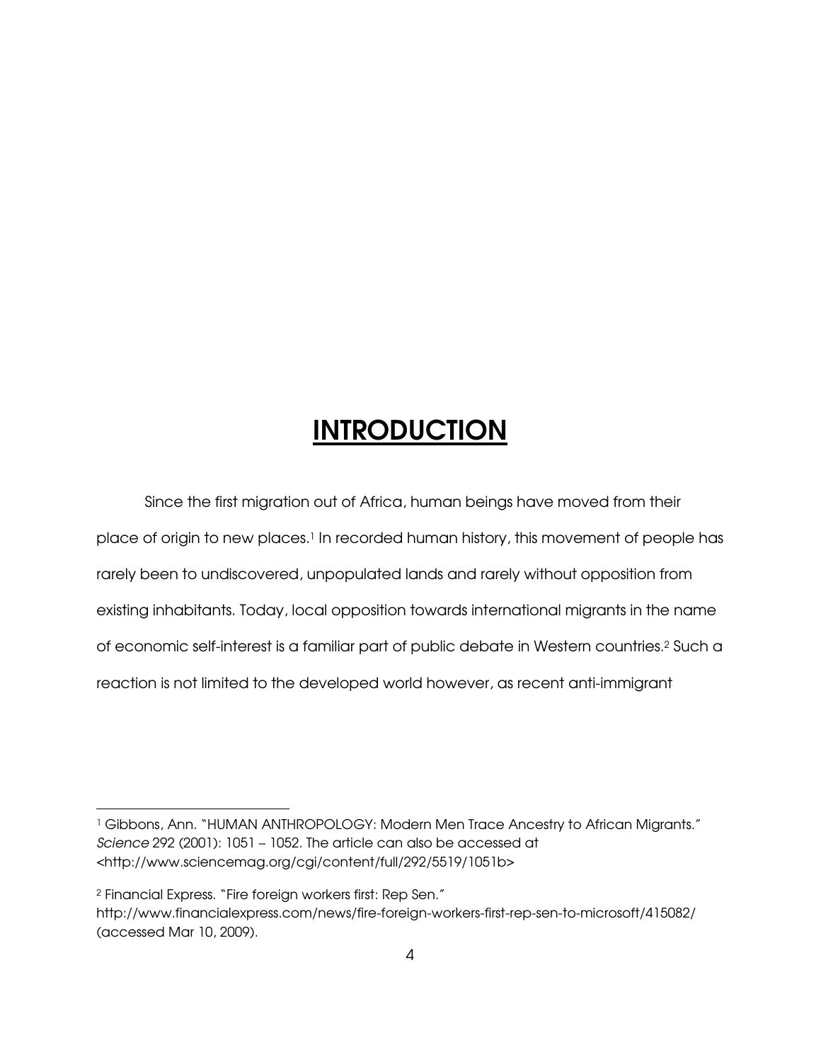# INTRODUCTION

Since the first migration out of Africa, human beings have moved from their place of origin to new places.[1] In recorded human history, this movement of people has rarely been to undiscovered, unpopulated lands and rarely without opposition from existing inhabitants. Today, local opposition towards international migrants in the name of economic self-interest is a familiar part of public debate in Western countries.[2] Such a reaction is not limited to the developed world however, as recent anti-immigrant

---

[1] Gibbons, Ann. "HUMAN ANTHROPOLOGY: Modern Men Trace Ancestry to African Migrants." *Science* 292 (2001): 1051 – 1052. The article can also be accessed at <http://www.sciencemag.org/cgi/content/full/292/5519/1051b>

[2] Financial Express. "Fire foreign workers first: Rep Sen." http://www.financialexpress.com/news/fire-foreign-workers-first-rep-sen-to-microsoft/415082/ (accessed Mar 10, 2009).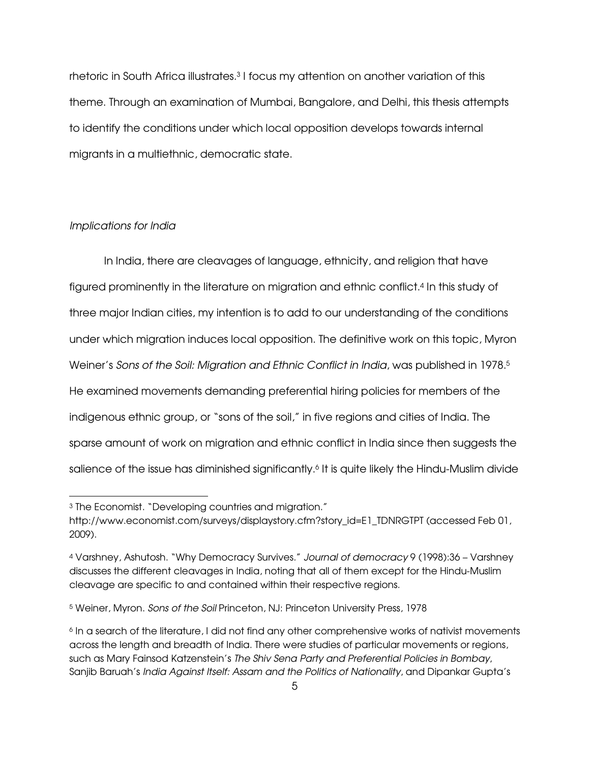rhetoric in South Africa illustrates.[3] I focus my attention on another variation of this theme. Through an examination of Mumbai, Bangalore, and Delhi, this thesis attempts to identify the conditions under which local opposition develops towards internal migrants in a multiethnic, democratic state.

### *Implications for India*

In India, there are cleavages of language, ethnicity, and religion that have figured prominently in the literature on migration and ethnic conflict.[4] In this study of three major Indian cities, my intention is to add to our understanding of the conditions under which migration induces local opposition. The definitive work on this topic, Myron Weiner's *Sons of the Soil: Migration and Ethnic Conflict in India*, was published in 1978.[5] He examined movements demanding preferential hiring policies for members of the indigenous ethnic group, or "sons of the soil," in five regions and cities of India. The sparse amount of work on migration and ethnic conflict in India since then suggests the salience of the issue has diminished significantly.[6] It is quite likely the Hindu-Muslim divide

---

[3] The Economist. "Developing countries and migration." http://www.economist.com/surveys/displaystory.cfm?story_id=E1_TDNRGTPT (accessed Feb 01, 2009).

[4] Varshney, Ashutosh. "Why Democracy Survives." *Journal of democracy* 9 (1998):36 – Varshney discusses the different cleavages in India, noting that all of them except for the Hindu-Muslim cleavage are specific to and contained within their respective regions.

[5] Weiner, Myron. *Sons of the Soil* Princeton, NJ: Princeton University Press, 1978

[6] In a search of the literature, I did not find any other comprehensive works of nativist movements across the length and breadth of India. There were studies of particular movements or regions, such as Mary Fainsod Katzenstein's *The Shiv Sena Party and Preferential Policies in Bombay*, Sanjib Baruah's *India Against Itself: Assam and the Politics of Nationality*, and Dipankar Gupta's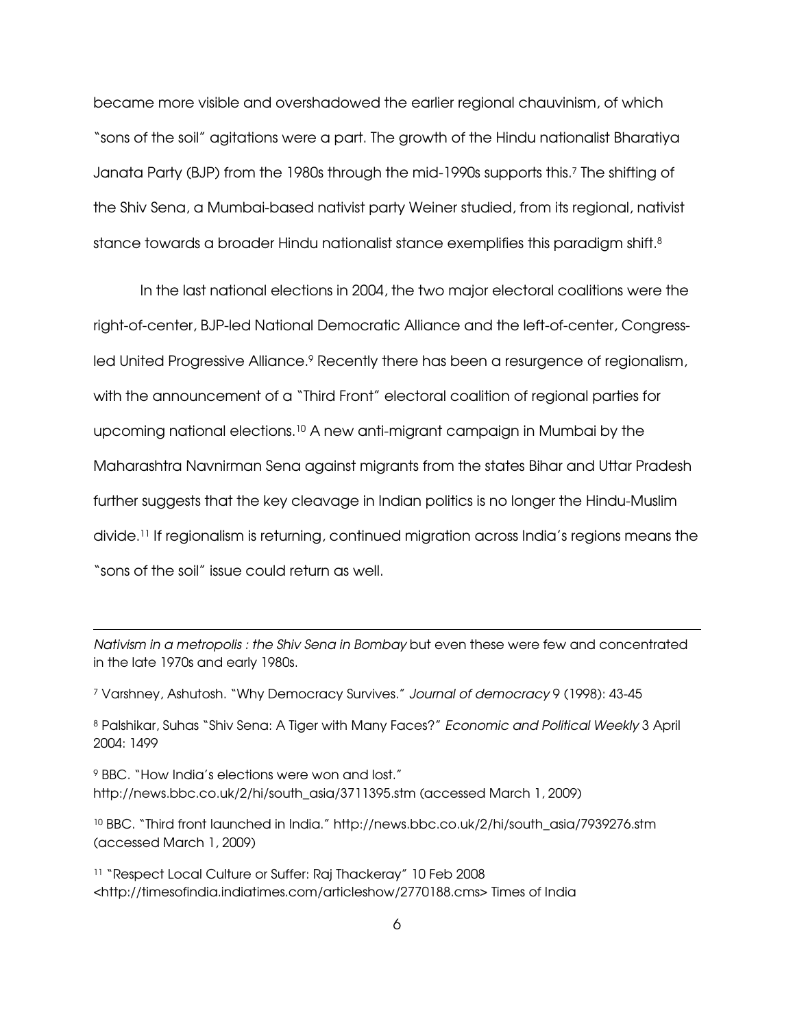became more visible and overshadowed the earlier regional chauvinism, of which "sons of the soil" agitations were a part. The growth of the Hindu nationalist Bharatiya Janata Party (BJP) from the 1980s through the mid-1990s supports this.[7] The shifting of the Shiv Sena, a Mumbai-based nativist party Weiner studied, from its regional, nativist stance towards a broader Hindu nationalist stance exemplifies this paradigm shift.[8]

In the last national elections in 2004, the two major electoral coalitions were the right-of-center, BJP-led National Democratic Alliance and the left-of-center, Congress-led United Progressive Alliance.[9] Recently there has been a resurgence of regionalism, with the announcement of a "Third Front" electoral coalition of regional parties for upcoming national elections.[10] A new anti-migrant campaign in Mumbai by the Maharashtra Navnirman Sena against migrants from the states Bihar and Uttar Pradesh further suggests that the key cleavage in Indian politics is no longer the Hindu-Muslim divide.[11] If regionalism is returning, continued migration across India's regions means the "sons of the soil" issue could return as well.

---

*Nativism in a metropolis : the Shiv Sena in Bombay* but even these were few and concentrated in the late 1970s and early 1980s.

[7] Varshney, Ashutosh. "Why Democracy Survives." *Journal of democracy* 9 (1998): 43-45

[8] Palshikar, Suhas "Shiv Sena: A Tiger with Many Faces?" *Economic and Political Weekly* 3 April 2004: 1499

[9] BBC. "How India's elections were won and lost." http://news.bbc.co.uk/2/hi/south_asia/3711395.stm (accessed March 1, 2009)

[10] BBC. "Third front launched in India." http://news.bbc.co.uk/2/hi/south_asia/7939276.stm (accessed March 1, 2009)

[11] "Respect Local Culture or Suffer: Raj Thackeray" 10 Feb 2008 <http://timesofindia.indiatimes.com/articleshow/2770188.cms> Times of India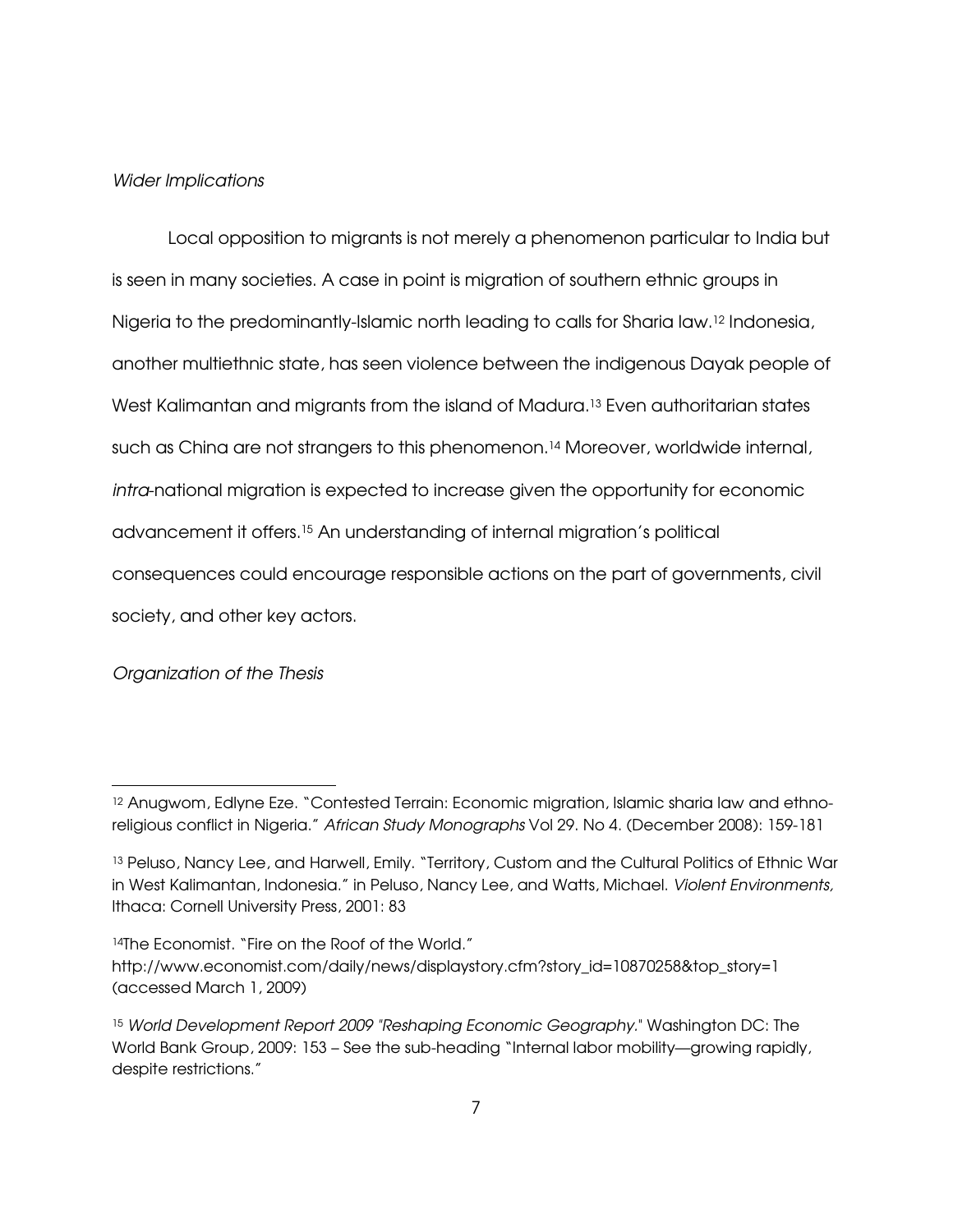*Wider Implications*

Local opposition to migrants is not merely a phenomenon particular to India but is seen in many societies. A case in point is migration of southern ethnic groups in Nigeria to the predominantly-Islamic north leading to calls for Sharia law.[12] Indonesia, another multiethnic state, has seen violence between the indigenous Dayak people of West Kalimantan and migrants from the island of Madura.[13] Even authoritarian states such as China are not strangers to this phenomenon.[14] Moreover, worldwide internal, *intra*-national migration is expected to increase given the opportunity for economic advancement it offers.[15] An understanding of internal migration's political consequences could encourage responsible actions on the part of governments, civil society, and other key actors.

*Organization of the Thesis*

---

[12] Anugwom, Edlyne Eze. "Contested Terrain: Economic migration, Islamic sharia law and ethno-religious conflict in Nigeria." *African Study Monographs* Vol 29. No 4. (December 2008): 159-181

[13] Peluso, Nancy Lee, and Harwell, Emily. "Territory, Custom and the Cultural Politics of Ethnic War in West Kalimantan, Indonesia." in Peluso, Nancy Lee, and Watts, Michael. *Violent Environments,* Ithaca: Cornell University Press, 2001: 83

[14] The Economist. "Fire on the Roof of the World." http://www.economist.com/daily/news/displaystory.cfm?story_id=10870258&top_story=1 (accessed March 1, 2009)

[15] *World Development Report 2009 "Reshaping Economic Geography."* Washington DC: The World Bank Group, 2009: 153 – See the sub-heading "Internal labor mobility—growing rapidly, despite restrictions."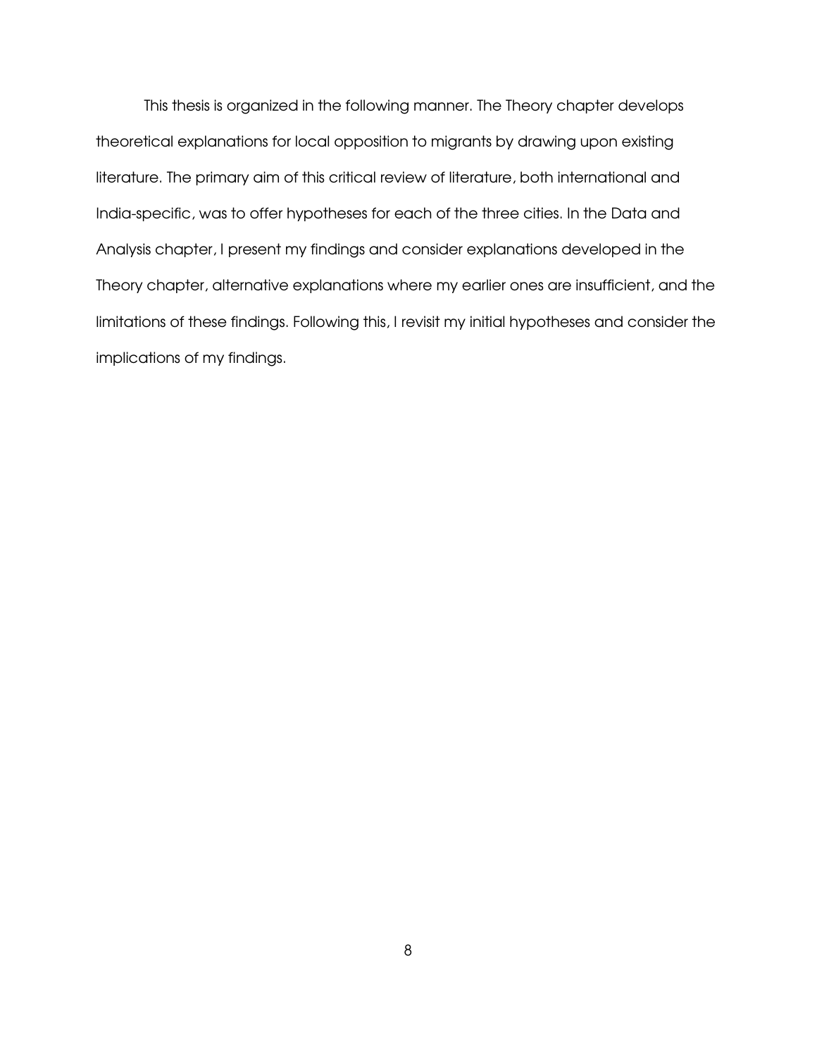This thesis is organized in the following manner. The Theory chapter develops theoretical explanations for local opposition to migrants by drawing upon existing literature. The primary aim of this critical review of literature, both international and India-specific, was to offer hypotheses for each of the three cities. In the Data and Analysis chapter, I present my findings and consider explanations developed in the Theory chapter, alternative explanations where my earlier ones are insufficient, and the limitations of these findings. Following this, I revisit my initial hypotheses and consider the implications of my findings.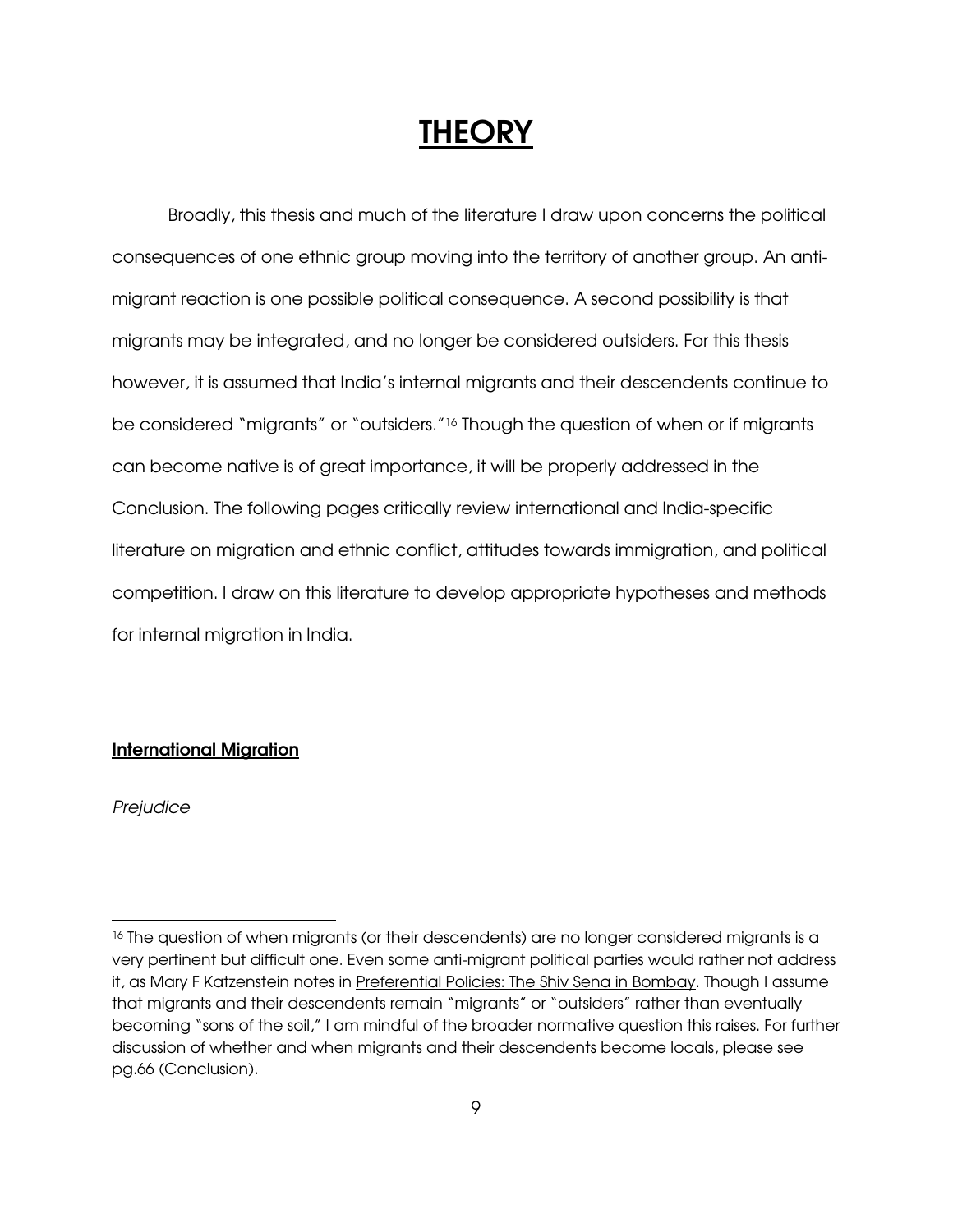# THEORY

Broadly, this thesis and much of the literature I draw upon concerns the political consequences of one ethnic group moving into the territory of another group. An anti-migrant reaction is one possible political consequence. A second possibility is that migrants may be integrated, and no longer be considered outsiders. For this thesis however, it is assumed that India's internal migrants and their descendents continue to be considered "migrants" or "outsiders."[16] Though the question of when or if migrants can become native is of great importance, it will be properly addressed in the Conclusion. The following pages critically review international and India-specific literature on migration and ethnic conflict, attitudes towards immigration, and political competition. I draw on this literature to develop appropriate hypotheses and methods for internal migration in India.

## International Migration

*Prejudice*

---

[16] The question of when migrants (or their descendents) are no longer considered migrants is a very pertinent but difficult one. Even some anti-migrant political parties would rather not address it, as Mary F Katzenstein notes in Preferential Policies: The Shiv Sena in Bombay. Though I assume that migrants and their descendents remain "migrants" or "outsiders" rather than eventually becoming "sons of the soil," I am mindful of the broader normative question this raises. For further discussion of whether and when migrants and their descendents become locals, please see pg.66 (Conclusion).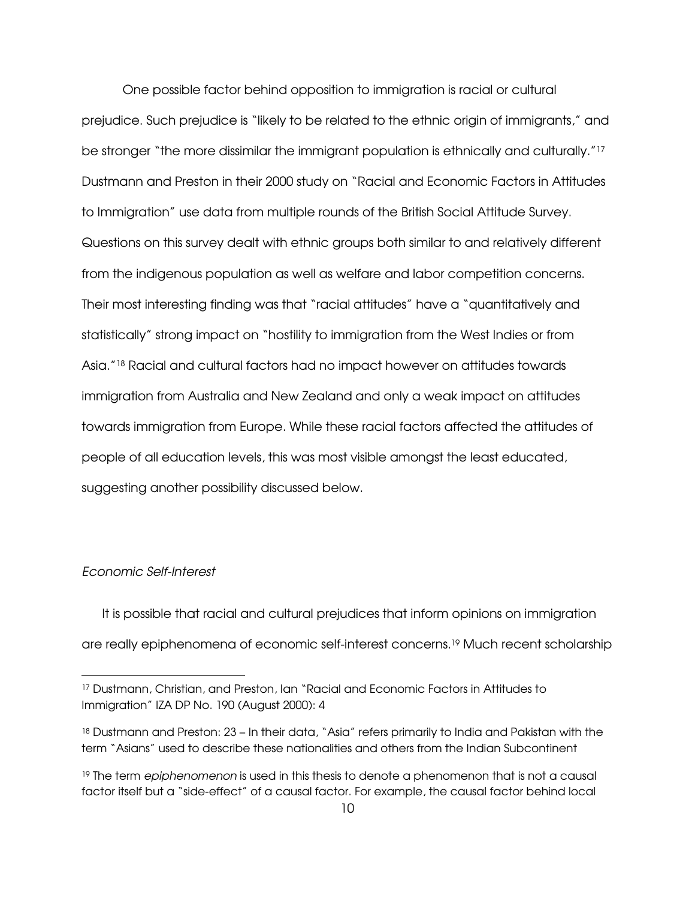One possible factor behind opposition to immigration is racial or cultural prejudice. Such prejudice is "likely to be related to the ethnic origin of immigrants," and be stronger "the more dissimilar the immigrant population is ethnically and culturally."[17] Dustmann and Preston in their 2000 study on "Racial and Economic Factors in Attitudes to Immigration" use data from multiple rounds of the British Social Attitude Survey. Questions on this survey dealt with ethnic groups both similar to and relatively different from the indigenous population as well as welfare and labor competition concerns. Their most interesting finding was that "racial attitudes" have a "quantitatively and statistically" strong impact on "hostility to immigration from the West Indies or from Asia."[18] Racial and cultural factors had no impact however on attitudes towards immigration from Australia and New Zealand and only a weak impact on attitudes towards immigration from Europe. While these racial factors affected the attitudes of people of all education levels, this was most visible amongst the least educated, suggesting another possibility discussed below.

### *Economic Self-Interest*

It is possible that racial and cultural prejudices that inform opinions on immigration are really epiphenomena of economic self-interest concerns.[19] Much recent scholarship

---

[17] Dustmann, Christian, and Preston, Ian "Racial and Economic Factors in Attitudes to Immigration" IZA DP No. 190 (August 2000): 4

[18] Dustmann and Preston: 23 – In their data, "Asia" refers primarily to India and Pakistan with the term "Asians" used to describe these nationalities and others from the Indian Subcontinent

[19] The term *epiphenomenon* is used in this thesis to denote a phenomenon that is not a causal factor itself but a "side-effect" of a causal factor. For example, the causal factor behind local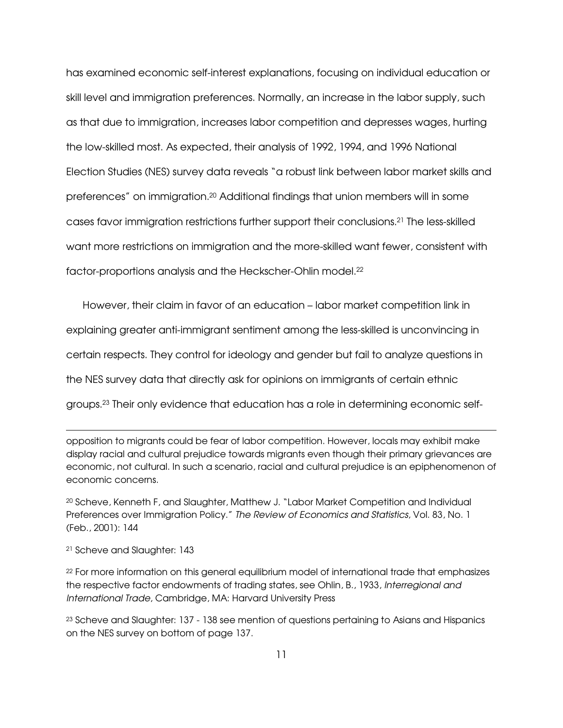has examined economic self-interest explanations, focusing on individual education or skill level and immigration preferences. Normally, an increase in the labor supply, such as that due to immigration, increases labor competition and depresses wages, hurting the low-skilled most. As expected, their analysis of 1992, 1994, and 1996 National Election Studies (NES) survey data reveals "a robust link between labor market skills and preferences" on immigration.[20] Additional findings that union members will in some cases favor immigration restrictions further support their conclusions.[21] The less-skilled want more restrictions on immigration and the more-skilled want fewer, consistent with factor-proportions analysis and the Heckscher-Ohlin model.[22]

However, their claim in favor of an education – labor market competition link in explaining greater anti-immigrant sentiment among the less-skilled is unconvincing in certain respects. They control for ideology and gender but fail to analyze questions in the NES survey data that directly ask for opinions on immigrants of certain ethnic groups.[23] Their only evidence that education has a role in determining economic self-

---

opposition to migrants could be fear of labor competition. However, locals may exhibit make display racial and cultural prejudice towards migrants even though their primary grievances are economic, not cultural. In such a scenario, racial and cultural prejudice is an epiphenomenon of economic concerns.

[20] Scheve, Kenneth F, and Slaughter, Matthew J. "Labor Market Competition and Individual Preferences over Immigration Policy." *The Review of Economics and Statistics*, Vol. 83, No. 1 (Feb., 2001): 144

[21] Scheve and Slaughter: 143

[22] For more information on this general equilibrium model of international trade that emphasizes the respective factor endowments of trading states, see Ohlin, B., 1933, *Interregional and International Trade*, Cambridge, MA: Harvard University Press

[23] Scheve and Slaughter: 137 - 138 see mention of questions pertaining to Asians and Hispanics on the NES survey on bottom of page 137.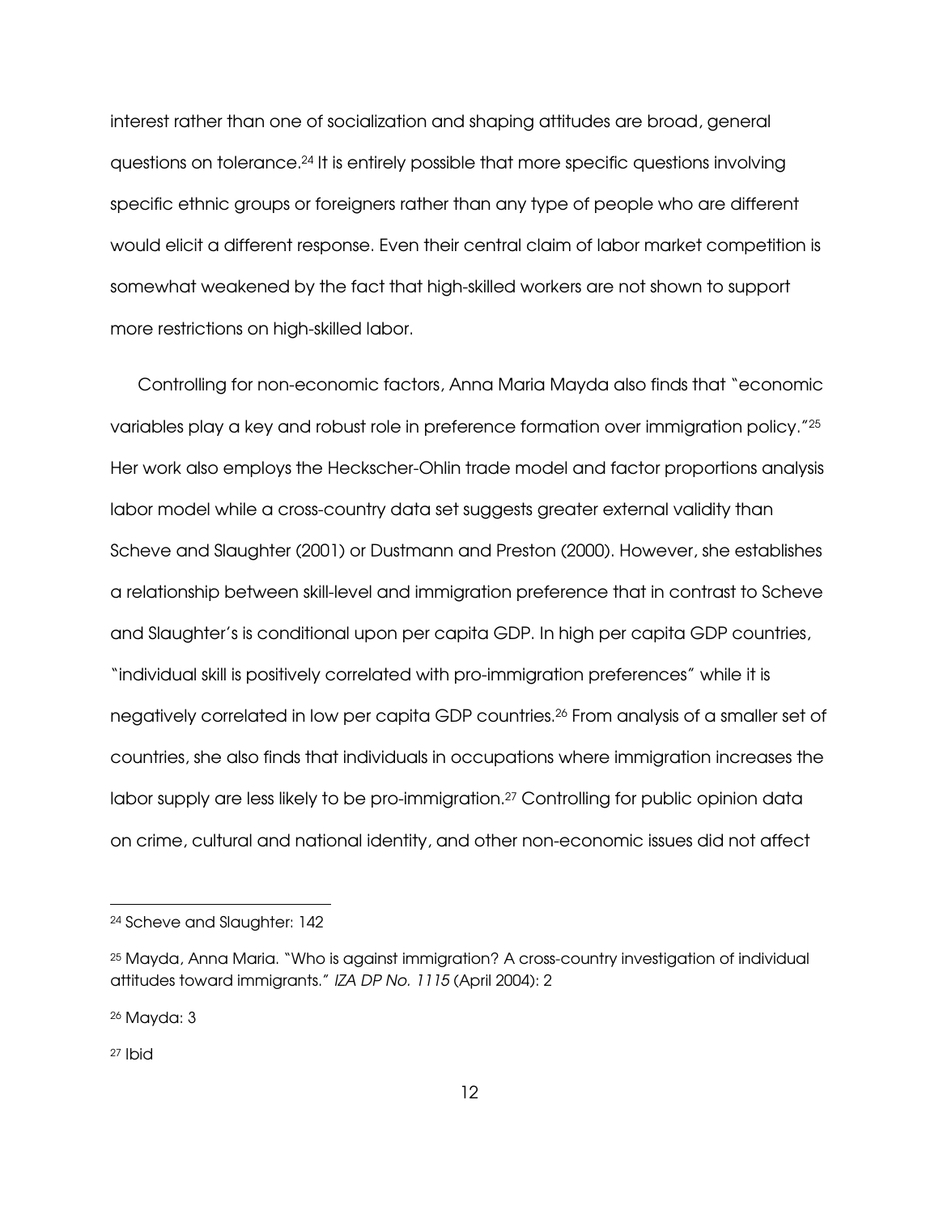interest rather than one of socialization and shaping attitudes are broad, general questions on tolerance.[24] It is entirely possible that more specific questions involving specific ethnic groups or foreigners rather than any type of people who are different would elicit a different response. Even their central claim of labor market competition is somewhat weakened by the fact that high-skilled workers are not shown to support more restrictions on high-skilled labor.

Controlling for non-economic factors, Anna Maria Mayda also finds that "economic variables play a key and robust role in preference formation over immigration policy."[25] Her work also employs the Heckscher-Ohlin trade model and factor proportions analysis labor model while a cross-country data set suggests greater external validity than Scheve and Slaughter (2001) or Dustmann and Preston (2000). However, she establishes a relationship between skill-level and immigration preference that in contrast to Scheve and Slaughter's is conditional upon per capita GDP. In high per capita GDP countries, "individual skill is positively correlated with pro-immigration preferences" while it is negatively correlated in low per capita GDP countries.[26] From analysis of a smaller set of countries, she also finds that individuals in occupations where immigration increases the labor supply are less likely to be pro-immigration.[27] Controlling for public opinion data on crime, cultural and national identity, and other non-economic issues did not affect

---

[24] Scheve and Slaughter: 142

[25] Mayda, Anna Maria. "Who is against immigration? A cross-country investigation of individual attitudes toward immigrants." *IZA DP No. 1115* (April 2004): 2

[26] Mayda: 3

[27] Ibid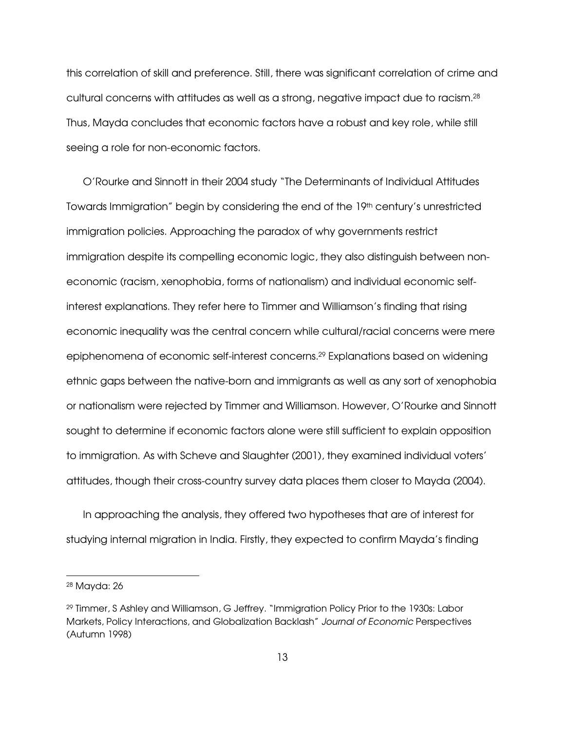this correlation of skill and preference. Still, there was significant correlation of crime and cultural concerns with attitudes as well as a strong, negative impact due to racism.[28] Thus, Mayda concludes that economic factors have a robust and key role, while still seeing a role for non-economic factors.

O'Rourke and Sinnott in their 2004 study "The Determinants of Individual Attitudes Towards Immigration" begin by considering the end of the 19th century's unrestricted immigration policies. Approaching the paradox of why governments restrict immigration despite its compelling economic logic, they also distinguish between non-economic (racism, xenophobia, forms of nationalism) and individual economic self-interest explanations. They refer here to Timmer and Williamson's finding that rising economic inequality was the central concern while cultural/racial concerns were mere epiphenomena of economic self-interest concerns.[29] Explanations based on widening ethnic gaps between the native-born and immigrants as well as any sort of xenophobia or nationalism were rejected by Timmer and Williamson. However, O'Rourke and Sinnott sought to determine if economic factors alone were still sufficient to explain opposition to immigration. As with Scheve and Slaughter (2001), they examined individual voters' attitudes, though their cross-country survey data places them closer to Mayda (2004).

In approaching the analysis, they offered two hypotheses that are of interest for studying internal migration in India. Firstly, they expected to confirm Mayda's finding

---

[28] Mayda: 26

[29] Timmer, S Ashley and Williamson, G Jeffrey. "Immigration Policy Prior to the 1930s: Labor Markets, Policy Interactions, and Globalization Backlash" *Journal of Economic* Perspectives (Autumn 1998)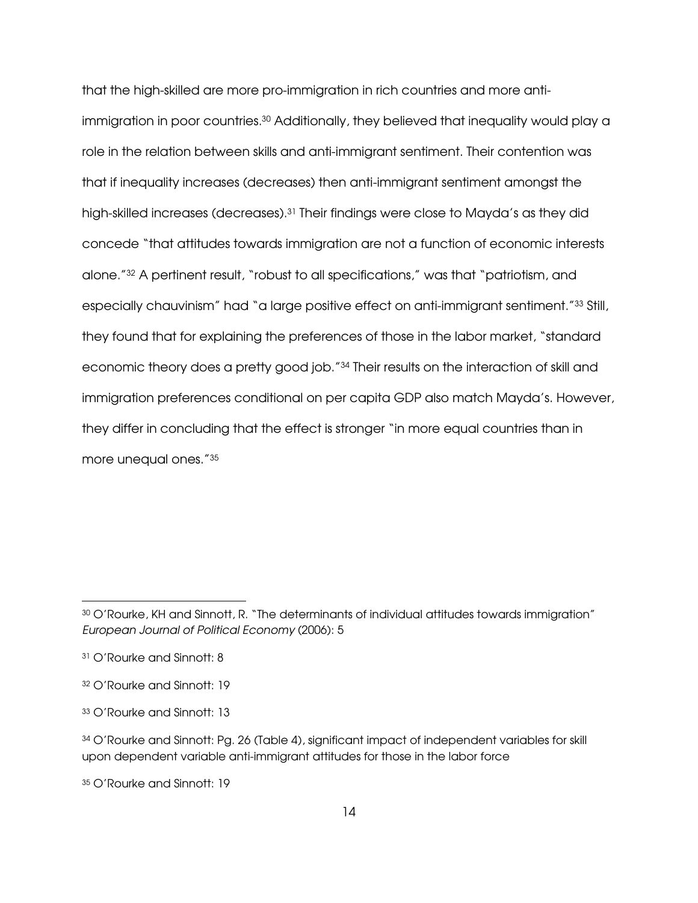that the high-skilled are more pro-immigration in rich countries and more anti-immigration in poor countries.[30] Additionally, they believed that inequality would play a role in the relation between skills and anti-immigrant sentiment. Their contention was that if inequality increases (decreases) then anti-immigrant sentiment amongst the high-skilled increases (decreases).[31] Their findings were close to Mayda's as they did concede "that attitudes towards immigration are not a function of economic interests alone."[32] A pertinent result, "robust to all specifications," was that "patriotism, and especially chauvinism" had "a large positive effect on anti-immigrant sentiment."[33] Still, they found that for explaining the preferences of those in the labor market, "standard economic theory does a pretty good job."[34] Their results on the interaction of skill and immigration preferences conditional on per capita GDP also match Mayda's. However, they differ in concluding that the effect is stronger "in more equal countries than in more unequal ones."[35]

---

[30] O'Rourke, KH and Sinnott, R. "The determinants of individual attitudes towards immigration" *European Journal of Political Economy* (2006): 5

[31] O'Rourke and Sinnott: 8

[32] O'Rourke and Sinnott: 19

[33] O'Rourke and Sinnott: 13

[34] O'Rourke and Sinnott: Pg. 26 (Table 4), significant impact of independent variables for skill upon dependent variable anti-immigrant attitudes for those in the labor force

[35] O'Rourke and Sinnott: 19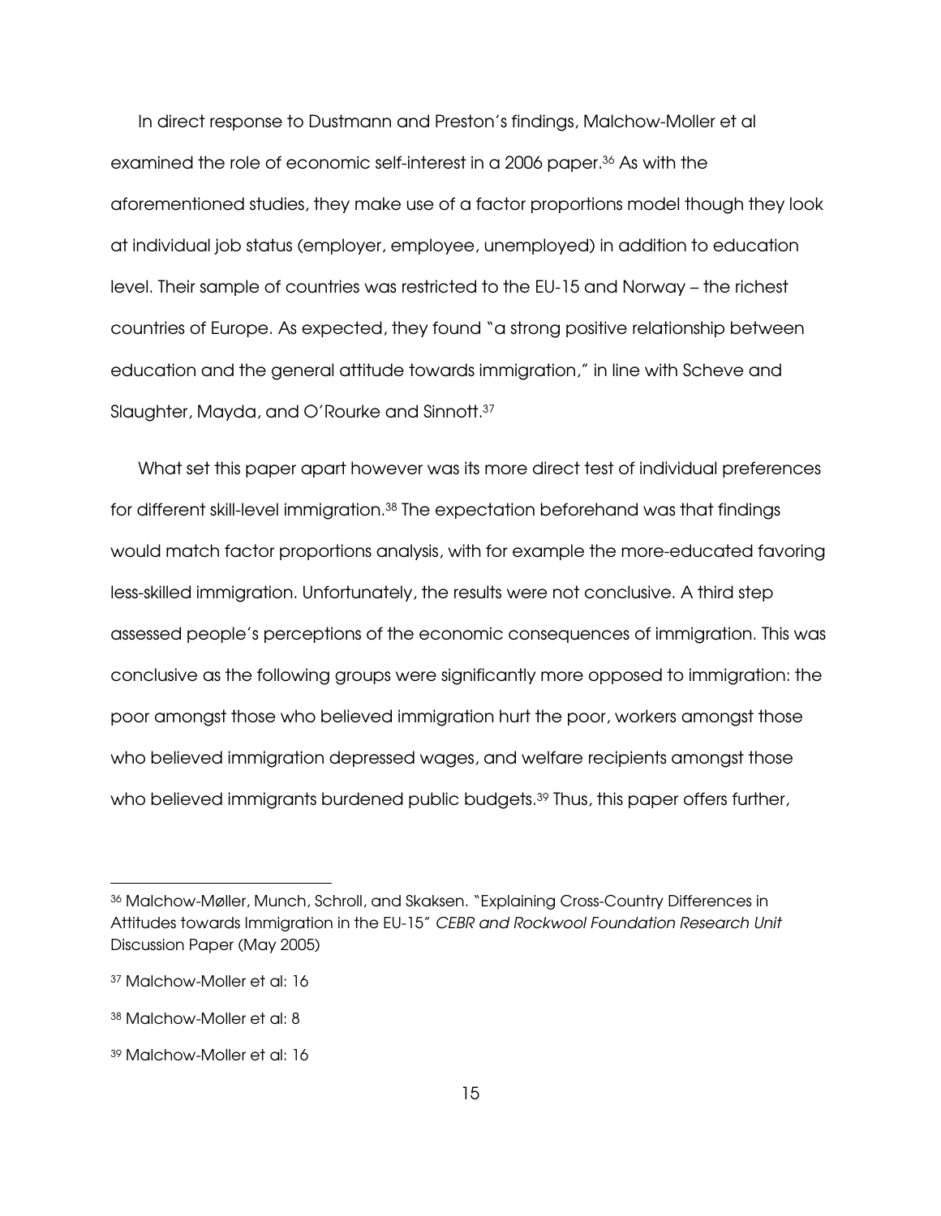In direct response to Dustmann and Preston's findings, Malchow-Moller et al examined the role of economic self-interest in a 2006 paper.[36] As with the aforementioned studies, they make use of a factor proportions model though they look at individual job status (employer, employee, unemployed) in addition to education level. Their sample of countries was restricted to the EU-15 and Norway – the richest countries of Europe. As expected, they found "a strong positive relationship between education and the general attitude towards immigration," in line with Scheve and Slaughter, Mayda, and O'Rourke and Sinnott.[37]

What set this paper apart however was its more direct test of individual preferences for different skill-level immigration.[38] The expectation beforehand was that findings would match factor proportions analysis, with for example the more-educated favoring less-skilled immigration. Unfortunately, the results were not conclusive. A third step assessed people's perceptions of the economic consequences of immigration. This was conclusive as the following groups were significantly more opposed to immigration: the poor amongst those who believed immigration hurt the poor, workers amongst those who believed immigration depressed wages, and welfare recipients amongst those who believed immigrants burdened public budgets.[39] Thus, this paper offers further,

---

[36] Malchow-Møller, Munch, Schroll, and Skaksen. "Explaining Cross-Country Differences in Attitudes towards Immigration in the EU-15" *CEBR and Rockwool Foundation Research Unit* Discussion Paper (May 2005)

[37] Malchow-Moller et al: 16

[38] Malchow-Moller et al: 8

[39] Malchow-Moller et al: 16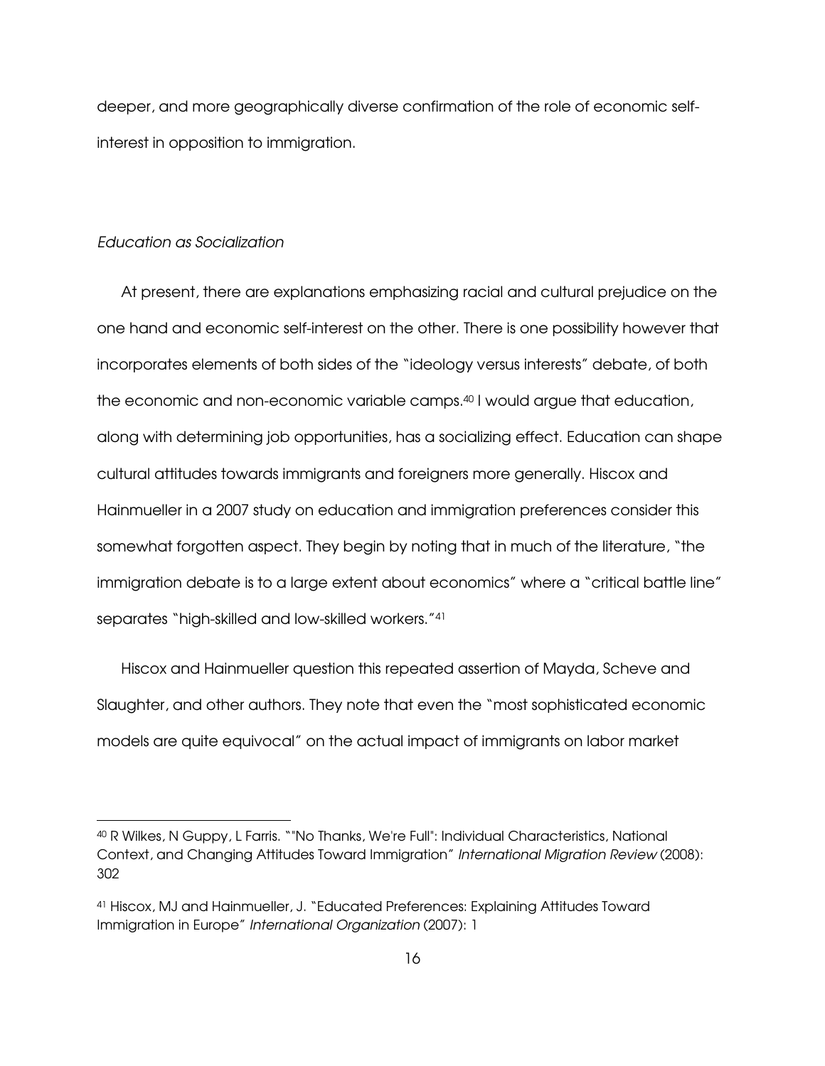deeper, and more geographically diverse confirmation of the role of economic self-interest in opposition to immigration.

### *Education as Socialization*

At present, there are explanations emphasizing racial and cultural prejudice on the one hand and economic self-interest on the other. There is one possibility however that incorporates elements of both sides of the "ideology versus interests" debate, of both the economic and non-economic variable camps.[40] I would argue that education, along with determining job opportunities, has a socializing effect. Education can shape cultural attitudes towards immigrants and foreigners more generally. Hiscox and Hainmueller in a 2007 study on education and immigration preferences consider this somewhat forgotten aspect. They begin by noting that in much of the literature, "the immigration debate is to a large extent about economics" where a "critical battle line" separates "high-skilled and low-skilled workers."[41]

Hiscox and Hainmueller question this repeated assertion of Mayda, Scheve and Slaughter, and other authors. They note that even the "most sophisticated economic models are quite equivocal" on the actual impact of immigrants on labor market

---

[40] R Wilkes, N Guppy, L Farris. ""No Thanks, We're Full": Individual Characteristics, National Context, and Changing Attitudes Toward Immigration" *International Migration Review* (2008): 302

[41] Hiscox, MJ and Hainmueller, J. "Educated Preferences: Explaining Attitudes Toward Immigration in Europe" *International Organization* (2007): 1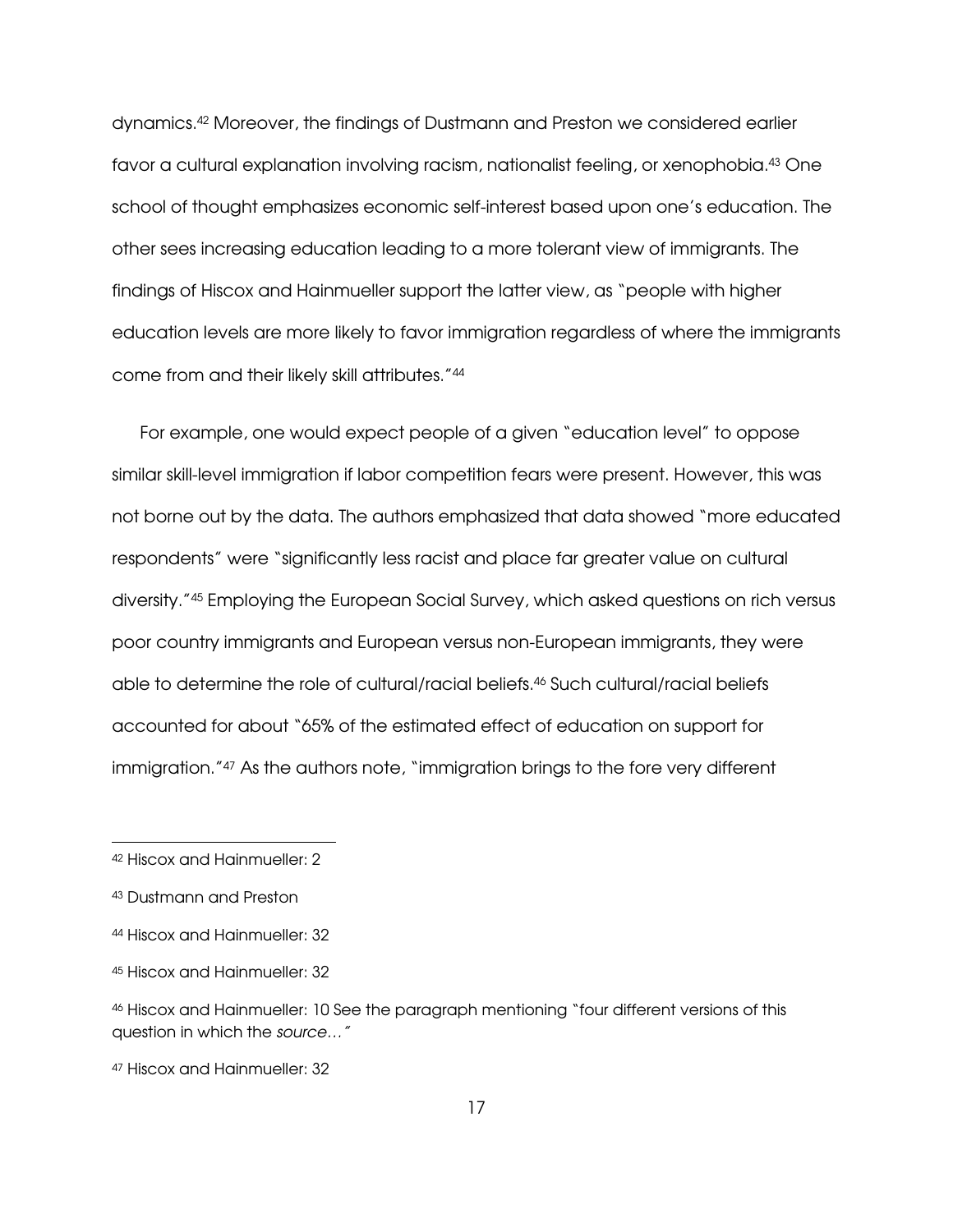dynamics.[42] Moreover, the findings of Dustmann and Preston we considered earlier favor a cultural explanation involving racism, nationalist feeling, or xenophobia.[43] One school of thought emphasizes economic self-interest based upon one's education. The other sees increasing education leading to a more tolerant view of immigrants. The findings of Hiscox and Hainmueller support the latter view, as "people with higher education levels are more likely to favor immigration regardless of where the immigrants come from and their likely skill attributes."[44]

For example, one would expect people of a given "education level" to oppose similar skill-level immigration if labor competition fears were present. However, this was not borne out by the data. The authors emphasized that data showed "more educated respondents" were "significantly less racist and place far greater value on cultural diversity."[45] Employing the European Social Survey, which asked questions on rich versus poor country immigrants and European versus non-European immigrants, they were able to determine the role of cultural/racial beliefs.[46] Such cultural/racial beliefs accounted for about "65% of the estimated effect of education on support for immigration."[47] As the authors note, "immigration brings to the fore very different

---

[42] Hiscox and Hainmueller: 2

[43] Dustmann and Preston

[44] Hiscox and Hainmueller: 32

[45] Hiscox and Hainmueller: 32

[46] Hiscox and Hainmueller: 10 See the paragraph mentioning "four different versions of this question in which the *source…"*

[47] Hiscox and Hainmueller: 32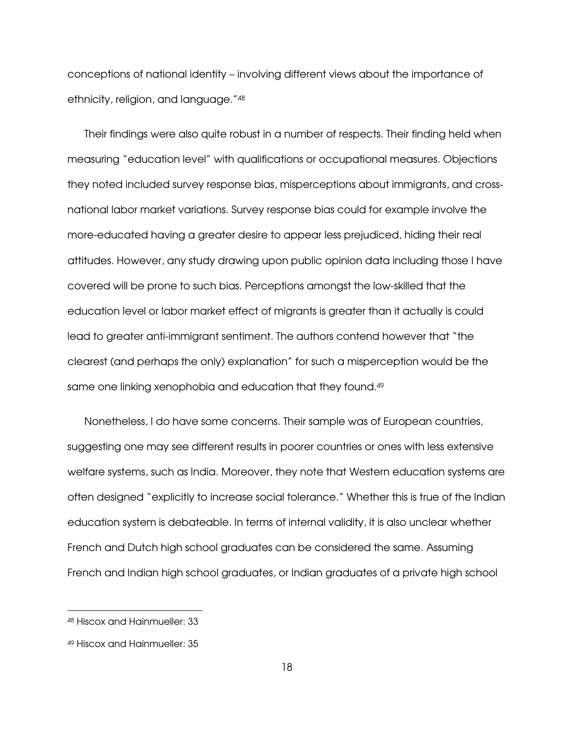conceptions of national identity – involving different views about the importance of ethnicity, religion, and language."[48]

Their findings were also quite robust in a number of respects. Their finding held when measuring "education level" with qualifications or occupational measures. Objections they noted included survey response bias, misperceptions about immigrants, and cross-national labor market variations. Survey response bias could for example involve the more-educated having a greater desire to appear less prejudiced, hiding their real attitudes. However, any study drawing upon public opinion data including those I have covered will be prone to such bias. Perceptions amongst the low-skilled that the education level or labor market effect of migrants is greater than it actually is could lead to greater anti-immigrant sentiment. The authors contend however that "the clearest (and perhaps the only) explanation" for such a misperception would be the same one linking xenophobia and education that they found.[49]

Nonetheless, I do have some concerns. Their sample was of European countries, suggesting one may see different results in poorer countries or ones with less extensive welfare systems, such as India. Moreover, they note that Western education systems are often designed "explicitly to increase social tolerance." Whether this is true of the Indian education system is debateable. In terms of internal validity, it is also unclear whether French and Dutch high school graduates can be considered the same. Assuming French and Indian high school graduates, or Indian graduates of a private high school

---

[48] Hiscox and Hainmueller: 33

[49] Hiscox and Hainmueller: 35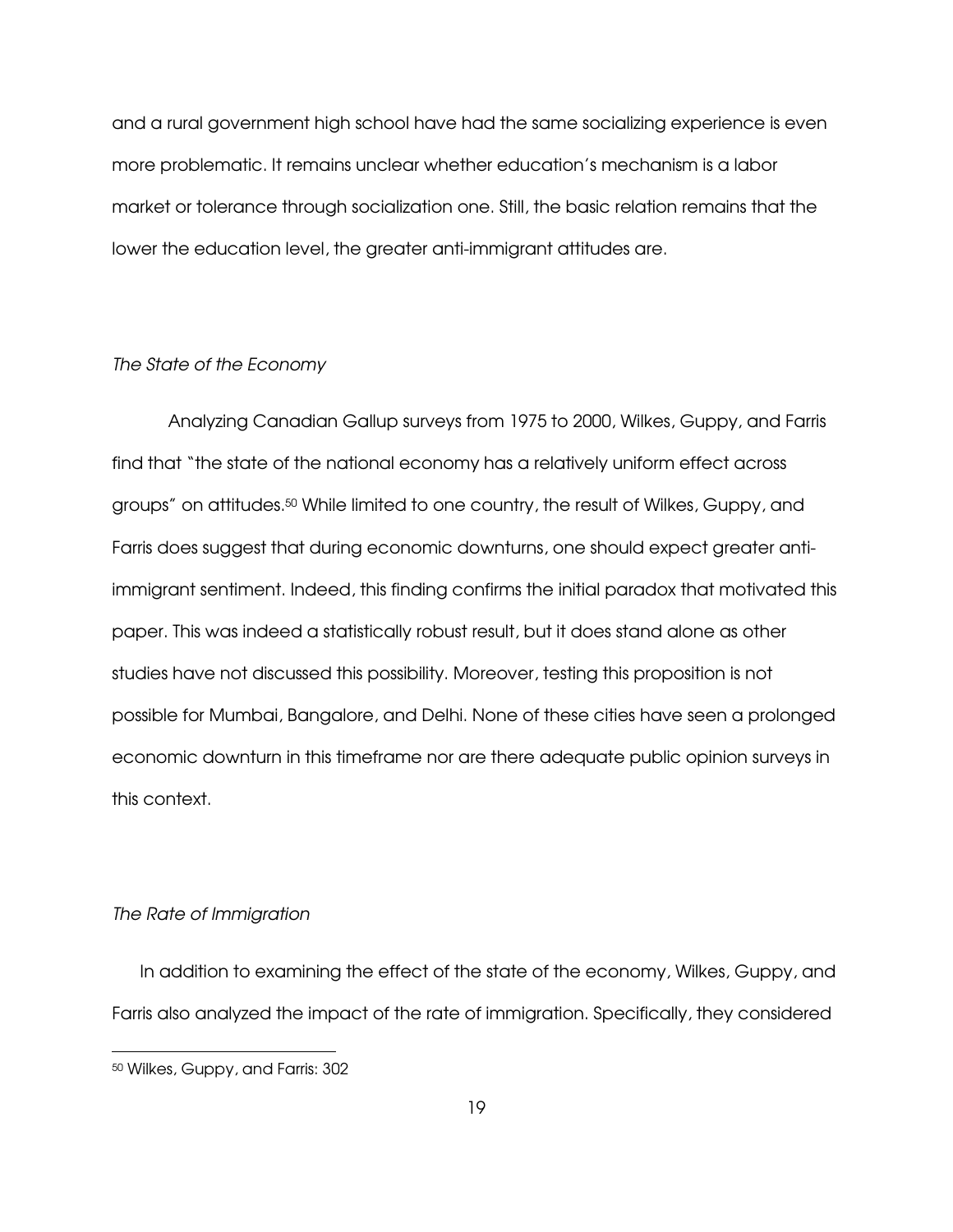and a rural government high school have had the same socializing experience is even more problematic. It remains unclear whether education's mechanism is a labor market or tolerance through socialization one. Still, the basic relation remains that the lower the education level, the greater anti-immigrant attitudes are.

*The State of the Economy*

Analyzing Canadian Gallup surveys from 1975 to 2000, Wilkes, Guppy, and Farris find that "the state of the national economy has a relatively uniform effect across groups" on attitudes.[50] While limited to one country, the result of Wilkes, Guppy, and Farris does suggest that during economic downturns, one should expect greater anti-immigrant sentiment. Indeed, this finding confirms the initial paradox that motivated this paper. This was indeed a statistically robust result, but it does stand alone as other studies have not discussed this possibility. Moreover, testing this proposition is not possible for Mumbai, Bangalore, and Delhi. None of these cities have seen a prolonged economic downturn in this timeframe nor are there adequate public opinion surveys in this context.

*The Rate of Immigration*

In addition to examining the effect of the state of the economy, Wilkes, Guppy, and Farris also analyzed the impact of the rate of immigration. Specifically, they considered

[50] Wilkes, Guppy, and Farris: 302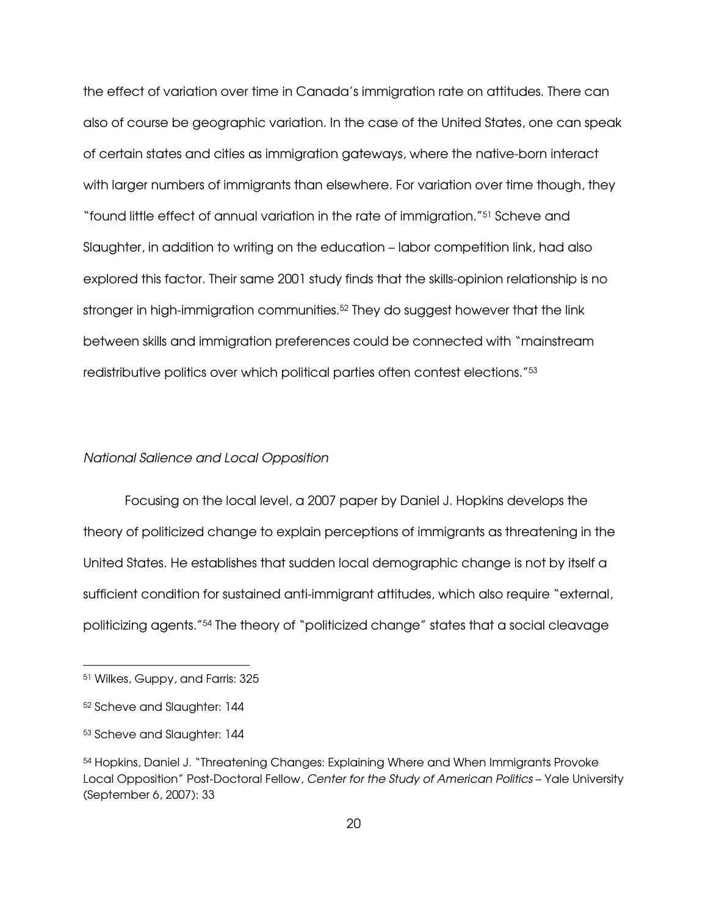the effect of variation over time in Canada's immigration rate on attitudes. There can also of course be geographic variation. In the case of the United States, one can speak of certain states and cities as immigration gateways, where the native-born interact with larger numbers of immigrants than elsewhere. For variation over time though, they "found little effect of annual variation in the rate of immigration."[51] Scheve and Slaughter, in addition to writing on the education – labor competition link, had also explored this factor. Their same 2001 study finds that the skills-opinion relationship is no stronger in high-immigration communities.[52] They do suggest however that the link between skills and immigration preferences could be connected with "mainstream redistributive politics over which political parties often contest elections."[53]

*National Salience and Local Opposition*

Focusing on the local level, a 2007 paper by Daniel J. Hopkins develops the theory of politicized change to explain perceptions of immigrants as threatening in the United States. He establishes that sudden local demographic change is not by itself a sufficient condition for sustained anti-immigrant attitudes, which also require "external, politicizing agents."[54] The theory of "politicized change" states that a social cleavage

---

[51] Wilkes, Guppy, and Farris: 325

[52] Scheve and Slaughter: 144

[53] Scheve and Slaughter: 144

[54] Hopkins, Daniel J. "Threatening Changes: Explaining Where and When Immigrants Provoke Local Opposition" Post-Doctoral Fellow, *Center for the Study of American Politics* – Yale University (September 6, 2007): 33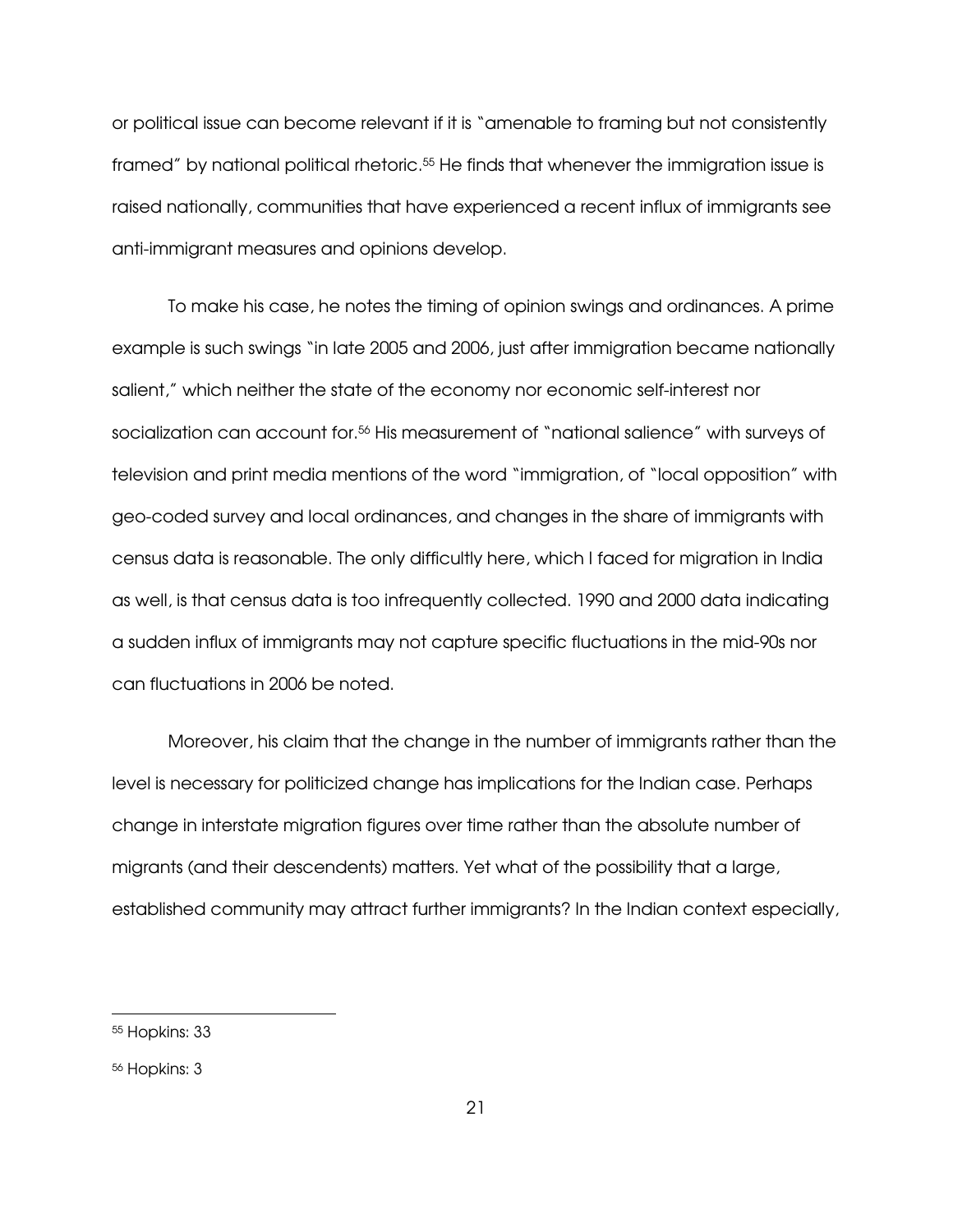or political issue can become relevant if it is "amenable to framing but not consistently framed" by national political rhetoric.[55] He finds that whenever the immigration issue is raised nationally, communities that have experienced a recent influx of immigrants see anti-immigrant measures and opinions develop.

To make his case, he notes the timing of opinion swings and ordinances. A prime example is such swings "in late 2005 and 2006, just after immigration became nationally salient," which neither the state of the economy nor economic self-interest nor socialization can account for.[56] His measurement of "national salience" with surveys of television and print media mentions of the word "immigration, of "local opposition" with geo-coded survey and local ordinances, and changes in the share of immigrants with census data is reasonable. The only difficultly here, which I faced for migration in India as well, is that census data is too infrequently collected. 1990 and 2000 data indicating a sudden influx of immigrants may not capture specific fluctuations in the mid-90s nor can fluctuations in 2006 be noted.

Moreover, his claim that the change in the number of immigrants rather than the level is necessary for politicized change has implications for the Indian case. Perhaps change in interstate migration figures over time rather than the absolute number of migrants (and their descendents) matters. Yet what of the possibility that a large, established community may attract further immigrants? In the Indian context especially,

---

[55] Hopkins: 33

[56] Hopkins: 3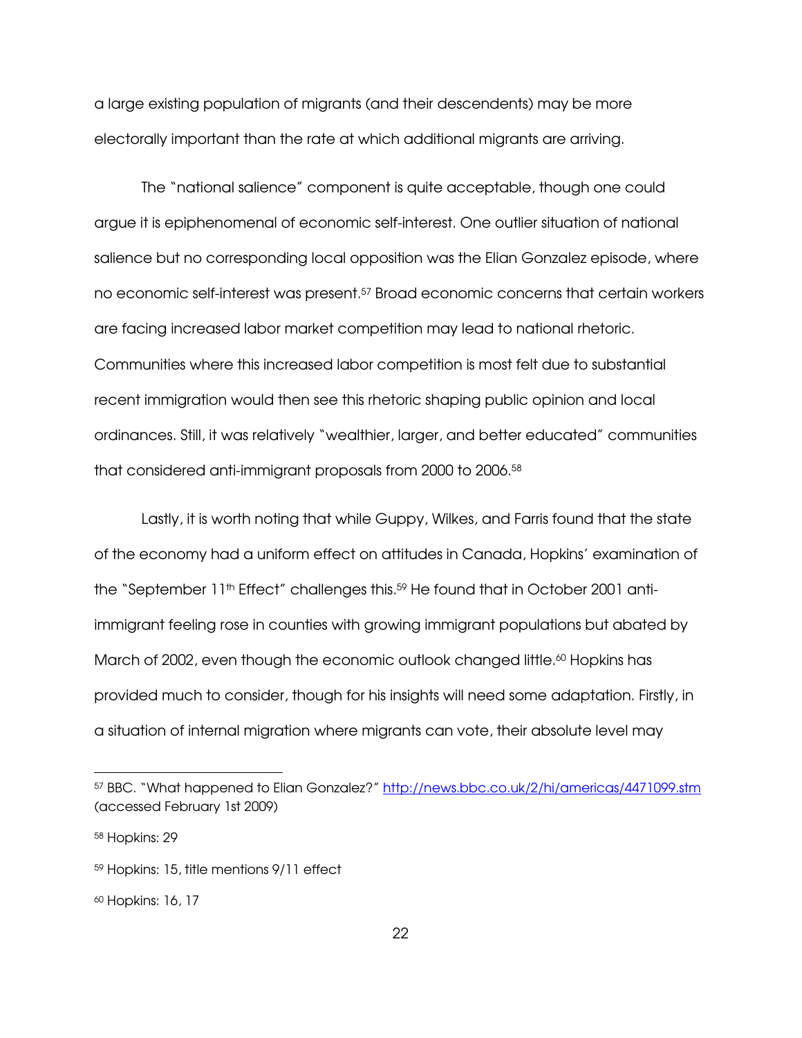a large existing population of migrants (and their descendents) may be more electorally important than the rate at which additional migrants are arriving.

The "national salience" component is quite acceptable, though one could argue it is epiphenomenal of economic self-interest. One outlier situation of national salience but no corresponding local opposition was the Elian Gonzalez episode, where no economic self-interest was present.[57] Broad economic concerns that certain workers are facing increased labor market competition may lead to national rhetoric. Communities where this increased labor competition is most felt due to substantial recent immigration would then see this rhetoric shaping public opinion and local ordinances. Still, it was relatively "wealthier, larger, and better educated" communities that considered anti-immigrant proposals from 2000 to 2006.[58]

Lastly, it is worth noting that while Guppy, Wilkes, and Farris found that the state of the economy had a uniform effect on attitudes in Canada, Hopkins' examination of the "September 11th Effect" challenges this.[59] He found that in October 2001 anti-immigrant feeling rose in counties with growing immigrant populations but abated by March of 2002, even though the economic outlook changed little.[60] Hopkins has provided much to consider, though for his insights will need some adaptation. Firstly, in a situation of internal migration where migrants can vote, their absolute level may

---

[57] BBC. "What happened to Elian Gonzalez?" http://news.bbc.co.uk/2/hi/americas/4471099.stm (accessed February 1st 2009)

[58] Hopkins: 29

[59] Hopkins: 15, title mentions 9/11 effect

[60] Hopkins: 16, 17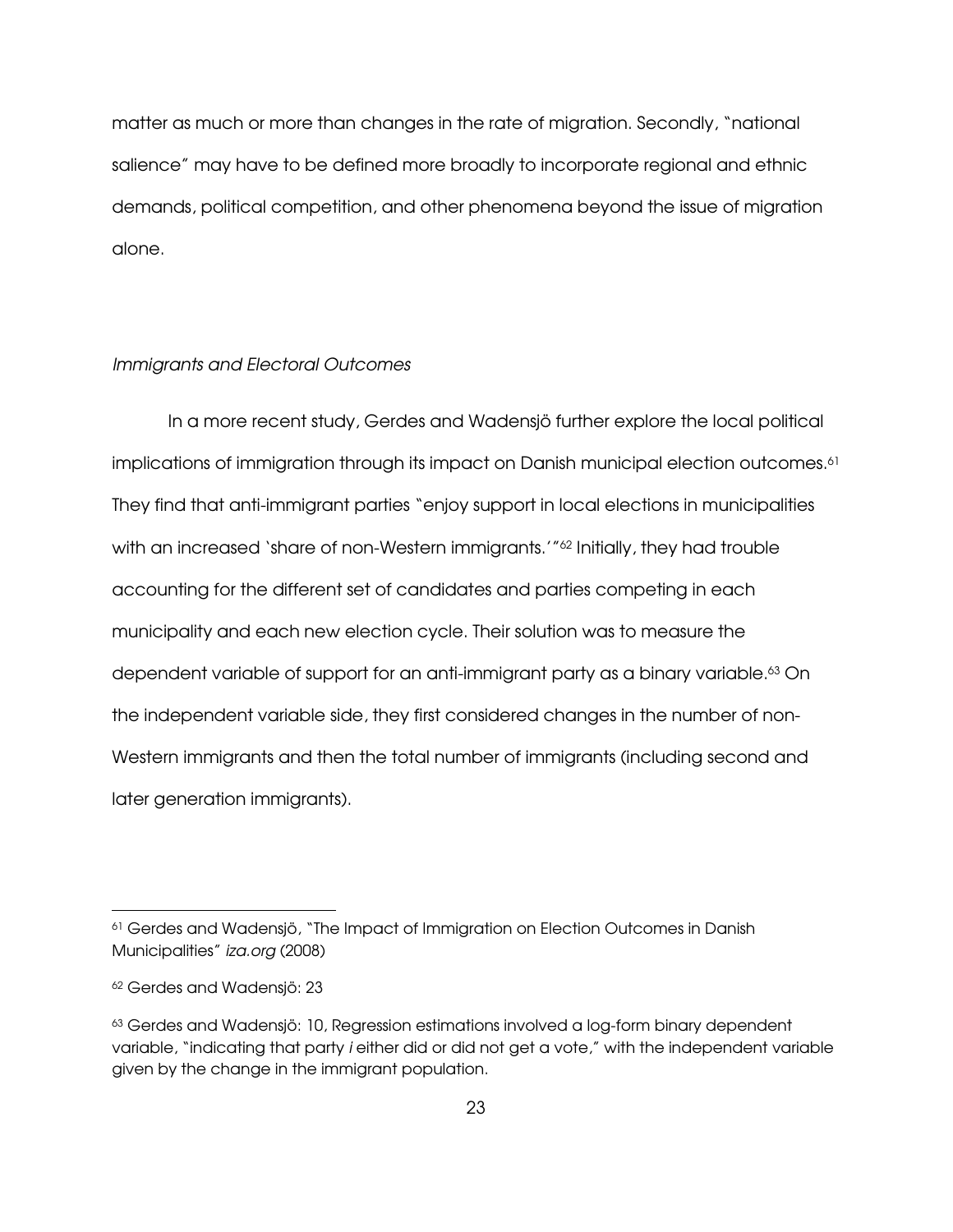matter as much or more than changes in the rate of migration. Secondly, "national salience" may have to be defined more broadly to incorporate regional and ethnic demands, political competition, and other phenomena beyond the issue of migration alone.

### *Immigrants and Electoral Outcomes*

In a more recent study, Gerdes and Wadensjö further explore the local political implications of immigration through its impact on Danish municipal election outcomes.[61] They find that anti-immigrant parties "enjoy support in local elections in municipalities with an increased 'share of non-Western immigrants.'"[62] Initially, they had trouble accounting for the different set of candidates and parties competing in each municipality and each new election cycle. Their solution was to measure the dependent variable of support for an anti-immigrant party as a binary variable.[63] On the independent variable side, they first considered changes in the number of non-Western immigrants and then the total number of immigrants (including second and later generation immigrants).

---

[61] Gerdes and Wadensjö, "The Impact of Immigration on Election Outcomes in Danish Municipalities" *iza.org* (2008)

[62] Gerdes and Wadensjö: 23

[63] Gerdes and Wadensjö: 10, Regression estimations involved a log-form binary dependent variable, "indicating that party *i* either did or did not get a vote," with the independent variable given by the change in the immigrant population.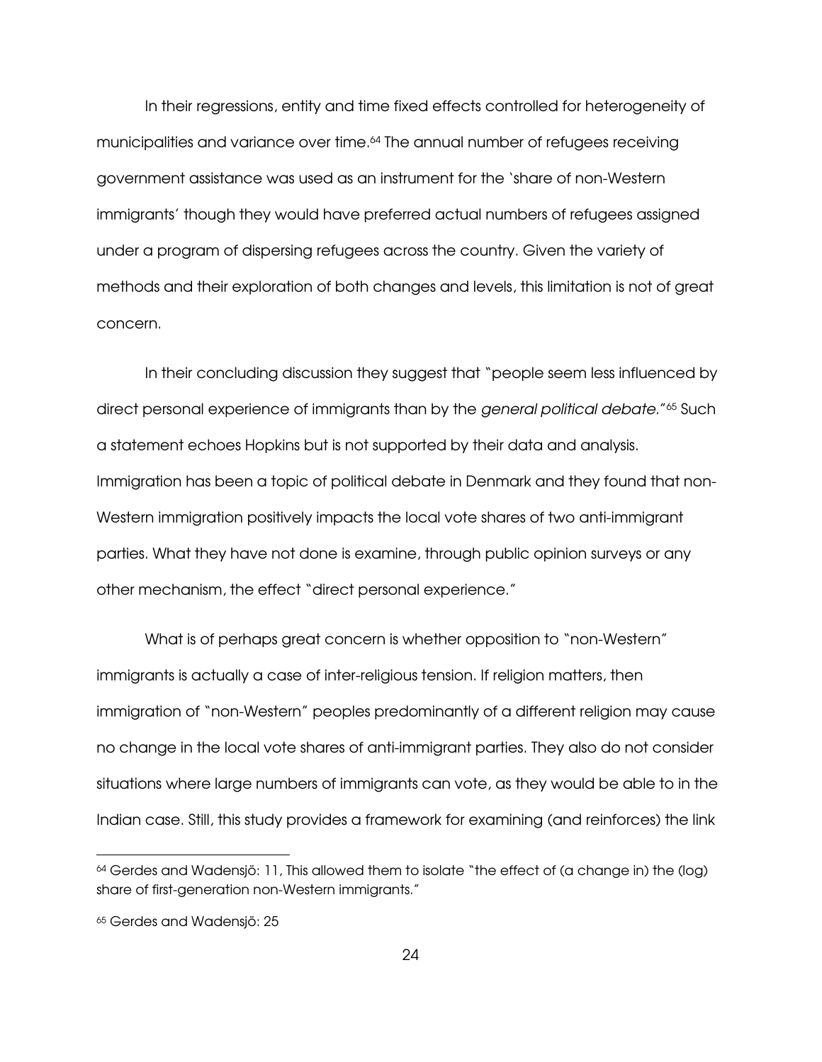In their regressions, entity and time fixed effects controlled for heterogeneity of municipalities and variance over time.[64] The annual number of refugees receiving government assistance was used as an instrument for the 'share of non-Western immigrants' though they would have preferred actual numbers of refugees assigned under a program of dispersing refugees across the country. Given the variety of methods and their exploration of both changes and levels, this limitation is not of great concern.

In their concluding discussion they suggest that "people seem less influenced by direct personal experience of immigrants than by the *general political debate.*"[65] Such a statement echoes Hopkins but is not supported by their data and analysis. Immigration has been a topic of political debate in Denmark and they found that non-Western immigration positively impacts the local vote shares of two anti-immigrant parties. What they have not done is examine, through public opinion surveys or any other mechanism, the effect "direct personal experience."

What is of perhaps great concern is whether opposition to "non-Western" immigrants is actually a case of inter-religious tension. If religion matters, then immigration of "non-Western" peoples predominantly of a different religion may cause no change in the local vote shares of anti-immigrant parties. They also do not consider situations where large numbers of immigrants can vote, as they would be able to in the Indian case. Still, this study provides a framework for examining (and reinforces) the link

---

[64] Gerdes and Wadensjö: 11, This allowed them to isolate "the effect of (a change in) the (log) share of first-generation non-Western immigrants."

[65] Gerdes and Wadensjö: 25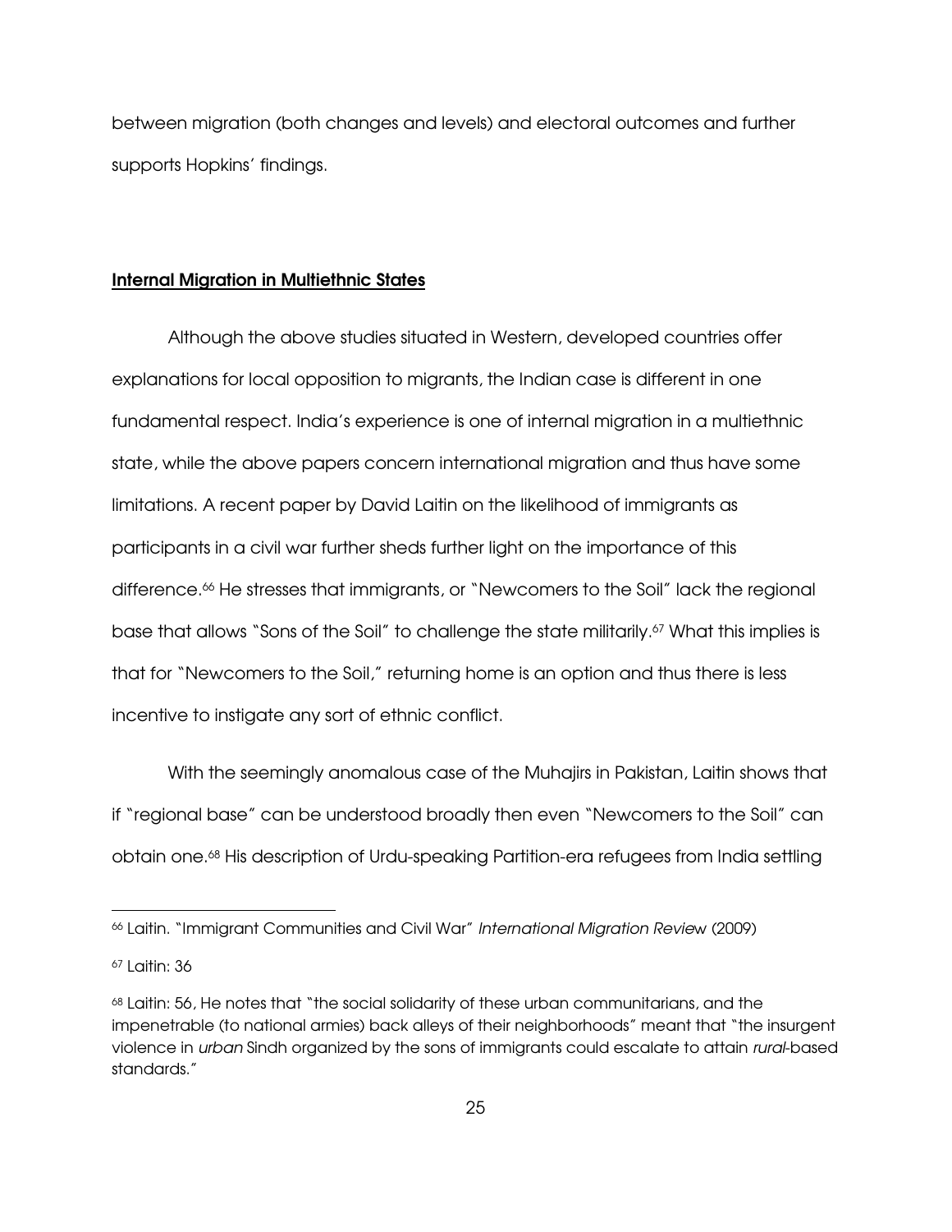between migration (both changes and levels) and electoral outcomes and further supports Hopkins' findings.

## **<u>Internal Migration in Multiethnic States</u>**

Although the above studies situated in Western, developed countries offer explanations for local opposition to migrants, the Indian case is different in one fundamental respect. India's experience is one of internal migration in a multiethnic state, while the above papers concern international migration and thus have some limitations. A recent paper by David Laitin on the likelihood of immigrants as participants in a civil war further sheds further light on the importance of this difference.[66] He stresses that immigrants, or "Newcomers to the Soil" lack the regional base that allows "Sons of the Soil" to challenge the state militarily.[67] What this implies is that for "Newcomers to the Soil," returning home is an option and thus there is less incentive to instigate any sort of ethnic conflict.

With the seemingly anomalous case of the Muhajirs in Pakistan, Laitin shows that if "regional base" can be understood broadly then even "Newcomers to the Soil" can obtain one.[68] His description of Urdu-speaking Partition-era refugees from India settling

---

[66] Laitin. "Immigrant Communities and Civil War" *International Migration Review* (2009)

[67] Laitin: 36

[68] Laitin: 56, He notes that "the social solidarity of these urban communitarians, and the impenetrable (to national armies) back alleys of their neighborhoods" meant that "the insurgent violence in *urban* Sindh organized by the sons of immigrants could escalate to attain *rural*-based standards."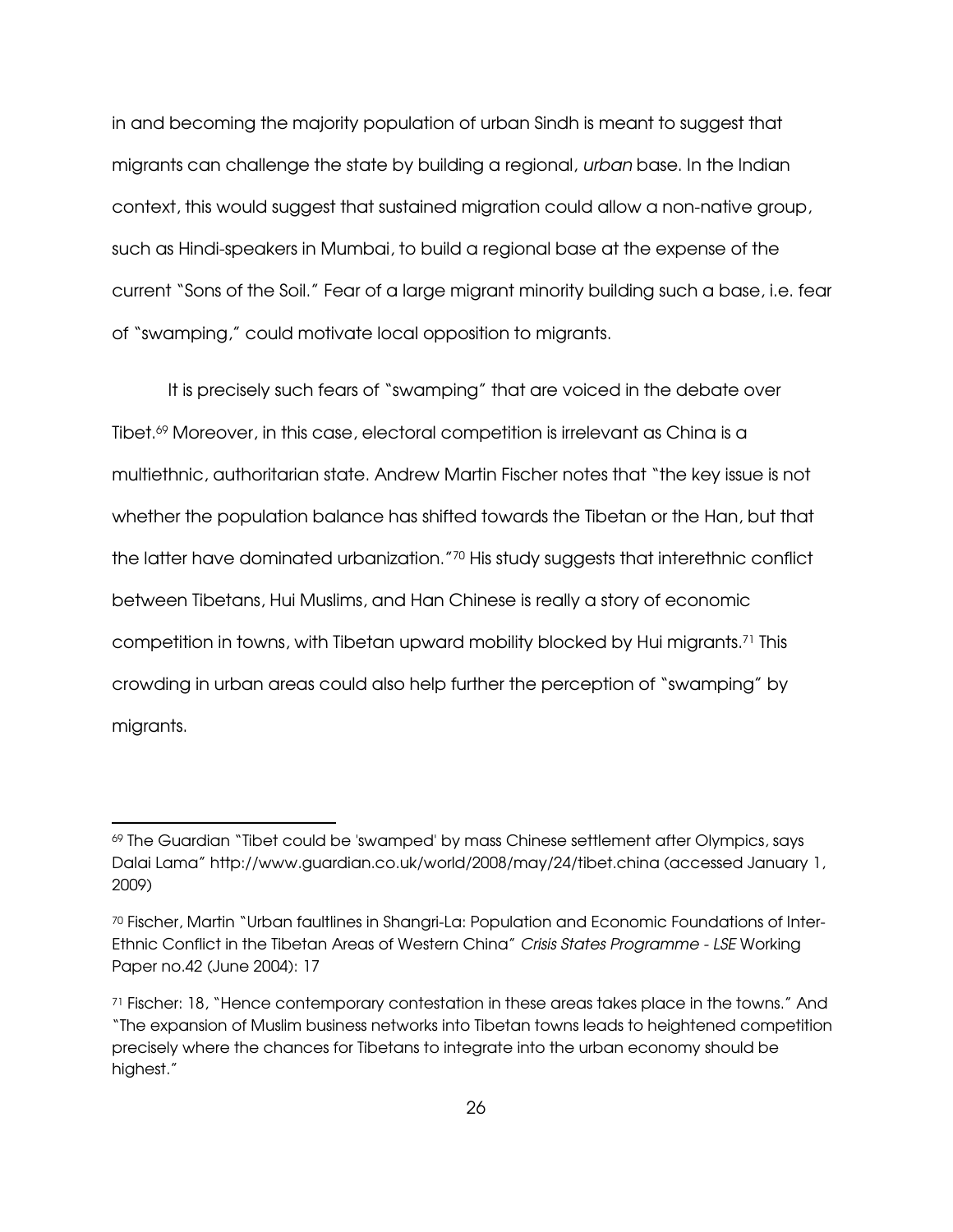in and becoming the majority population of urban Sindh is meant to suggest that migrants can challenge the state by building a regional, *urban* base. In the Indian context, this would suggest that sustained migration could allow a non-native group, such as Hindi-speakers in Mumbai, to build a regional base at the expense of the current "Sons of the Soil." Fear of a large migrant minority building such a base, i.e. fear of "swamping," could motivate local opposition to migrants.

It is precisely such fears of "swamping" that are voiced in the debate over Tibet.[69] Moreover, in this case, electoral competition is irrelevant as China is a multiethnic, authoritarian state. Andrew Martin Fischer notes that "the key issue is not whether the population balance has shifted towards the Tibetan or the Han, but that the latter have dominated urbanization."[70] His study suggests that interethnic conflict between Tibetans, Hui Muslims, and Han Chinese is really a story of economic competition in towns, with Tibetan upward mobility blocked by Hui migrants.[71] This crowding in urban areas could also help further the perception of "swamping" by migrants.

---

[69] The Guardian "Tibet could be 'swamped' by mass Chinese settlement after Olympics, says Dalai Lama" http://www.guardian.co.uk/world/2008/may/24/tibet.china (accessed January 1, 2009)

[70] Fischer, Martin "Urban faultlines in Shangri-La: Population and Economic Foundations of Inter-Ethnic Conflict in the Tibetan Areas of Western China" *Crisis States Programme - LSE* Working Paper no.42 (June 2004): 17

[71] Fischer: 18, "Hence contemporary contestation in these areas takes place in the towns." And "The expansion of Muslim business networks into Tibetan towns leads to heightened competition precisely where the chances for Tibetans to integrate into the urban economy should be highest."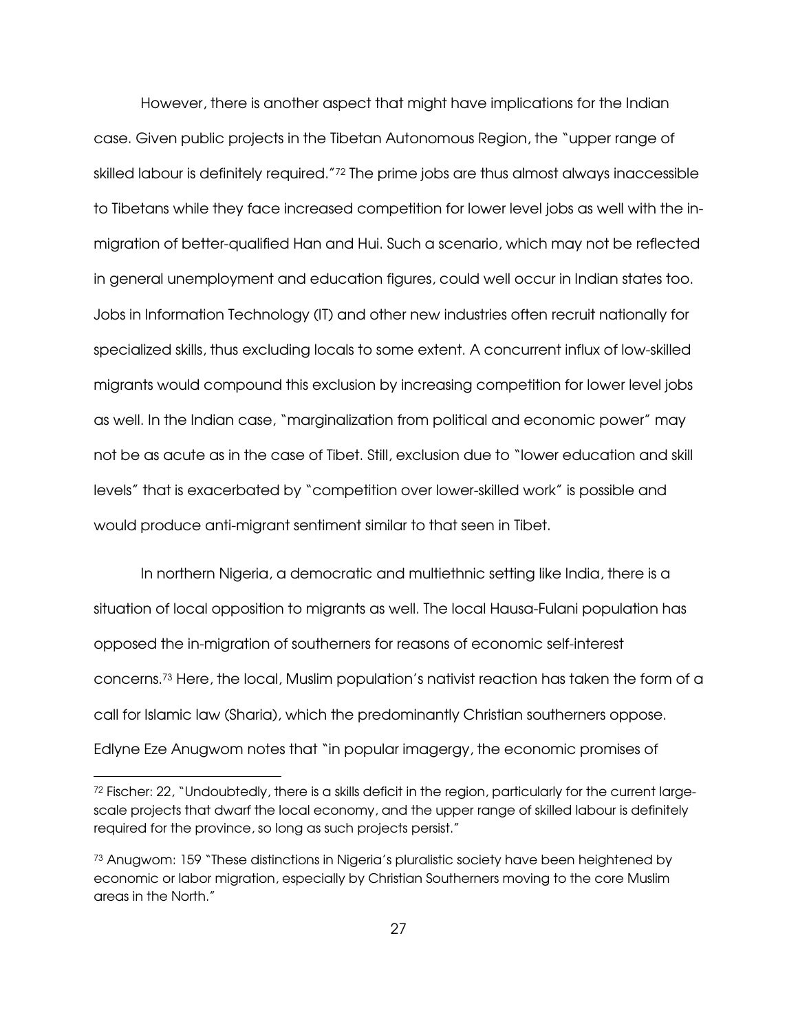However, there is another aspect that might have implications for the Indian case. Given public projects in the Tibetan Autonomous Region, the "upper range of skilled labour is definitely required."[72] The prime jobs are thus almost always inaccessible to Tibetans while they face increased competition for lower level jobs as well with the in-migration of better-qualified Han and Hui. Such a scenario, which may not be reflected in general unemployment and education figures, could well occur in Indian states too. Jobs in Information Technology (IT) and other new industries often recruit nationally for specialized skills, thus excluding locals to some extent. A concurrent influx of low-skilled migrants would compound this exclusion by increasing competition for lower level jobs as well. In the Indian case, "marginalization from political and economic power" may not be as acute as in the case of Tibet. Still, exclusion due to "lower education and skill levels" that is exacerbated by "competition over lower-skilled work" is possible and would produce anti-migrant sentiment similar to that seen in Tibet.

In northern Nigeria, a democratic and multiethnic setting like India, there is a situation of local opposition to migrants as well. The local Hausa-Fulani population has opposed the in-migration of southerners for reasons of economic self-interest concerns.[73] Here, the local, Muslim population's nativist reaction has taken the form of a call for Islamic law (Sharia), which the predominantly Christian southerners oppose. Edlyne Eze Anugwom notes that "in popular imagergy, the economic promises of

---

[72] Fischer: 22, "Undoubtedly, there is a skills deficit in the region, particularly for the current large-scale projects that dwarf the local economy, and the upper range of skilled labour is definitely required for the province, so long as such projects persist."

[73] Anugwom: 159 "These distinctions in Nigeria's pluralistic society have been heightened by economic or labor migration, especially by Christian Southerners moving to the core Muslim areas in the North."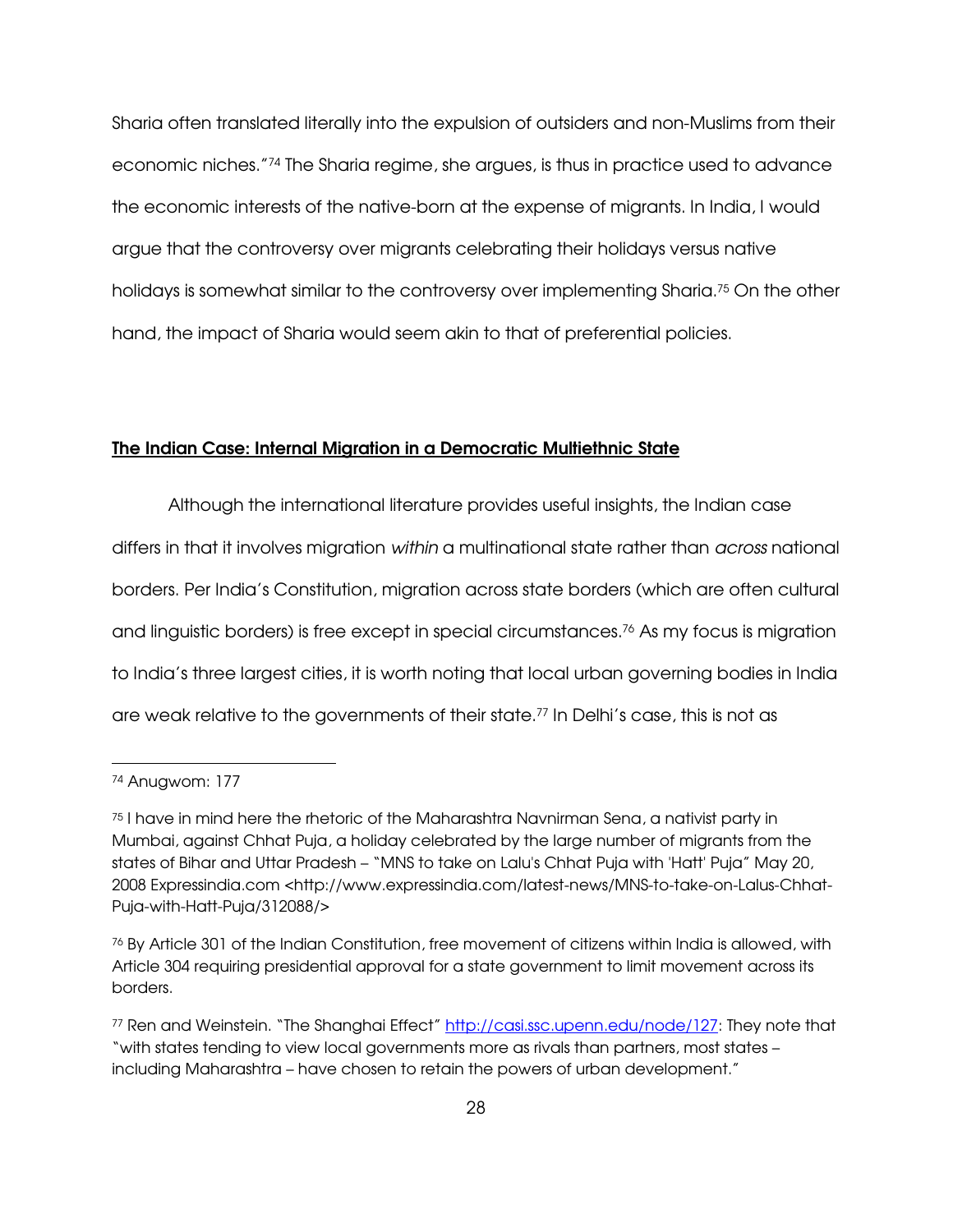Sharia often translated literally into the expulsion of outsiders and non-Muslims from their economic niches."[74] The Sharia regime, she argues, is thus in practice used to advance the economic interests of the native-born at the expense of migrants. In India, I would argue that the controversy over migrants celebrating their holidays versus native holidays is somewhat similar to the controversy over implementing Sharia.[75] On the other hand, the impact of Sharia would seem akin to that of preferential policies.

## <u>The Indian Case: Internal Migration in a Democratic Multiethnic State</u>

Although the international literature provides useful insights, the Indian case differs in that it involves migration *within* a multinational state rather than *across* national borders. Per India's Constitution, migration across state borders (which are often cultural and linguistic borders) is free except in special circumstances.[76] As my focus is migration to India's three largest cities, it is worth noting that local urban governing bodies in India are weak relative to the governments of their state.[77] In Delhi's case, this is not as

---

[74] Anugwom: 177

[75] I have in mind here the rhetoric of the Maharashtra Navnirman Sena, a nativist party in Mumbai, against Chhat Puja, a holiday celebrated by the large number of migrants from the states of Bihar and Uttar Pradesh – "MNS to take on Lalu's Chhat Puja with 'Hatt' Puja" May 20, 2008 Expressindia.com <http://www.expressindia.com/latest-news/MNS-to-take-on-Lalus-Chhat-Puja-with-Hatt-Puja/312088/>

[76] By Article 301 of the Indian Constitution, free movement of citizens within India is allowed, with Article 304 requiring presidential approval for a state government to limit movement across its borders.

[77] Ren and Weinstein. "The Shanghai Effect" http://casi.ssc.upenn.edu/node/127: They note that "with states tending to view local governments more as rivals than partners, most states – including Maharashtra – have chosen to retain the powers of urban development."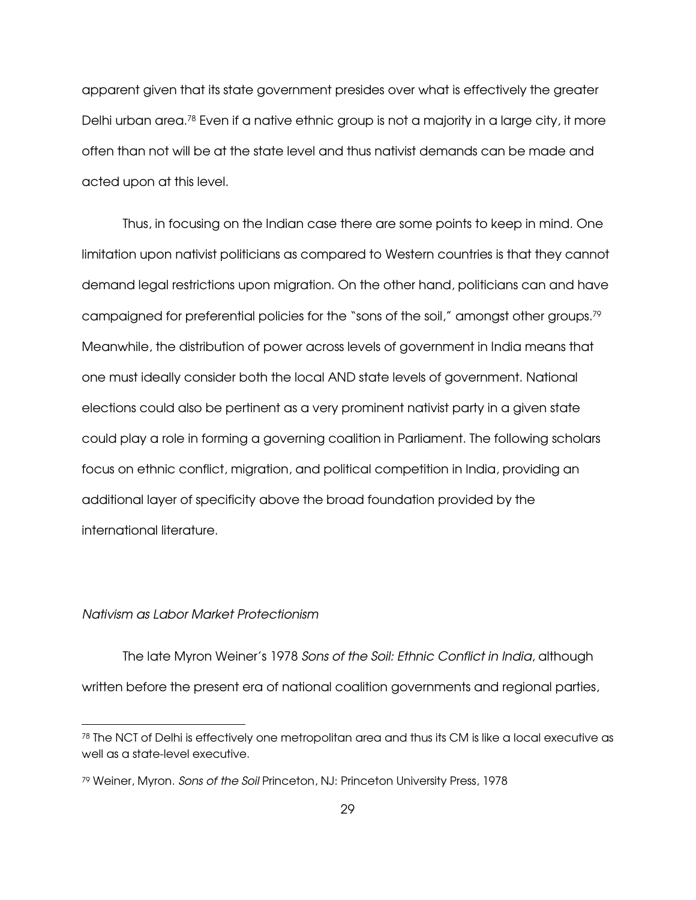apparent given that its state government presides over what is effectively the greater Delhi urban area.[78] Even if a native ethnic group is not a majority in a large city, it more often than not will be at the state level and thus nativist demands can be made and acted upon at this level.

Thus, in focusing on the Indian case there are some points to keep in mind. One limitation upon nativist politicians as compared to Western countries is that they cannot demand legal restrictions upon migration. On the other hand, politicians can and have campaigned for preferential policies for the "sons of the soil," amongst other groups.[79] Meanwhile, the distribution of power across levels of government in India means that one must ideally consider both the local AND state levels of government. National elections could also be pertinent as a very prominent nativist party in a given state could play a role in forming a governing coalition in Parliament. The following scholars focus on ethnic conflict, migration, and political competition in India, providing an additional layer of specificity above the broad foundation provided by the international literature.

### *Nativism as Labor Market Protectionism*

The late Myron Weiner's 1978 *Sons of the Soil: Ethnic Conflict in India*, although written before the present era of national coalition governments and regional parties,

---

[78] The NCT of Delhi is effectively one metropolitan area and thus its CM is like a local executive as well as a state-level executive.

[79] Weiner, Myron. *Sons of the Soil* Princeton, NJ: Princeton University Press, 1978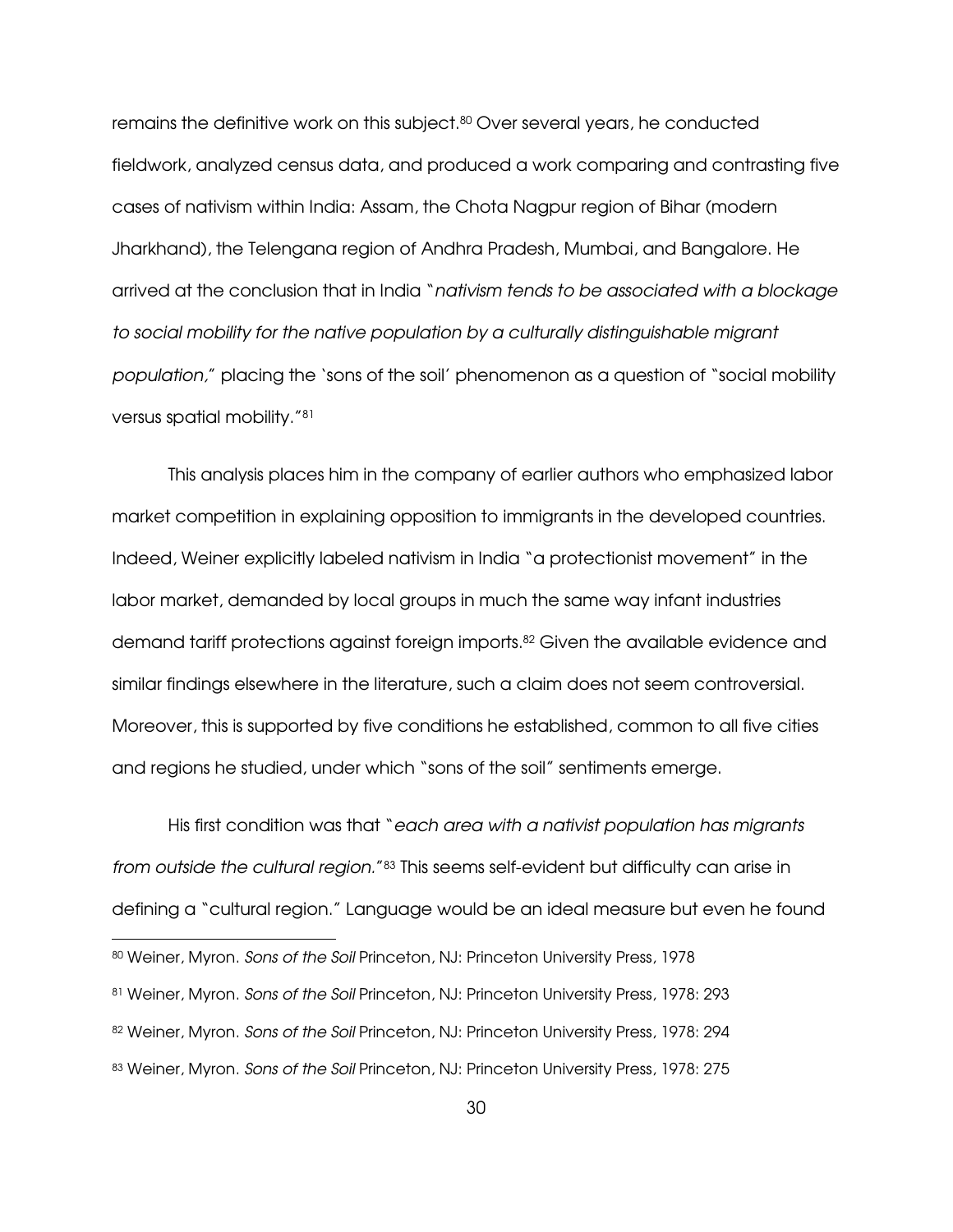remains the definitive work on this subject.[80] Over several years, he conducted fieldwork, analyzed census data, and produced a work comparing and contrasting five cases of nativism within India: Assam, the Chota Nagpur region of Bihar (modern Jharkhand), the Telengana region of Andhra Pradesh, Mumbai, and Bangalore. He arrived at the conclusion that in India "*nativism tends to be associated with a blockage to social mobility for the native population by a culturally distinguishable migrant population,*" placing the 'sons of the soil' phenomenon as a question of "social mobility versus spatial mobility."[81]

This analysis places him in the company of earlier authors who emphasized labor market competition in explaining opposition to immigrants in the developed countries. Indeed, Weiner explicitly labeled nativism in India "a protectionist movement" in the labor market, demanded by local groups in much the same way infant industries demand tariff protections against foreign imports.[82] Given the available evidence and similar findings elsewhere in the literature, such a claim does not seem controversial. Moreover, this is supported by five conditions he established, common to all five cities and regions he studied, under which "sons of the soil" sentiments emerge.

His first condition was that "*each area with a nativist population has migrants from outside the cultural region.*"[83] This seems self-evident but difficulty can arise in defining a "cultural region." Language would be an ideal measure but even he found

---

[80] Weiner, Myron. *Sons of the Soil* Princeton, NJ: Princeton University Press, 1978

[81] Weiner, Myron. *Sons of the Soil* Princeton, NJ: Princeton University Press, 1978: 293

[82] Weiner, Myron. *Sons of the Soil* Princeton, NJ: Princeton University Press, 1978: 294

[83] Weiner, Myron. *Sons of the Soil* Princeton, NJ: Princeton University Press, 1978: 275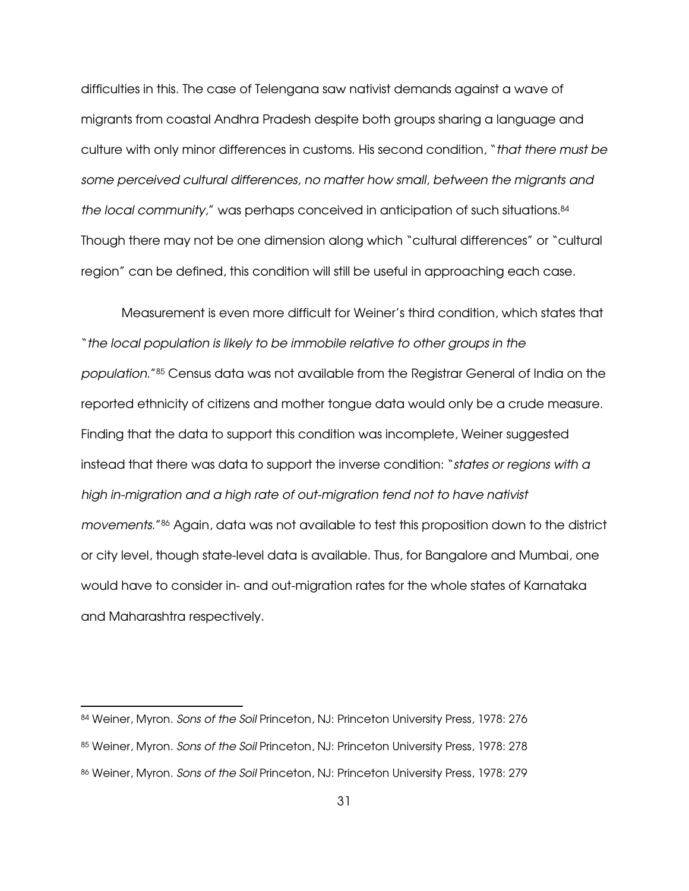difficulties in this. The case of Telengana saw nativist demands against a wave of migrants from coastal Andhra Pradesh despite both groups sharing a language and culture with only minor differences in customs. His second condition, "*that there must be some perceived cultural differences, no matter how small, between the migrants and the local community,*" was perhaps conceived in anticipation of such situations.[84] Though there may not be one dimension along which "cultural differences" or "cultural region" can be defined, this condition will still be useful in approaching each case.

Measurement is even more difficult for Weiner's third condition, which states that "*the local population is likely to be immobile relative to other groups in the population.*"[85] Census data was not available from the Registrar General of India on the reported ethnicity of citizens and mother tongue data would only be a crude measure. Finding that the data to support this condition was incomplete, Weiner suggested instead that there was data to support the inverse condition: "*states or regions with a high in-migration and a high rate of out-migration tend not to have nativist movements.*"[86] Again, data was not available to test this proposition down to the district or city level, though state-level data is available. Thus, for Bangalore and Mumbai, one would have to consider in- and out-migration rates for the whole states of Karnataka and Maharashtra respectively.

---

[84] Weiner, Myron. *Sons of the Soil* Princeton, NJ: Princeton University Press, 1978: 276

[85] Weiner, Myron. *Sons of the Soil* Princeton, NJ: Princeton University Press, 1978: 278

[86] Weiner, Myron. *Sons of the Soil* Princeton, NJ: Princeton University Press, 1978: 279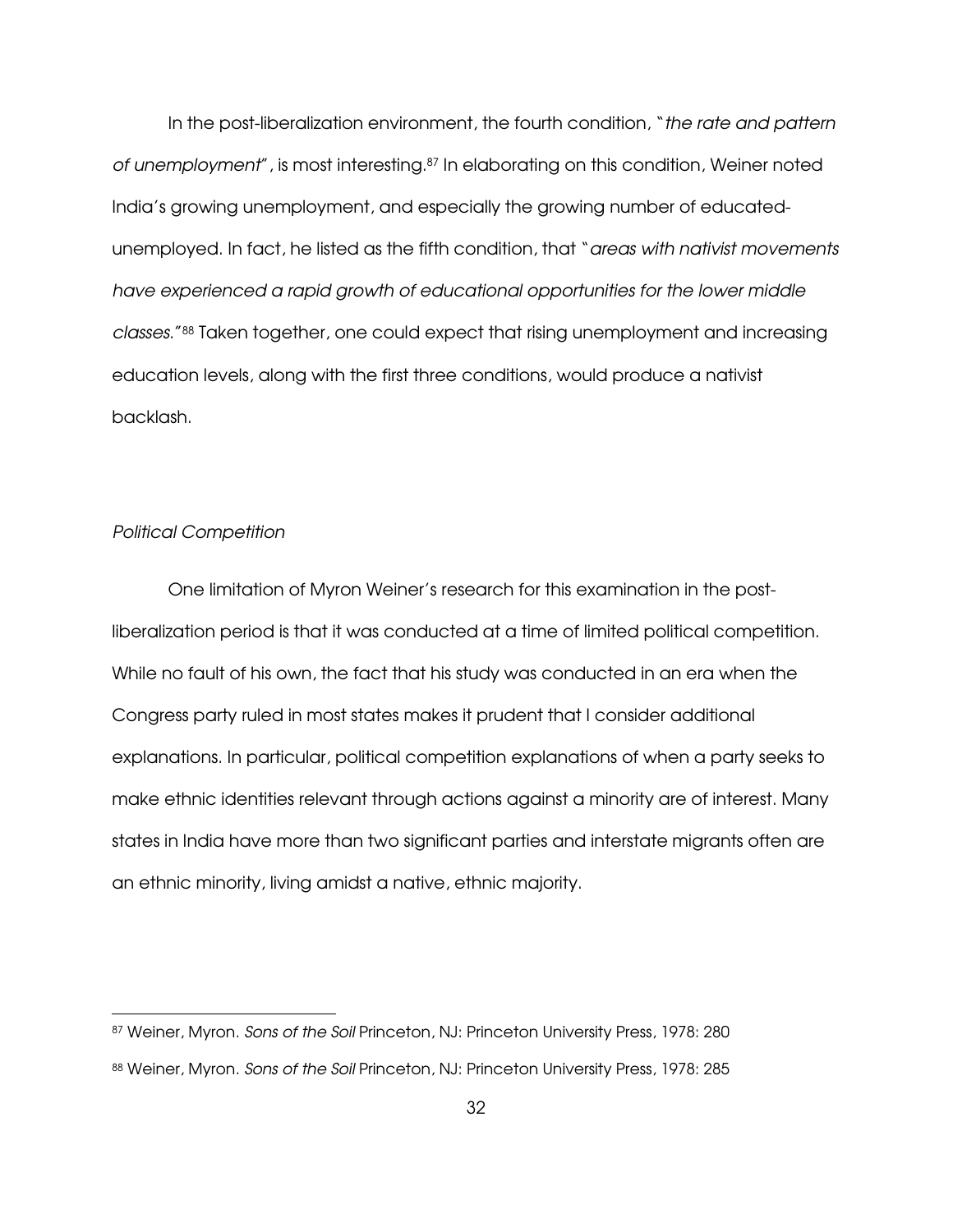In the post-liberalization environment, the fourth condition, "*the rate and pattern of unemployment*", is most interesting.[87] In elaborating on this condition, Weiner noted India's growing unemployment, and especially the growing number of educated-unemployed. In fact, he listed as the fifth condition, that "*areas with nativist movements have experienced a rapid growth of educational opportunities for the lower middle classes.*"[88] Taken together, one could expect that rising unemployment and increasing education levels, along with the first three conditions, would produce a nativist backlash.

*Political Competition*

One limitation of Myron Weiner's research for this examination in the post-liberalization period is that it was conducted at a time of limited political competition. While no fault of his own, the fact that his study was conducted in an era when the Congress party ruled in most states makes it prudent that I consider additional explanations. In particular, political competition explanations of when a party seeks to make ethnic identities relevant through actions against a minority are of interest. Many states in India have more than two significant parties and interstate migrants often are an ethnic minority, living amidst a native, ethnic majority.

---

[87] Weiner, Myron. *Sons of the Soil* Princeton, NJ: Princeton University Press, 1978: 280

[88] Weiner, Myron. *Sons of the Soil* Princeton, NJ: Princeton University Press, 1978: 285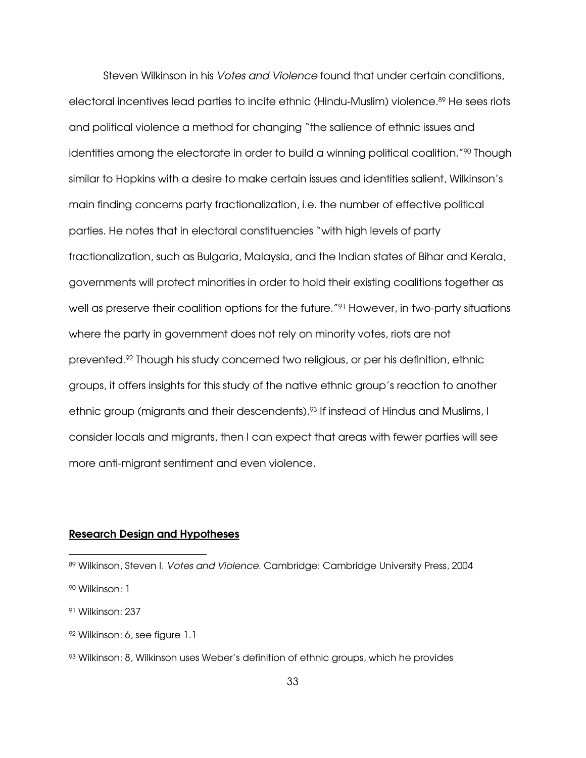Steven Wilkinson in his *Votes and Violence* found that under certain conditions, electoral incentives lead parties to incite ethnic (Hindu-Muslim) violence.[89] He sees riots and political violence a method for changing "the salience of ethnic issues and identities among the electorate in order to build a winning political coalition."[90] Though similar to Hopkins with a desire to make certain issues and identities salient, Wilkinson's main finding concerns party fractionalization, i.e. the number of effective political parties. He notes that in electoral constituencies "with high levels of party fractionalization, such as Bulgaria, Malaysia, and the Indian states of Bihar and Kerala, governments will protect minorities in order to hold their existing coalitions together as well as preserve their coalition options for the future."[91] However, in two-party situations where the party in government does not rely on minority votes, riots are not prevented.[92] Though his study concerned two religious, or per his definition, ethnic groups, it offers insights for this study of the native ethnic group's reaction to another ethnic group (migrants and their descendents).[93] If instead of Hindus and Muslims, I consider locals and migrants, then I can expect that areas with fewer parties will see more anti-migrant sentiment and even violence.

## Research Design and Hypotheses

[89] Wilkinson, Steven I. *Votes and Violence*. Cambridge: Cambridge University Press, 2004

[90] Wilkinson: 1

[91] Wilkinson: 237

[92] Wilkinson: 6, see figure 1.1

[93] Wilkinson: 8, Wilkinson uses Weber's definition of ethnic groups, which he provides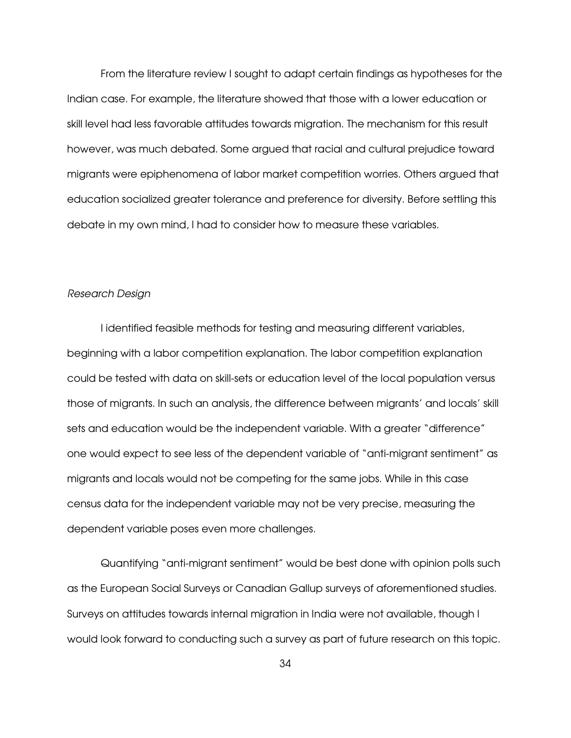From the literature review I sought to adapt certain findings as hypotheses for the Indian case. For example, the literature showed that those with a lower education or skill level had less favorable attitudes towards migration. The mechanism for this result however, was much debated. Some argued that racial and cultural prejudice toward migrants were epiphenomena of labor market competition worries. Others argued that education socialized greater tolerance and preference for diversity. Before settling this debate in my own mind, I had to consider how to measure these variables.

*Research Design*

I identified feasible methods for testing and measuring different variables, beginning with a labor competition explanation. The labor competition explanation could be tested with data on skill-sets or education level of the local population versus those of migrants. In such an analysis, the difference between migrants' and locals' skill sets and education would be the independent variable. With a greater "difference" one would expect to see less of the dependent variable of "anti-migrant sentiment" as migrants and locals would not be competing for the same jobs. While in this case census data for the independent variable may not be very precise, measuring the dependent variable poses even more challenges.

Quantifying "anti-migrant sentiment" would be best done with opinion polls such as the European Social Surveys or Canadian Gallup surveys of aforementioned studies. Surveys on attitudes towards internal migration in India were not available, though I would look forward to conducting such a survey as part of future research on this topic.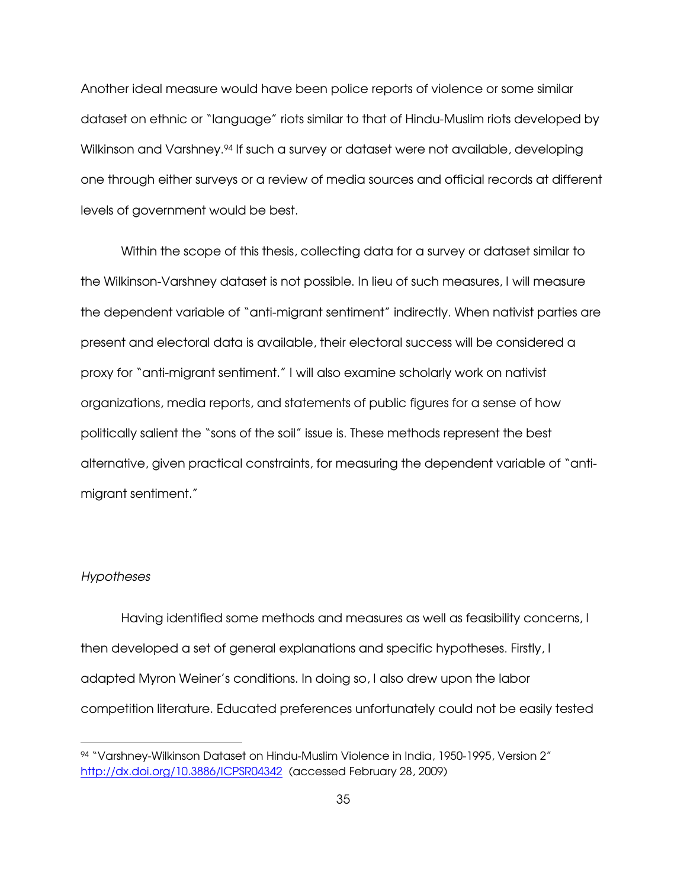Another ideal measure would have been police reports of violence or some similar dataset on ethnic or "language" riots similar to that of Hindu-Muslim riots developed by Wilkinson and Varshney.[94] If such a survey or dataset were not available, developing one through either surveys or a review of media sources and official records at different levels of government would be best.

Within the scope of this thesis, collecting data for a survey or dataset similar to the Wilkinson-Varshney dataset is not possible. In lieu of such measures, I will measure the dependent variable of "anti-migrant sentiment" indirectly. When nativist parties are present and electoral data is available, their electoral success will be considered a proxy for "anti-migrant sentiment." I will also examine scholarly work on nativist organizations, media reports, and statements of public figures for a sense of how politically salient the "sons of the soil" issue is. These methods represent the best alternative, given practical constraints, for measuring the dependent variable of "anti-migrant sentiment."

*Hypotheses*

Having identified some methods and measures as well as feasibility concerns, I then developed a set of general explanations and specific hypotheses. Firstly, I adapted Myron Weiner's conditions. In doing so, I also drew upon the labor competition literature. Educated preferences unfortunately could not be easily tested

---

[94] "Varshney-Wilkinson Dataset on Hindu-Muslim Violence in India, 1950-1995, Version 2" http://dx.doi.org/10.3886/ICPSR04342 (accessed February 28, 2009)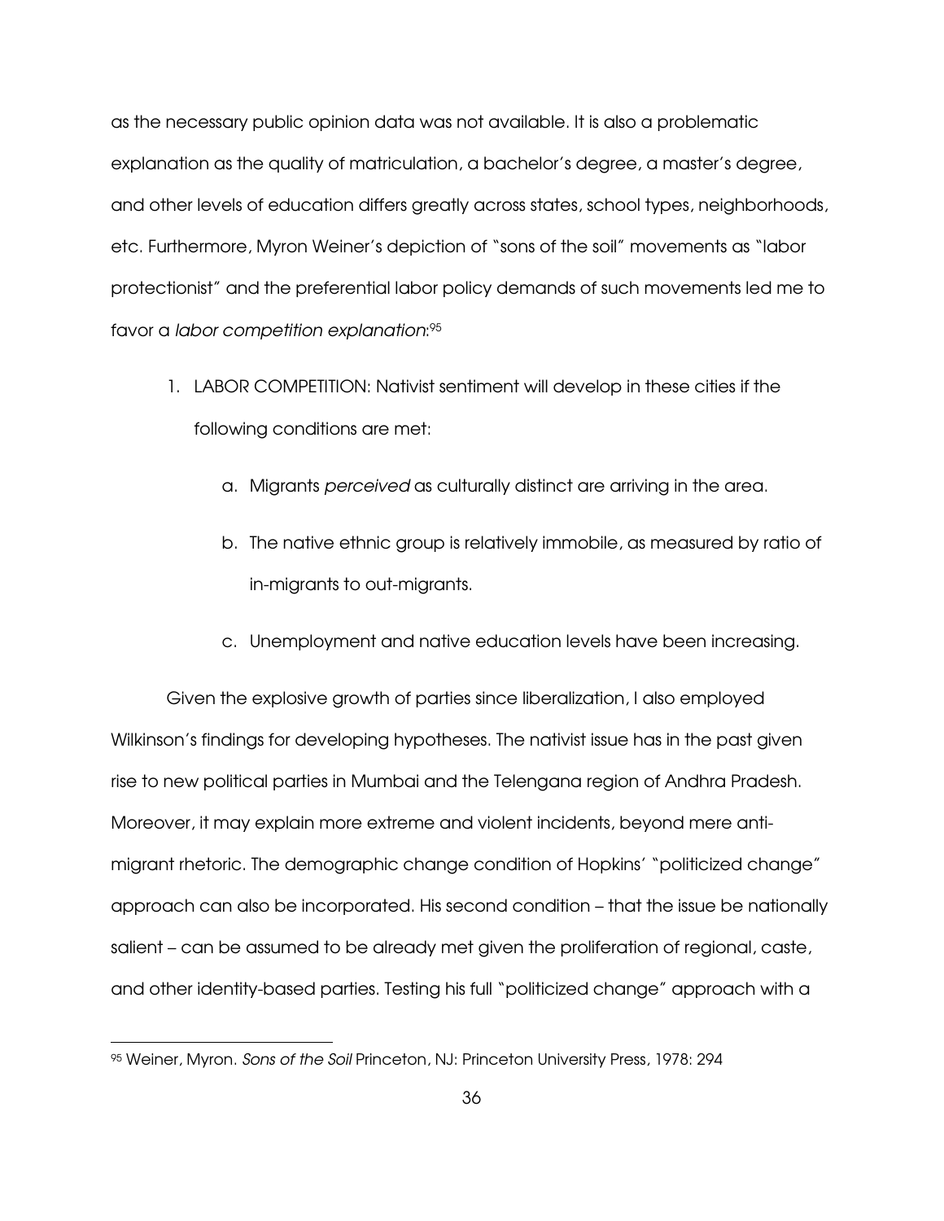as the necessary public opinion data was not available. It is also a problematic explanation as the quality of matriculation, a bachelor's degree, a master's degree, and other levels of education differs greatly across states, school types, neighborhoods, etc. Furthermore, Myron Weiner's depiction of "sons of the soil" movements as "labor protectionist" and the preferential labor policy demands of such movements led me to favor a *labor competition explanation*:[95]

1. LABOR COMPETITION: Nativist sentiment will develop in these cities if the following conditions are met:
    a. Migrants *perceived* as culturally distinct are arriving in the area.
    b. The native ethnic group is relatively immobile, as measured by ratio of in-migrants to out-migrants.
    c. Unemployment and native education levels have been increasing.

Given the explosive growth of parties since liberalization, I also employed Wilkinson's findings for developing hypotheses. The nativist issue has in the past given rise to new political parties in Mumbai and the Telengana region of Andhra Pradesh. Moreover, it may explain more extreme and violent incidents, beyond mere anti-migrant rhetoric. The demographic change condition of Hopkins' "politicized change" approach can also be incorporated. His second condition – that the issue be nationally salient – can be assumed to be already met given the proliferation of regional, caste, and other identity-based parties. Testing his full "politicized change" approach with a

---

[95] Weiner, Myron. *Sons of the Soil* Princeton, NJ: Princeton University Press, 1978: 294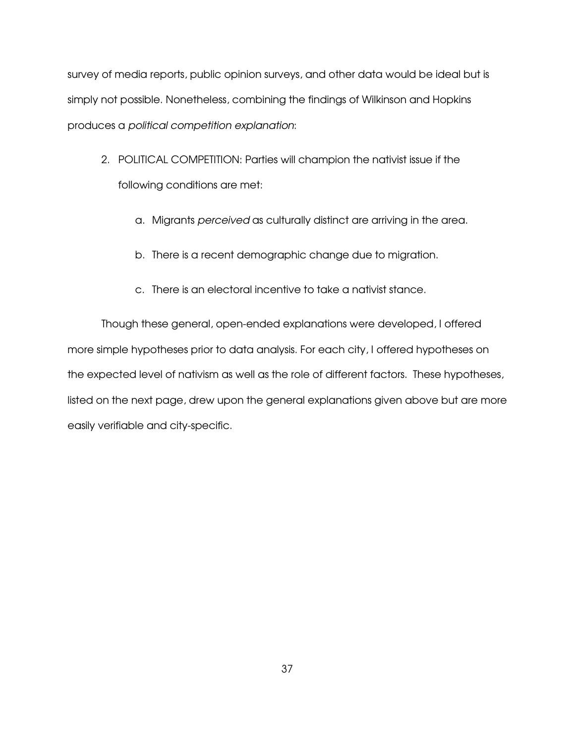survey of media reports, public opinion surveys, and other data would be ideal but is simply not possible. Nonetheless, combining the findings of Wilkinson and Hopkins produces a *political competition explanation*:

2. POLITICAL COMPETITION: Parties will champion the nativist issue if the following conditions are met:

    a. Migrants *perceived* as culturally distinct are arriving in the area.

    b. There is a recent demographic change due to migration.

    c. There is an electoral incentive to take a nativist stance.

Though these general, open-ended explanations were developed, I offered more simple hypotheses prior to data analysis. For each city, I offered hypotheses on the expected level of nativism as well as the role of different factors. These hypotheses, listed on the next page, drew upon the general explanations given above but are more easily verifiable and city-specific.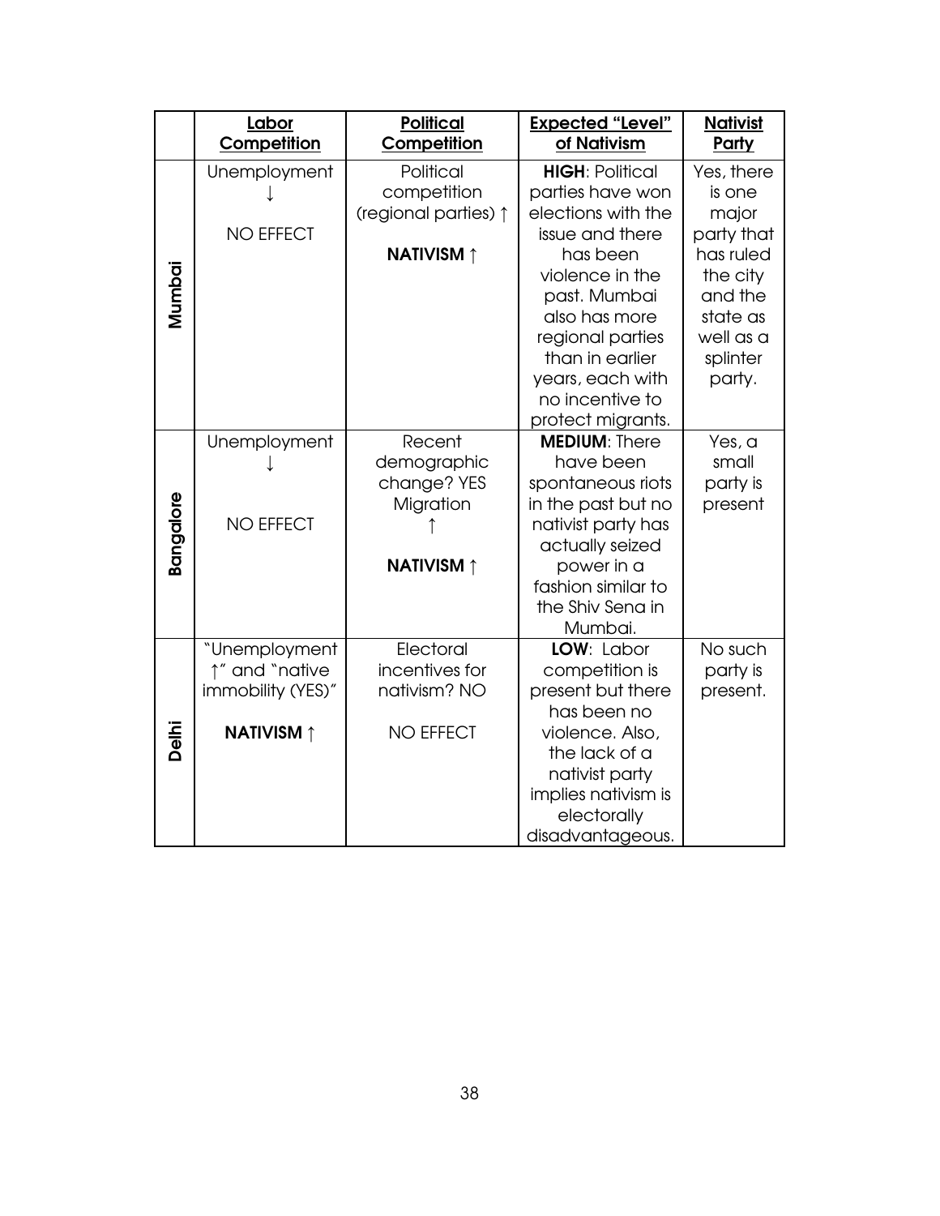| | **Labor Competition** | **Political Competition** | **Expected "Level" of Nativism** | **Nativist Party** |
|---|---|---|---|---|
| **Mumbai** | Unemployment ↓ NO EFFECT | Political competition (regional parties) ↑ **NATIVISM ↑** | **HIGH**: Political parties have won elections with the issue and there has been violence in the past. Mumbai also has more regional parties than in earlier years, each with no incentive to protect migrants. | Yes, there is one major party that has ruled the city and the state as well as a splinter party. |
| **Bangalore** | Unemployment ↓ NO EFFECT | Recent demographic change? YES Migration ↑ **NATIVISM ↑** | **MEDIUM**: There have been spontaneous riots in the past but no nativist party has actually seized power in a fashion similar to the Shiv Sena in Mumbai. | Yes, a small party is present |
| **Delhi** | "Unemployment ↑" and "native immobility (YES)" **NATIVISM ↑** | Electoral incentives for nativism? NO NO EFFECT | **LOW**: Labor competition is present but there has been no violence. Also, the lack of a nativist party implies nativism is electorally disadvantageous. | No such party is present. |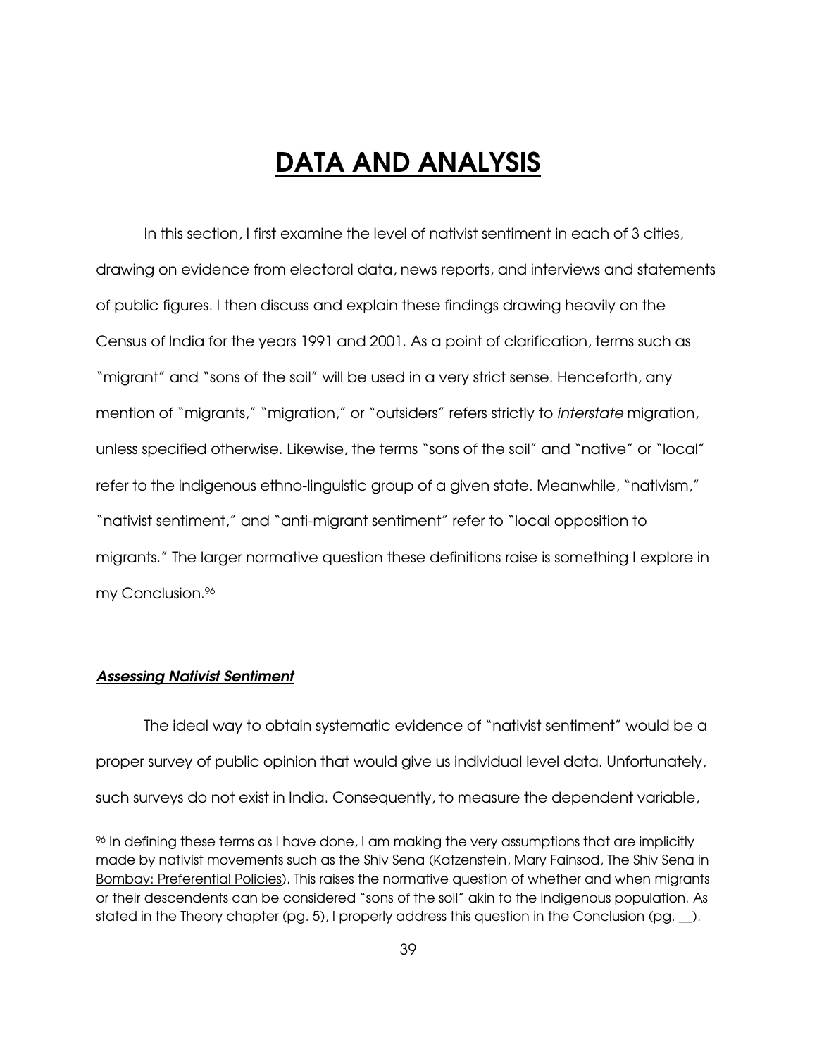# DATA AND ANALYSIS

In this section, I first examine the level of nativist sentiment in each of 3 cities, drawing on evidence from electoral data, news reports, and interviews and statements of public figures. I then discuss and explain these findings drawing heavily on the Census of India for the years 1991 and 2001. As a point of clarification, terms such as "migrant" and "sons of the soil" will be used in a very strict sense. Henceforth, any mention of "migrants," "migration," or "outsiders" refers strictly to *interstate* migration, unless specified otherwise. Likewise, the terms "sons of the soil" and "native" or "local" refer to the indigenous ethno-linguistic group of a given state. Meanwhile, "nativism," "nativist sentiment," and "anti-migrant sentiment" refer to "local opposition to migrants." The larger normative question these definitions raise is something I explore in my Conclusion.[96]

### *Assessing Nativist Sentiment*

The ideal way to obtain systematic evidence of "nativist sentiment" would be a proper survey of public opinion that would give us individual level data. Unfortunately, such surveys do not exist in India. Consequently, to measure the dependent variable,

---

[96] In defining these terms as I have done, I am making the very assumptions that are implicitly made by nativist movements such as the Shiv Sena (Katzenstein, Mary Fainsod, The Shiv Sena in Bombay: Preferential Policies). This raises the normative question of whether and when migrants or their descendents can be considered "sons of the soil" akin to the indigenous population. As stated in the Theory chapter (pg. 5), I properly address this question in the Conclusion (pg. __).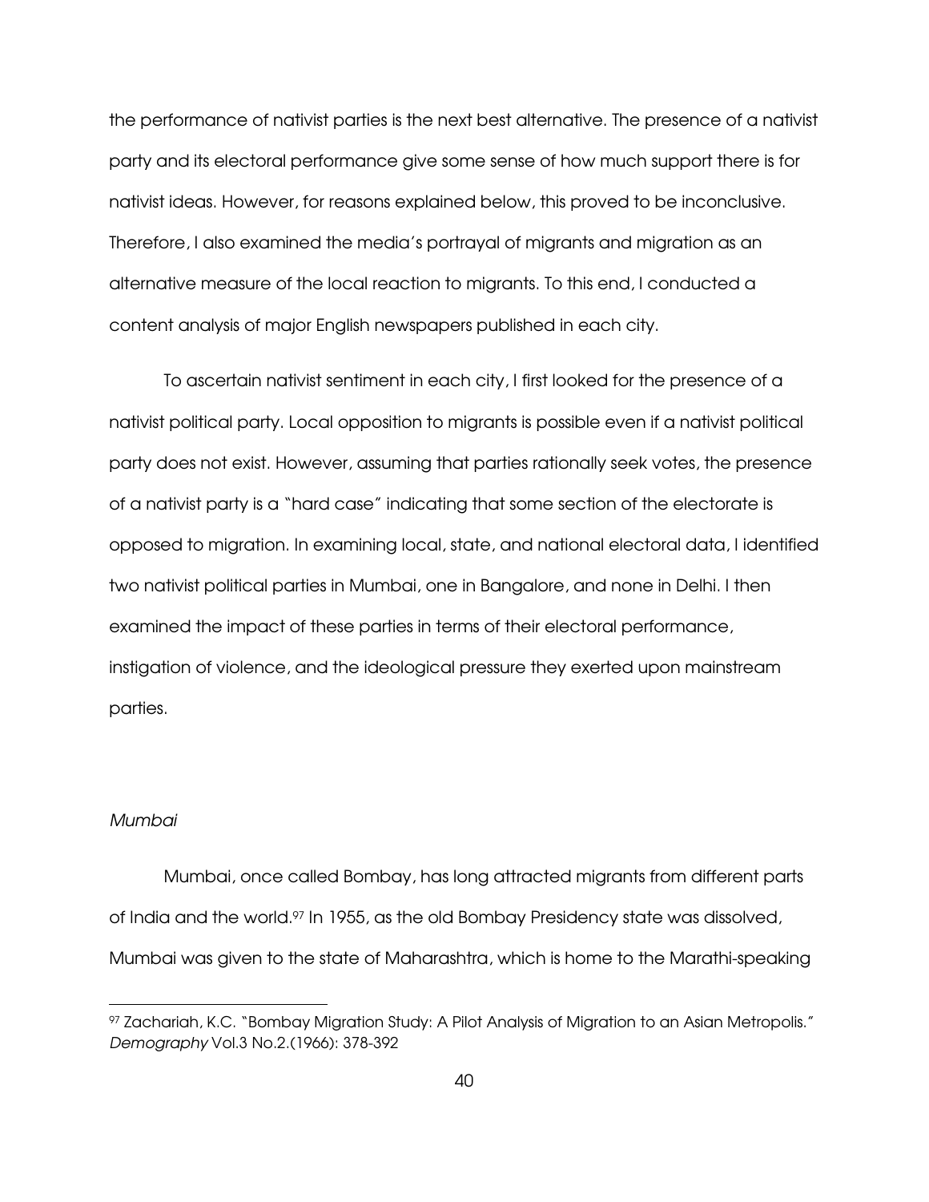the performance of nativist parties is the next best alternative. The presence of a nativist party and its electoral performance give some sense of how much support there is for nativist ideas. However, for reasons explained below, this proved to be inconclusive. Therefore, I also examined the media's portrayal of migrants and migration as an alternative measure of the local reaction to migrants. To this end, I conducted a content analysis of major English newspapers published in each city.

To ascertain nativist sentiment in each city, I first looked for the presence of a nativist political party. Local opposition to migrants is possible even if a nativist political party does not exist. However, assuming that parties rationally seek votes, the presence of a nativist party is a "hard case" indicating that some section of the electorate is opposed to migration. In examining local, state, and national electoral data, I identified two nativist political parties in Mumbai, one in Bangalore, and none in Delhi. I then examined the impact of these parties in terms of their electoral performance, instigation of violence, and the ideological pressure they exerted upon mainstream parties.

*Mumbai*

Mumbai, once called Bombay, has long attracted migrants from different parts of India and the world.[97] In 1955, as the old Bombay Presidency state was dissolved, Mumbai was given to the state of Maharashtra, which is home to the Marathi-speaking

[97] Zachariah, K.C. "Bombay Migration Study: A Pilot Analysis of Migration to an Asian Metropolis." *Demography* Vol.3 No.2.(1966): 378-392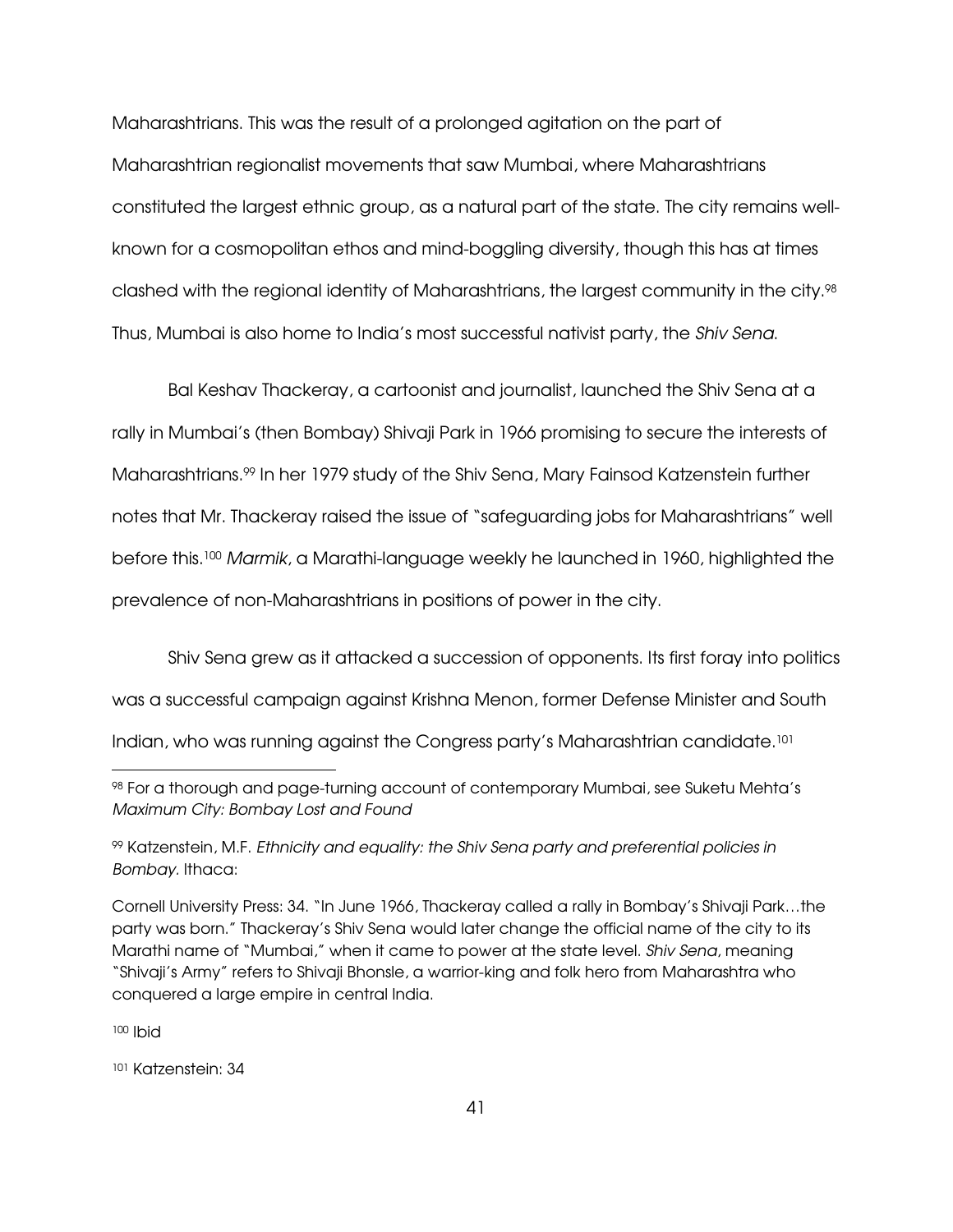Maharashtrians. This was the result of a prolonged agitation on the part of Maharashtrian regionalist movements that saw Mumbai, where Maharashtrians constituted the largest ethnic group, as a natural part of the state. The city remains well-known for a cosmopolitan ethos and mind-boggling diversity, though this has at times clashed with the regional identity of Maharashtrians, the largest community in the city.[98] Thus, Mumbai is also home to India's most successful nativist party, the *Shiv Sena*.

Bal Keshav Thackeray, a cartoonist and journalist, launched the Shiv Sena at a rally in Mumbai's (then Bombay) Shivaji Park in 1966 promising to secure the interests of Maharashtrians.[99] In her 1979 study of the Shiv Sena, Mary Fainsod Katzenstein further notes that Mr. Thackeray raised the issue of "safeguarding jobs for Maharashtrians" well before this.[100] *Marmik*, a Marathi-language weekly he launched in 1960, highlighted the prevalence of non-Maharashtrians in positions of power in the city.

Shiv Sena grew as it attacked a succession of opponents. Its first foray into politics was a successful campaign against Krishna Menon, former Defense Minister and South Indian, who was running against the Congress party's Maharashtrian candidate.[101]

---

[98] For a thorough and page-turning account of contemporary Mumbai, see Suketu Mehta's *Maximum City: Bombay Lost and Found*

[99] Katzenstein, M.F. *Ethnicity and equality: the Shiv Sena party and preferential policies in Bombay.* Ithaca:

Cornell University Press: 34. "In June 1966, Thackeray called a rally in Bombay's Shivaji Park…the party was born." Thackeray's Shiv Sena would later change the official name of the city to its Marathi name of "Mumbai," when it came to power at the state level. *Shiv Sena*, meaning "Shivaji's Army" refers to Shivaji Bhonsle, a warrior-king and folk hero from Maharashtra who conquered a large empire in central India.

[100] Ibid

[101] Katzenstein: 34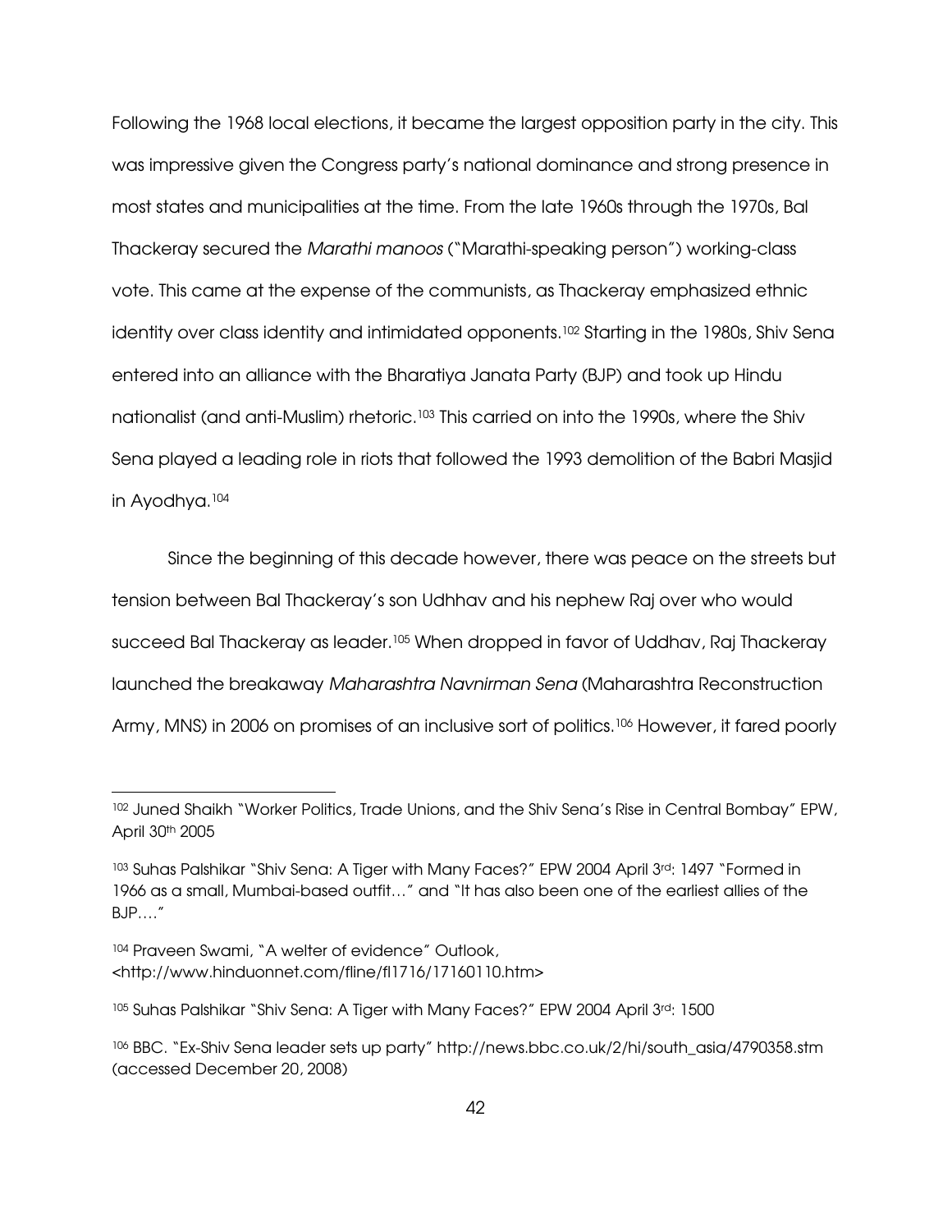Following the 1968 local elections, it became the largest opposition party in the city. This was impressive given the Congress party's national dominance and strong presence in most states and municipalities at the time. From the late 1960s through the 1970s, Bal Thackeray secured the *Marathi manoos* ("Marathi-speaking person") working-class vote. This came at the expense of the communists, as Thackeray emphasized ethnic identity over class identity and intimidated opponents.[102] Starting in the 1980s, Shiv Sena entered into an alliance with the Bharatiya Janata Party (BJP) and took up Hindu nationalist (and anti-Muslim) rhetoric.[103] This carried on into the 1990s, where the Shiv Sena played a leading role in riots that followed the 1993 demolition of the Babri Masjid in Ayodhya.[104]

Since the beginning of this decade however, there was peace on the streets but tension between Bal Thackeray's son Udhhav and his nephew Raj over who would succeed Bal Thackeray as leader.[105] When dropped in favor of Uddhav, Raj Thackeray launched the breakaway *Maharashtra Navnirman Sena* (Maharashtra Reconstruction Army, MNS) in 2006 on promises of an inclusive sort of politics.[106] However, it fared poorly

---

[102] Juned Shaikh "Worker Politics, Trade Unions, and the Shiv Sena's Rise in Central Bombay" EPW, April 30th 2005

[103] Suhas Palshikar "Shiv Sena: A Tiger with Many Faces?" EPW 2004 April 3rd: 1497 "Formed in 1966 as a small, Mumbai-based outfit…" and "It has also been one of the earliest allies of the BJP…."

[104] Praveen Swami, "A welter of evidence" Outlook, <http://www.hinduonnet.com/fline/fl1716/17160110.htm>

[105] Suhas Palshikar "Shiv Sena: A Tiger with Many Faces?" EPW 2004 April 3rd: 1500

[106] BBC. "Ex-Shiv Sena leader sets up party" http://news.bbc.co.uk/2/hi/south_asia/4790358.stm (accessed December 20, 2008)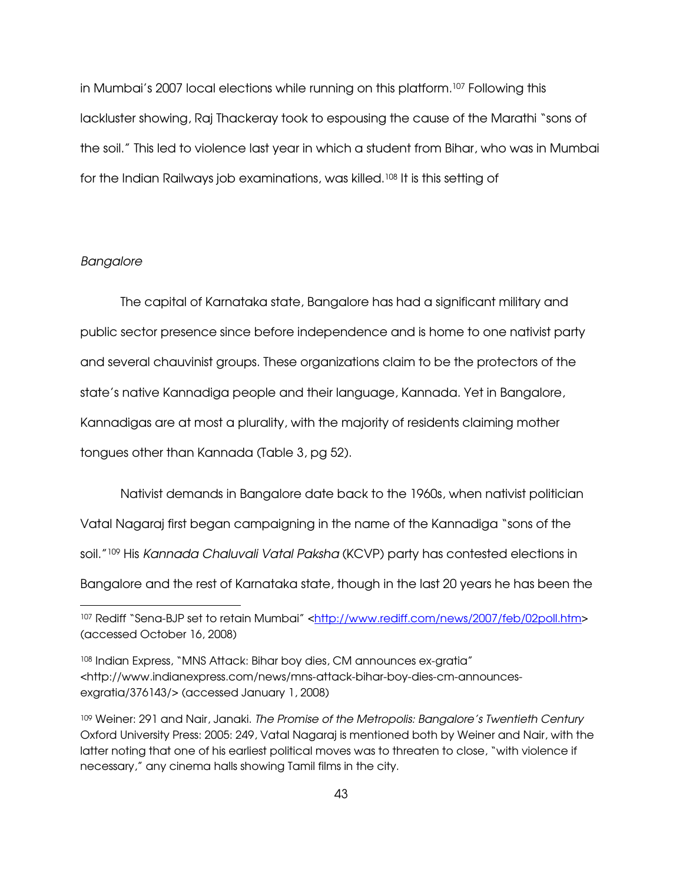in Mumbai's 2007 local elections while running on this platform.[107] Following this lackluster showing, Raj Thackeray took to espousing the cause of the Marathi "sons of the soil." This led to violence last year in which a student from Bihar, who was in Mumbai for the Indian Railways job examinations, was killed.[108] It is this setting of

*Bangalore*

The capital of Karnataka state, Bangalore has had a significant military and public sector presence since before independence and is home to one nativist party and several chauvinist groups. These organizations claim to be the protectors of the state's native Kannadiga people and their language, Kannada. Yet in Bangalore, Kannadigas are at most a plurality, with the majority of residents claiming mother tongues other than Kannada (Table 3, pg 52).

Nativist demands in Bangalore date back to the 1960s, when nativist politician Vatal Nagaraj first began campaigning in the name of the Kannadiga "sons of the soil."[109] His *Kannada Chaluvali Vatal Paksha* (KCVP) party has contested elections in Bangalore and the rest of Karnataka state, though in the last 20 years he has been the

---

[107] Rediff "Sena-BJP set to retain Mumbai" <http://www.rediff.com/news/2007/feb/02poll.htm> (accessed October 16, 2008)

[108] Indian Express, "MNS Attack: Bihar boy dies, CM announces ex-gratia" <http://www.indianexpress.com/news/mns-attack-bihar-boy-dies-cm-announces-exgratia/376143/> (accessed January 1, 2008)

[109] Weiner: 291 and Nair, Janaki. *The Promise of the Metropolis: Bangalore's Twentieth Century* Oxford University Press: 2005: 249, Vatal Nagaraj is mentioned both by Weiner and Nair, with the latter noting that one of his earliest political moves was to threaten to close, "with violence if necessary," any cinema halls showing Tamil films in the city.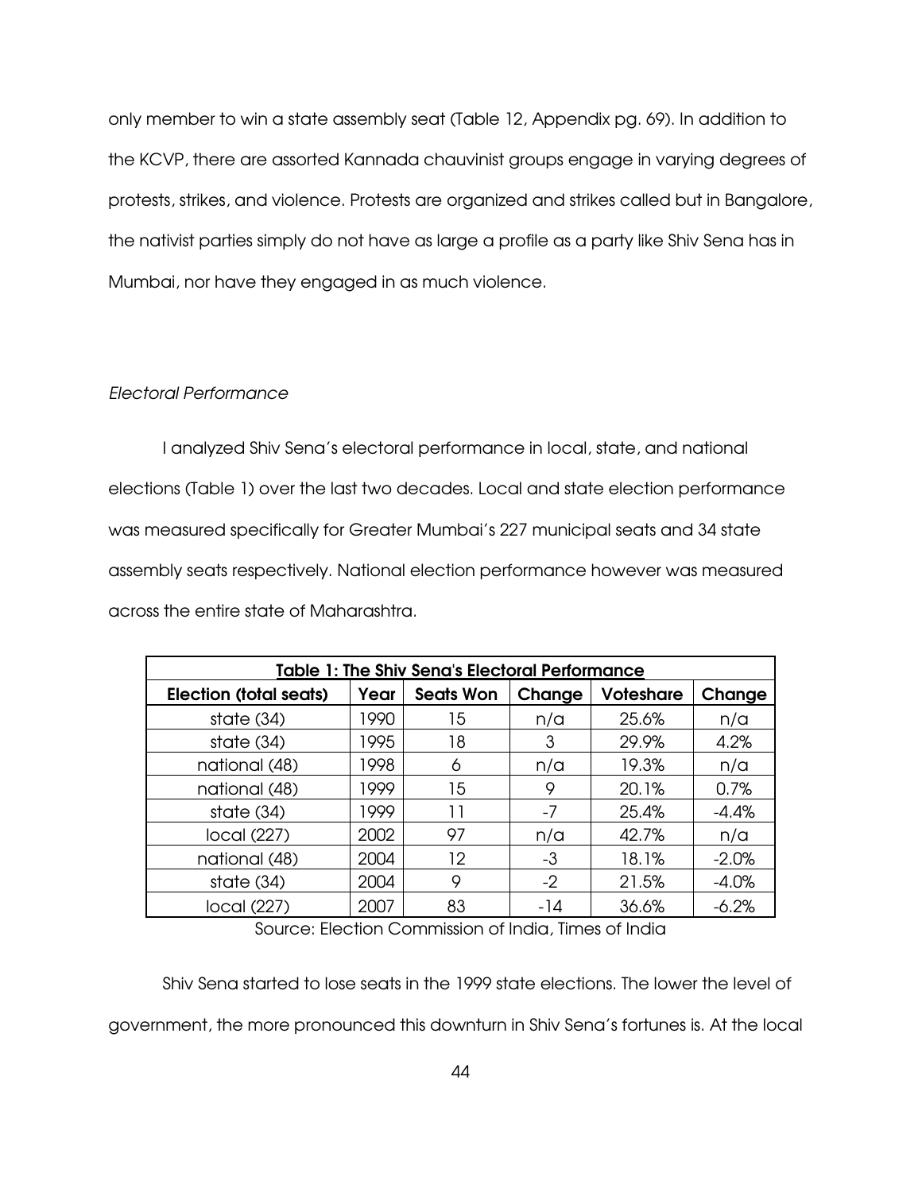only member to win a state assembly seat (Table 12, Appendix pg. 69). In addition to the KCVP, there are assorted Kannada chauvinist groups engage in varying degrees of protests, strikes, and violence. Protests are organized and strikes called but in Bangalore, the nativist parties simply do not have as large a profile as a party like Shiv Sena has in Mumbai, nor have they engaged in as much violence.

*Electoral Performance*

I analyzed Shiv Sena's electoral performance in local, state, and national elections (Table 1) over the last two decades. Local and state election performance was measured specifically for Greater Mumbai's 227 municipal seats and 34 state assembly seats respectively. National election performance however was measured across the entire state of Maharashtra.

**Table 1: The Shiv Sena's Electoral Performance**

| Election (total seats) | Year | Seats Won | Change | Voteshare | Change |
|---|---|---|---|---|---|
| state (34) | 1990 | 15 | n/a | 25.6% | n/a |
| state (34) | 1995 | 18 | 3 | 29.9% | 4.2% |
| national (48) | 1998 | 6 | n/a | 19.3% | n/a |
| national (48) | 1999 | 15 | 9 | 20.1% | 0.7% |
| state (34) | 1999 | 11 | -7 | 25.4% | -4.4% |
| local (227) | 2002 | 97 | n/a | 42.7% | n/a |
| national (48) | 2004 | 12 | -3 | 18.1% | -2.0% |
| state (34) | 2004 | 9 | -2 | 21.5% | -4.0% |
| local (227) | 2007 | 83 | -14 | 36.6% | -6.2% |

Source: Election Commission of India, Times of India

Shiv Sena started to lose seats in the 1999 state elections. The lower the level of government, the more pronounced this downturn in Shiv Sena's fortunes is. At the local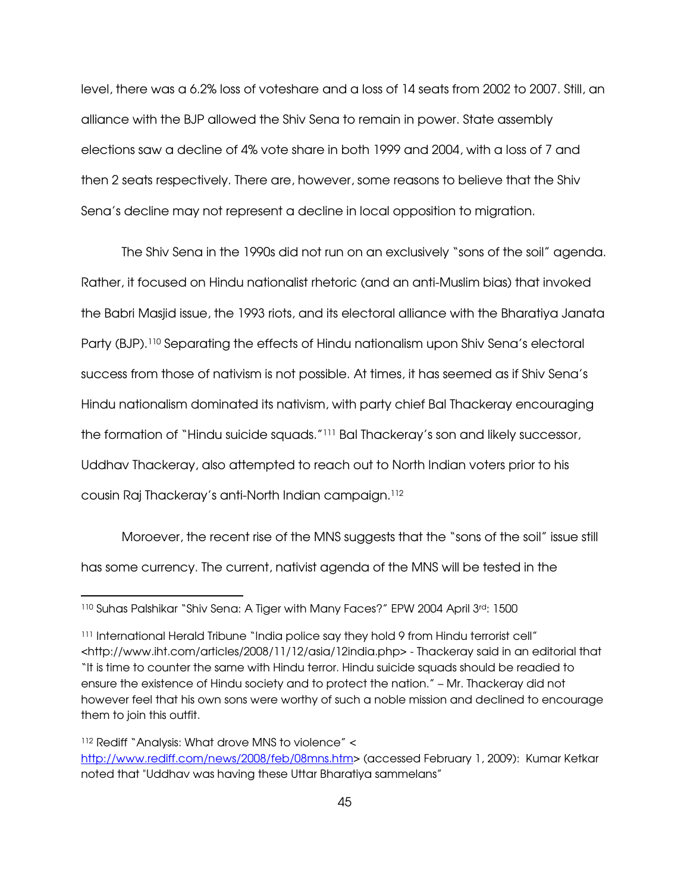level, there was a 6.2% loss of voteshare and a loss of 14 seats from 2002 to 2007. Still, an alliance with the BJP allowed the Shiv Sena to remain in power. State assembly elections saw a decline of 4% vote share in both 1999 and 2004, with a loss of 7 and then 2 seats respectively. There are, however, some reasons to believe that the Shiv Sena's decline may not represent a decline in local opposition to migration.

The Shiv Sena in the 1990s did not run on an exclusively "sons of the soil" agenda. Rather, it focused on Hindu nationalist rhetoric (and an anti-Muslim bias) that invoked the Babri Masjid issue, the 1993 riots, and its electoral alliance with the Bharatiya Janata Party (BJP).[110] Separating the effects of Hindu nationalism upon Shiv Sena's electoral success from those of nativism is not possible. At times, it has seemed as if Shiv Sena's Hindu nationalism dominated its nativism, with party chief Bal Thackeray encouraging the formation of "Hindu suicide squads."[111] Bal Thackeray's son and likely successor, Uddhav Thackeray, also attempted to reach out to North Indian voters prior to his cousin Raj Thackeray's anti-North Indian campaign.[112]

Moroever, the recent rise of the MNS suggests that the "sons of the soil" issue still has some currency. The current, nativist agenda of the MNS will be tested in the

---

[110] Suhas Palshikar "Shiv Sena: A Tiger with Many Faces?" EPW 2004 April 3rd: 1500

[111] International Herald Tribune "India police say they hold 9 from Hindu terrorist cell" <http://www.iht.com/articles/2008/11/12/asia/12india.php> - Thackeray said in an editorial that "It is time to counter the same with Hindu terror. Hindu suicide squads should be readied to ensure the existence of Hindu society and to protect the nation." – Mr. Thackeray did not however feel that his own sons were worthy of such a noble mission and declined to encourage them to join this outfit.

[112] Rediff "Analysis: What drove MNS to violence" < http://www.rediff.com/news/2008/feb/08mns.htm> (accessed February 1, 2009): Kumar Ketkar noted that "Uddhav was having these Uttar Bharatiya sammelans"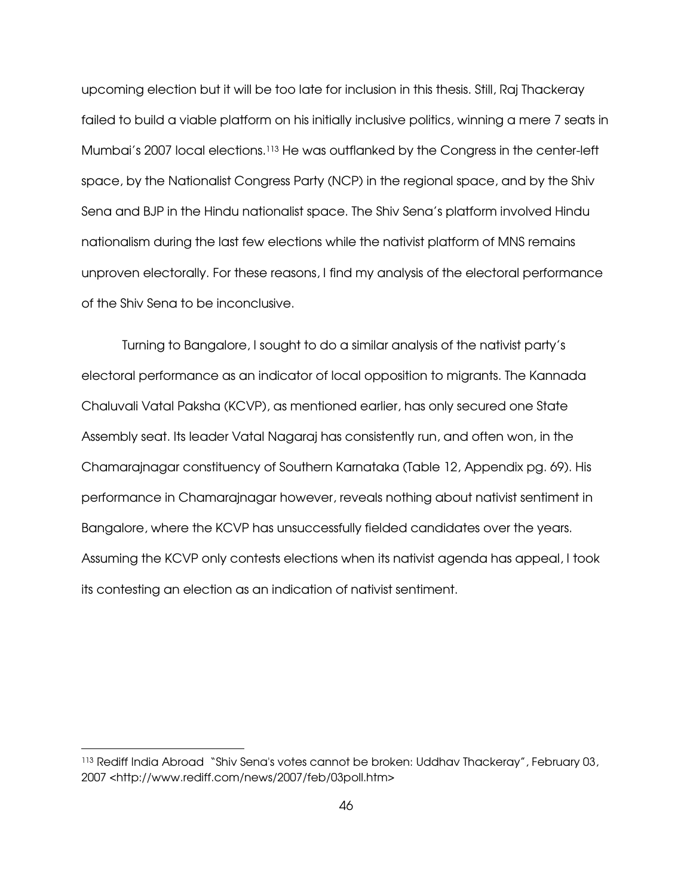upcoming election but it will be too late for inclusion in this thesis. Still, Raj Thackeray failed to build a viable platform on his initially inclusive politics, winning a mere 7 seats in Mumbai's 2007 local elections.[113] He was outflanked by the Congress in the center-left space, by the Nationalist Congress Party (NCP) in the regional space, and by the Shiv Sena and BJP in the Hindu nationalist space. The Shiv Sena's platform involved Hindu nationalism during the last few elections while the nativist platform of MNS remains unproven electorally. For these reasons, I find my analysis of the electoral performance of the Shiv Sena to be inconclusive.

Turning to Bangalore, I sought to do a similar analysis of the nativist party's electoral performance as an indicator of local opposition to migrants. The Kannada Chaluvali Vatal Paksha (KCVP), as mentioned earlier, has only secured one State Assembly seat. Its leader Vatal Nagaraj has consistently run, and often won, in the Chamarajnagar constituency of Southern Karnataka (Table 12, Appendix pg. 69). His performance in Chamarajnagar however, reveals nothing about nativist sentiment in Bangalore, where the KCVP has unsuccessfully fielded candidates over the years. Assuming the KCVP only contests elections when its nativist agenda has appeal, I took its contesting an election as an indication of nativist sentiment.

---

[113] Rediff India Abroad "Shiv Sena's votes cannot be broken: Uddhav Thackeray", February 03, 2007 <http://www.rediff.com/news/2007/feb/03poll.htm>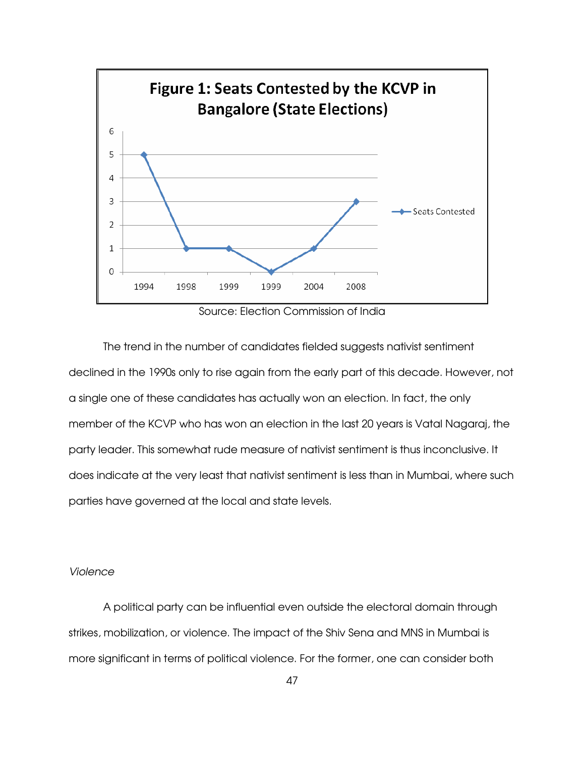**Figure 1: Seats Contested by the KCVP in Bangalore (State Elections)**

| Year | Seats Contested |
|---|---|
| 1994 | 5 |
| 1998 | 1 |
| 1999 | 1 |
| 1999 | 0 |
| 2004 | 1 |
| 2008 | 3 |

Source: Election Commission of India

The trend in the number of candidates fielded suggests nativist sentiment declined in the 1990s only to rise again from the early part of this decade. However, not a single one of these candidates has actually won an election. In fact, the only member of the KCVP who has won an election in the last 20 years is Vatal Nagaraj, the party leader. This somewhat rude measure of nativist sentiment is thus inconclusive. It does indicate at the very least that nativist sentiment is less than in Mumbai, where such parties have governed at the local and state levels.

*Violence*

A political party can be influential even outside the electoral domain through strikes, mobilization, or violence. The impact of the Shiv Sena and MNS in Mumbai is more significant in terms of political violence. For the former, one can consider both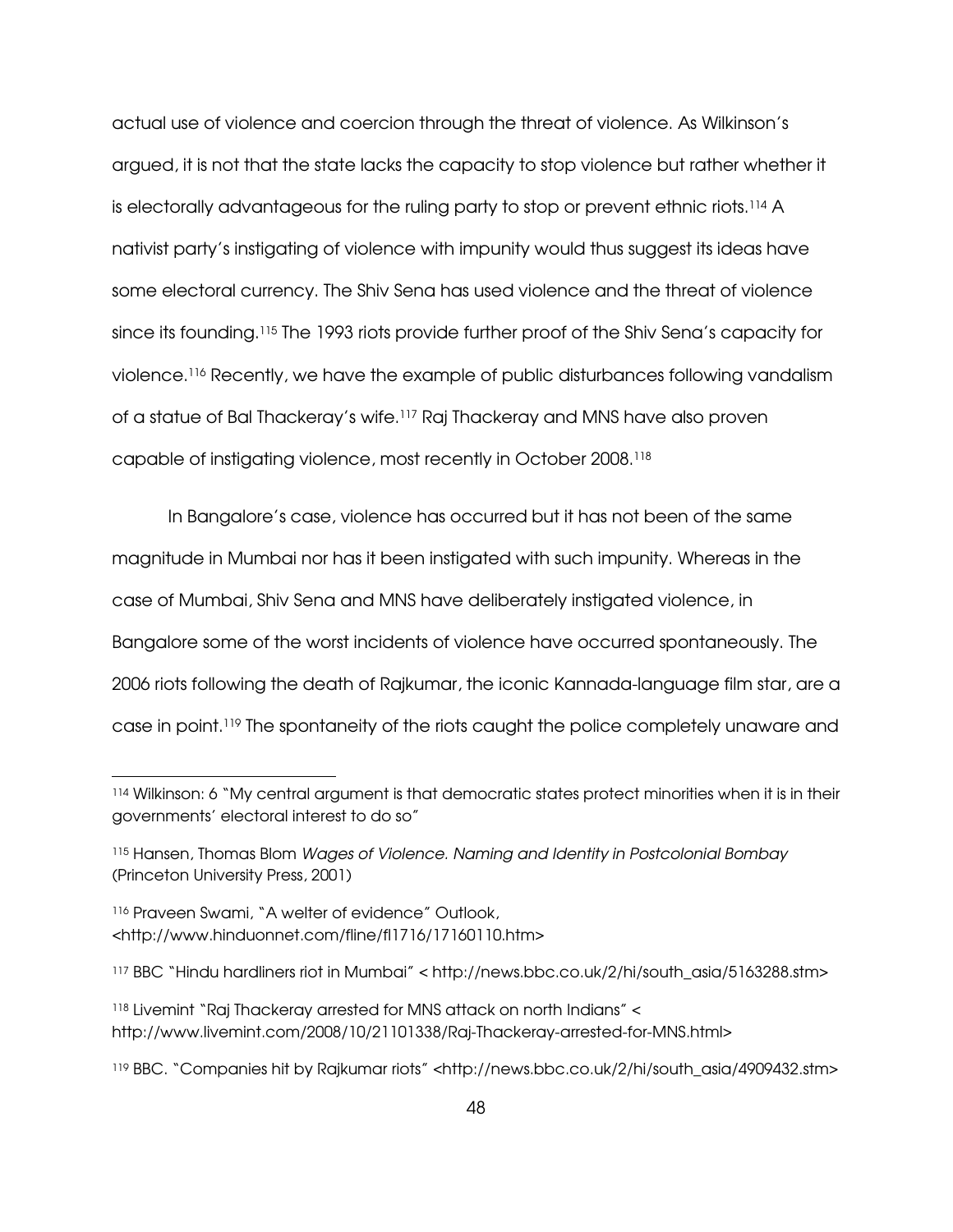actual use of violence and coercion through the threat of violence. As Wilkinson's argued, it is not that the state lacks the capacity to stop violence but rather whether it is electorally advantageous for the ruling party to stop or prevent ethnic riots.[114] A nativist party's instigating of violence with impunity would thus suggest its ideas have some electoral currency. The Shiv Sena has used violence and the threat of violence since its founding.[115] The 1993 riots provide further proof of the Shiv Sena's capacity for violence.[116] Recently, we have the example of public disturbances following vandalism of a statue of Bal Thackeray's wife.[117] Raj Thackeray and MNS have also proven capable of instigating violence, most recently in October 2008.[118]

In Bangalore's case, violence has occurred but it has not been of the same magnitude in Mumbai nor has it been instigated with such impunity. Whereas in the case of Mumbai, Shiv Sena and MNS have deliberately instigated violence, in Bangalore some of the worst incidents of violence have occurred spontaneously. The 2006 riots following the death of Rajkumar, the iconic Kannada-language film star, are a case in point.[119] The spontaneity of the riots caught the police completely unaware and

---

[114] Wilkinson: 6 "My central argument is that democratic states protect minorities when it is in their governments' electoral interest to do so"

[115] Hansen, Thomas Blom *Wages of Violence. Naming and Identity in Postcolonial Bombay* (Princeton University Press, 2001)

[116] Praveen Swami, "A welter of evidence" Outlook, <http://www.hinduonnet.com/fline/fl1716/17160110.htm>

[117] BBC "Hindu hardliners riot in Mumbai" < http://news.bbc.co.uk/2/hi/south_asia/5163288.stm>

[118] Livemint "Raj Thackeray arrested for MNS attack on north Indians" < http://www.livemint.com/2008/10/21101338/Raj-Thackeray-arrested-for-MNS.html>

[119] BBC. "Companies hit by Rajkumar riots" <http://news.bbc.co.uk/2/hi/south_asia/4909432.stm>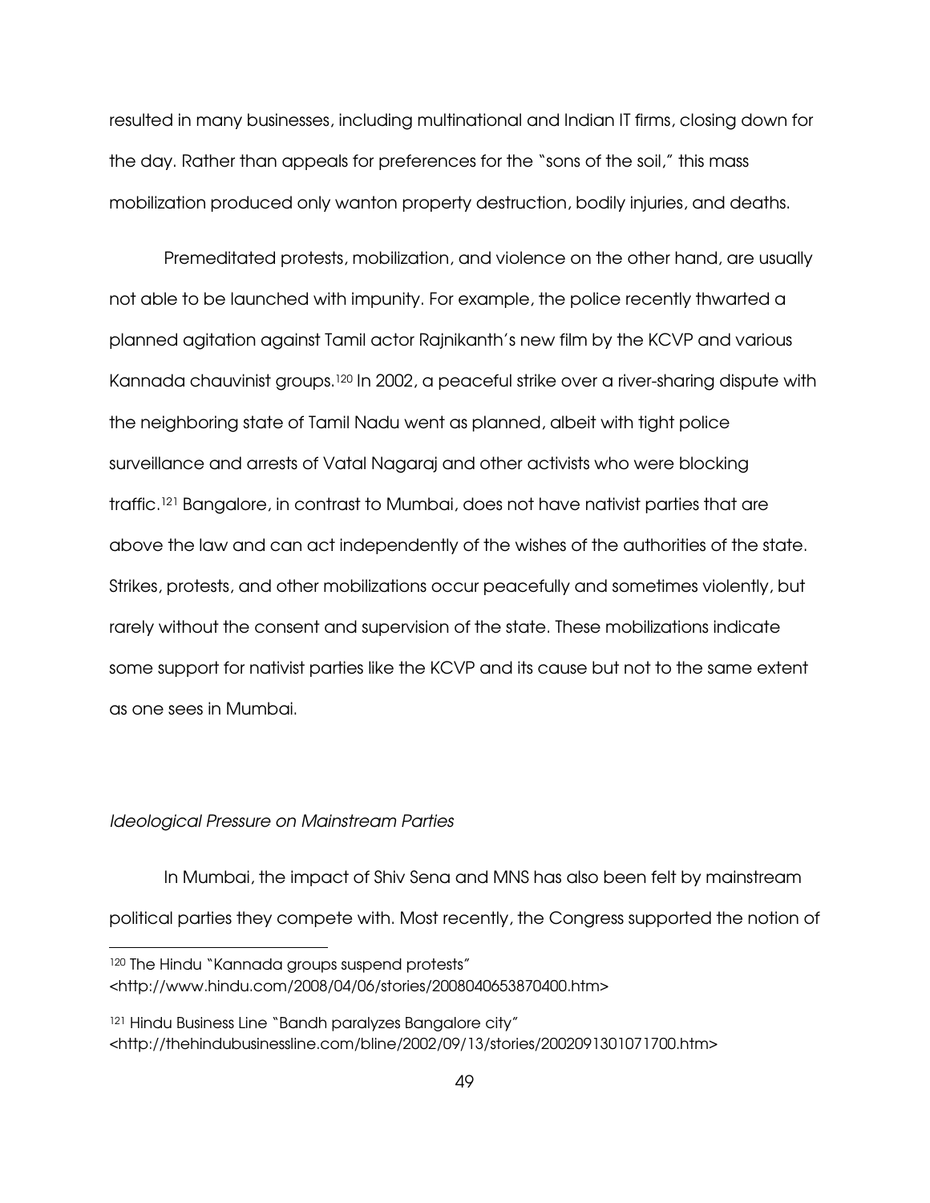resulted in many businesses, including multinational and Indian IT firms, closing down for the day. Rather than appeals for preferences for the "sons of the soil," this mass mobilization produced only wanton property destruction, bodily injuries, and deaths.

Premeditated protests, mobilization, and violence on the other hand, are usually not able to be launched with impunity. For example, the police recently thwarted a planned agitation against Tamil actor Rajnikanth's new film by the KCVP and various Kannada chauvinist groups.[120] In 2002, a peaceful strike over a river-sharing dispute with the neighboring state of Tamil Nadu went as planned, albeit with tight police surveillance and arrests of Vatal Nagaraj and other activists who were blocking traffic.[121] Bangalore, in contrast to Mumbai, does not have nativist parties that are above the law and can act independently of the wishes of the authorities of the state. Strikes, protests, and other mobilizations occur peacefully and sometimes violently, but rarely without the consent and supervision of the state. These mobilizations indicate some support for nativist parties like the KCVP and its cause but not to the same extent as one sees in Mumbai.

*Ideological Pressure on Mainstream Parties*

In Mumbai, the impact of Shiv Sena and MNS has also been felt by mainstream political parties they compete with. Most recently, the Congress supported the notion of

[120] The Hindu "Kannada groups suspend protests" <http://www.hindu.com/2008/04/06/stories/2008040653870400.htm>

[121] Hindu Business Line "Bandh paralyzes Bangalore city" <http://thehindubusinessline.com/bline/2002/09/13/stories/2002091301071700.htm>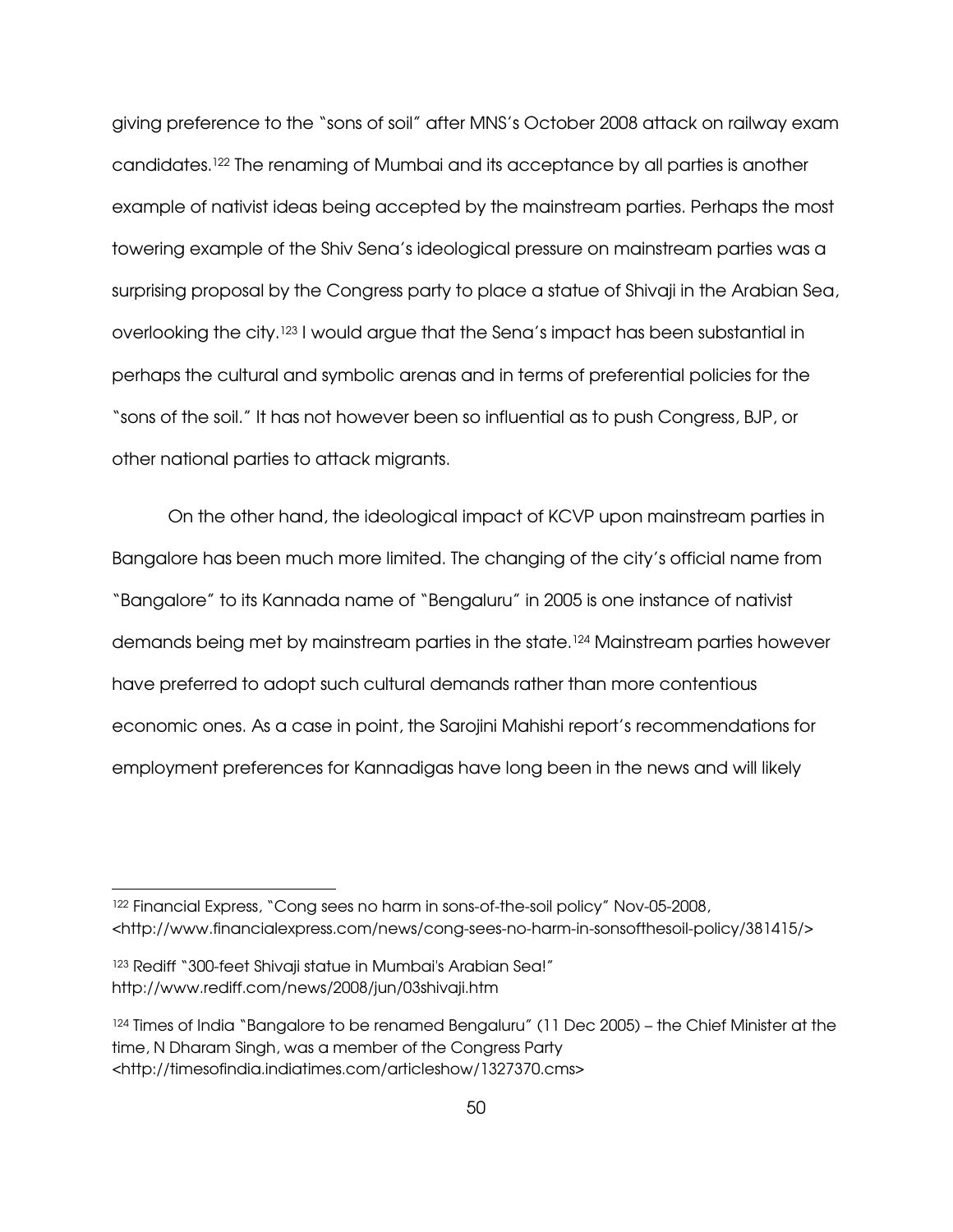giving preference to the "sons of soil" after MNS's October 2008 attack on railway exam candidates.[122] The renaming of Mumbai and its acceptance by all parties is another example of nativist ideas being accepted by the mainstream parties. Perhaps the most towering example of the Shiv Sena's ideological pressure on mainstream parties was a surprising proposal by the Congress party to place a statue of Shivaji in the Arabian Sea, overlooking the city.[123] I would argue that the Sena's impact has been substantial in perhaps the cultural and symbolic arenas and in terms of preferential policies for the "sons of the soil." It has not however been so influential as to push Congress, BJP, or other national parties to attack migrants.

On the other hand, the ideological impact of KCVP upon mainstream parties in Bangalore has been much more limited. The changing of the city's official name from "Bangalore" to its Kannada name of "Bengaluru" in 2005 is one instance of nativist demands being met by mainstream parties in the state.[124] Mainstream parties however have preferred to adopt such cultural demands rather than more contentious economic ones. As a case in point, the Sarojini Mahishi report's recommendations for employment preferences for Kannadigas have long been in the news and will likely

---

[122] Financial Express, "Cong sees no harm in sons-of-the-soil policy" Nov-05-2008, <http://www.financialexpress.com/news/cong-sees-no-harm-in-sonsofthesoil-policy/381415/>

[123] Rediff "300-feet Shivaji statue in Mumbai's Arabian Sea!" http://www.rediff.com/news/2008/jun/03shivaji.htm

[124] Times of India "Bangalore to be renamed Bengaluru" (11 Dec 2005) – the Chief Minister at the time, N Dharam Singh, was a member of the Congress Party <http://timesofindia.indiatimes.com/articleshow/1327370.cms>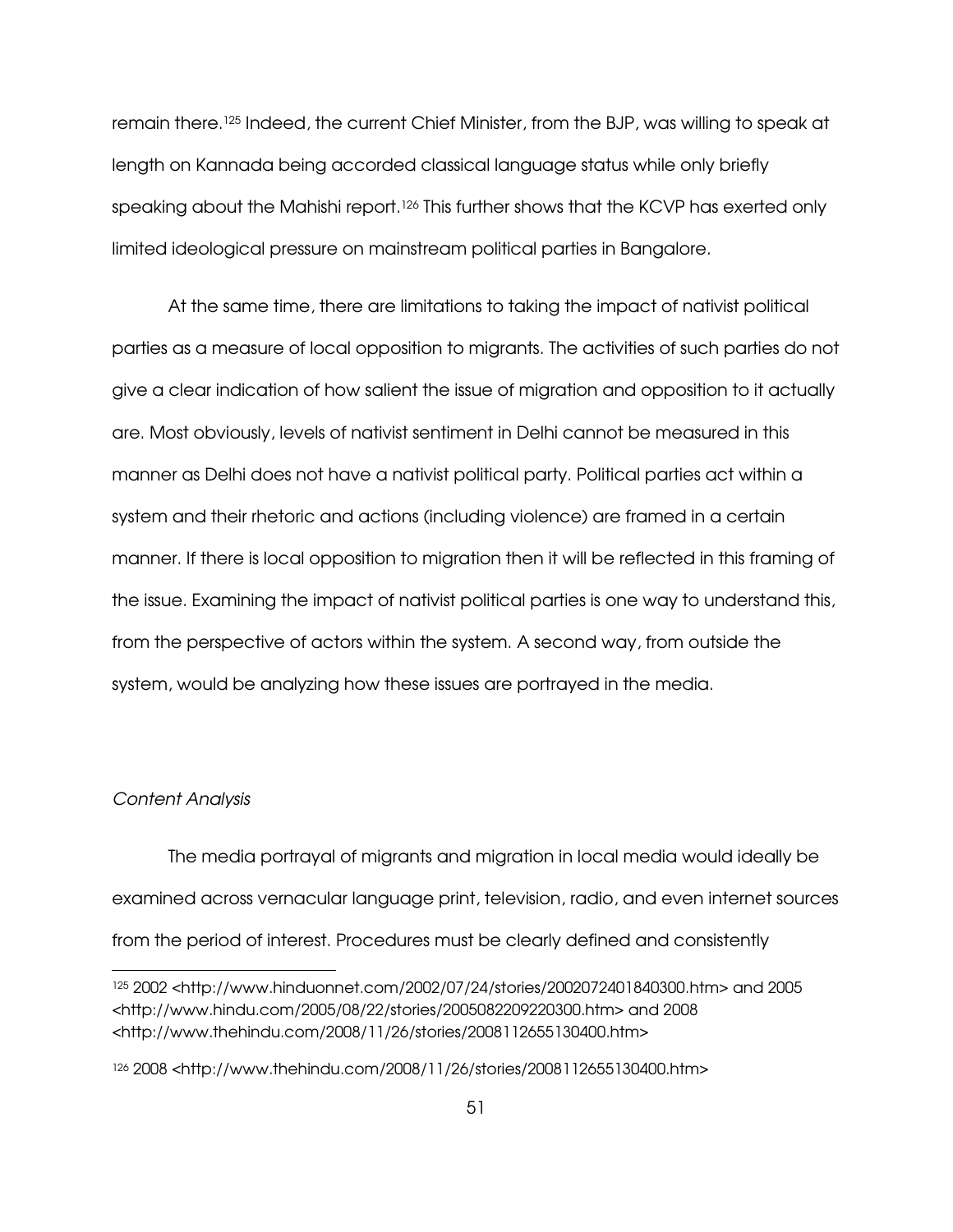remain there.[125] Indeed, the current Chief Minister, from the BJP, was willing to speak at length on Kannada being accorded classical language status while only briefly speaking about the Mahishi report.[126] This further shows that the KCVP has exerted only limited ideological pressure on mainstream political parties in Bangalore.

At the same time, there are limitations to taking the impact of nativist political parties as a measure of local opposition to migrants. The activities of such parties do not give a clear indication of how salient the issue of migration and opposition to it actually are. Most obviously, levels of nativist sentiment in Delhi cannot be measured in this manner as Delhi does not have a nativist political party. Political parties act within a system and their rhetoric and actions (including violence) are framed in a certain manner. If there is local opposition to migration then it will be reflected in this framing of the issue. Examining the impact of nativist political parties is one way to understand this, from the perspective of actors within the system. A second way, from outside the system, would be analyzing how these issues are portrayed in the media.

*Content Analysis*

The media portrayal of migrants and migration in local media would ideally be examined across vernacular language print, television, radio, and even internet sources from the period of interest. Procedures must be clearly defined and consistently

---

[125] 2002 <http://www.hinduonnet.com/2002/07/24/stories/2002072401840300.htm> and 2005 <http://www.hindu.com/2005/08/22/stories/2005082209220300.htm> and 2008 <http://www.thehindu.com/2008/11/26/stories/2008112655130400.htm>

[126] 2008 <http://www.thehindu.com/2008/11/26/stories/2008112655130400.htm>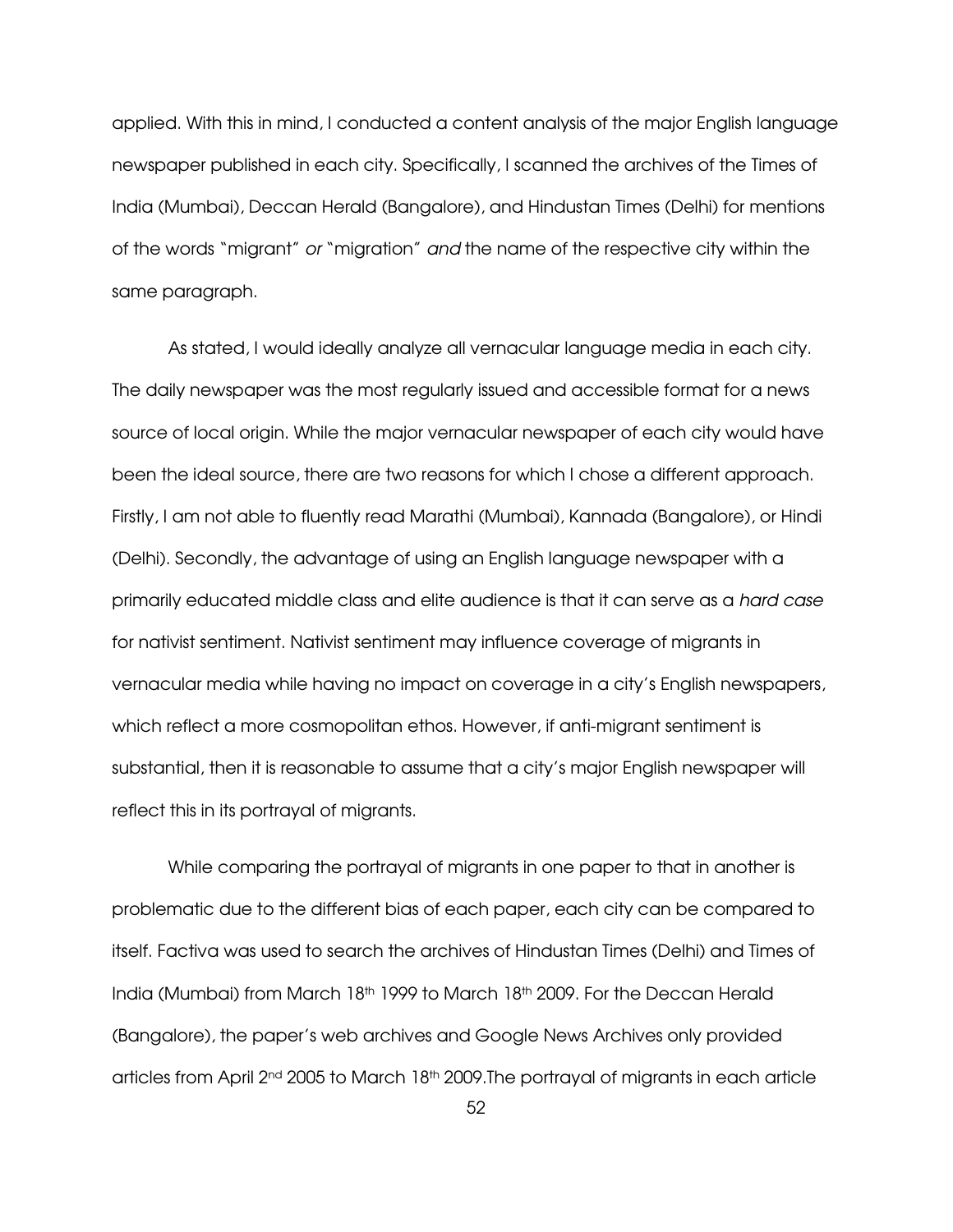applied. With this in mind, I conducted a content analysis of the major English language newspaper published in each city. Specifically, I scanned the archives of the Times of India (Mumbai), Deccan Herald (Bangalore), and Hindustan Times (Delhi) for mentions of the words "migrant" *or* "migration" *and* the name of the respective city within the same paragraph.

As stated, I would ideally analyze all vernacular language media in each city. The daily newspaper was the most regularly issued and accessible format for a news source of local origin. While the major vernacular newspaper of each city would have been the ideal source, there are two reasons for which I chose a different approach. Firstly, I am not able to fluently read Marathi (Mumbai), Kannada (Bangalore), or Hindi (Delhi). Secondly, the advantage of using an English language newspaper with a primarily educated middle class and elite audience is that it can serve as a *hard case* for nativist sentiment. Nativist sentiment may influence coverage of migrants in vernacular media while having no impact on coverage in a city's English newspapers, which reflect a more cosmopolitan ethos. However, if anti-migrant sentiment is substantial, then it is reasonable to assume that a city's major English newspaper will reflect this in its portrayal of migrants.

While comparing the portrayal of migrants in one paper to that in another is problematic due to the different bias of each paper, each city can be compared to itself. Factiva was used to search the archives of Hindustan Times (Delhi) and Times of India (Mumbai) from March 18th 1999 to March 18th 2009. For the Deccan Herald (Bangalore), the paper's web archives and Google News Archives only provided articles from April 2nd 2005 to March 18th 2009.The portrayal of migrants in each article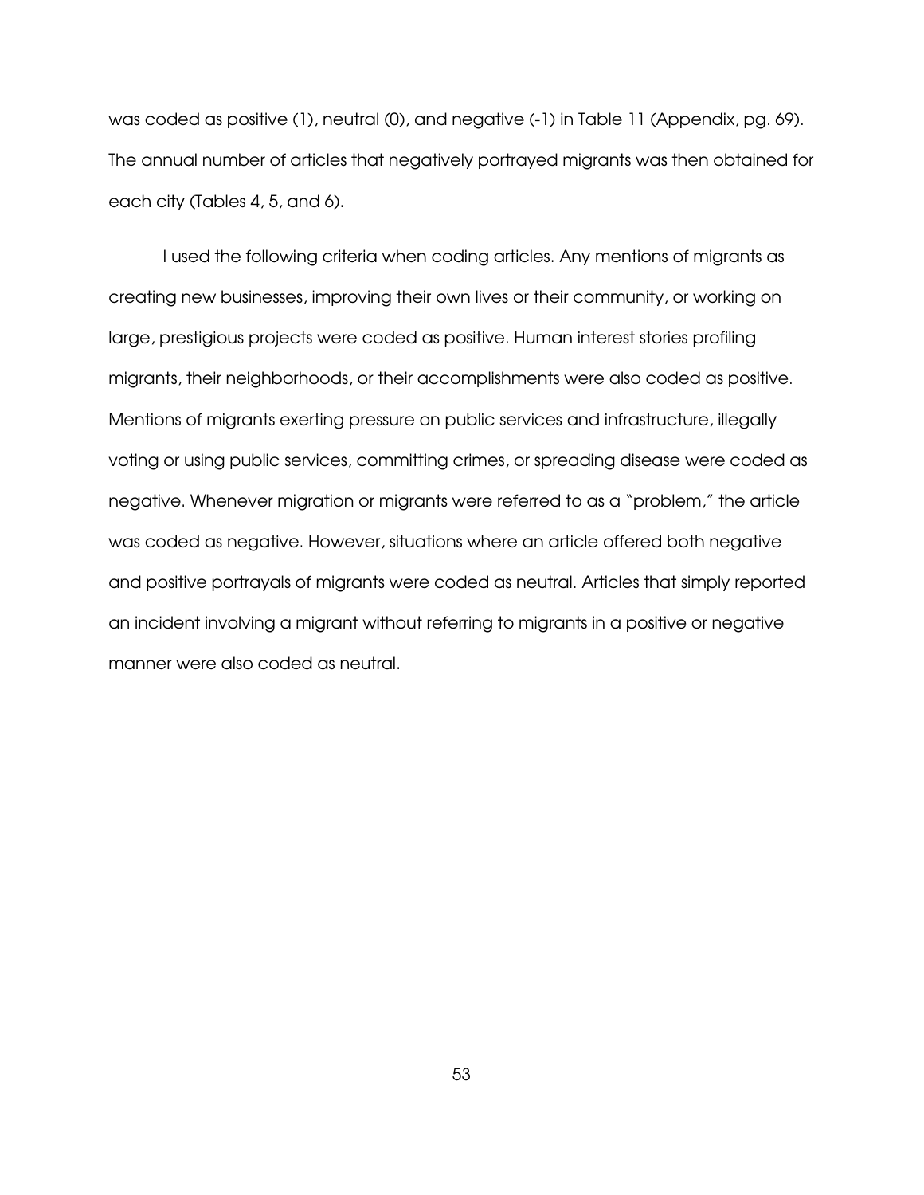was coded as positive (1), neutral (0), and negative (-1) in Table 11 (Appendix, pg. 69). The annual number of articles that negatively portrayed migrants was then obtained for each city (Tables 4, 5, and 6).

I used the following criteria when coding articles. Any mentions of migrants as creating new businesses, improving their own lives or their community, or working on large, prestigious projects were coded as positive. Human interest stories profiling migrants, their neighborhoods, or their accomplishments were also coded as positive. Mentions of migrants exerting pressure on public services and infrastructure, illegally voting or using public services, committing crimes, or spreading disease were coded as negative. Whenever migration or migrants were referred to as a "problem," the article was coded as negative. However, situations where an article offered both negative and positive portrayals of migrants were coded as neutral. Articles that simply reported an incident involving a migrant without referring to migrants in a positive or negative manner were also coded as neutral.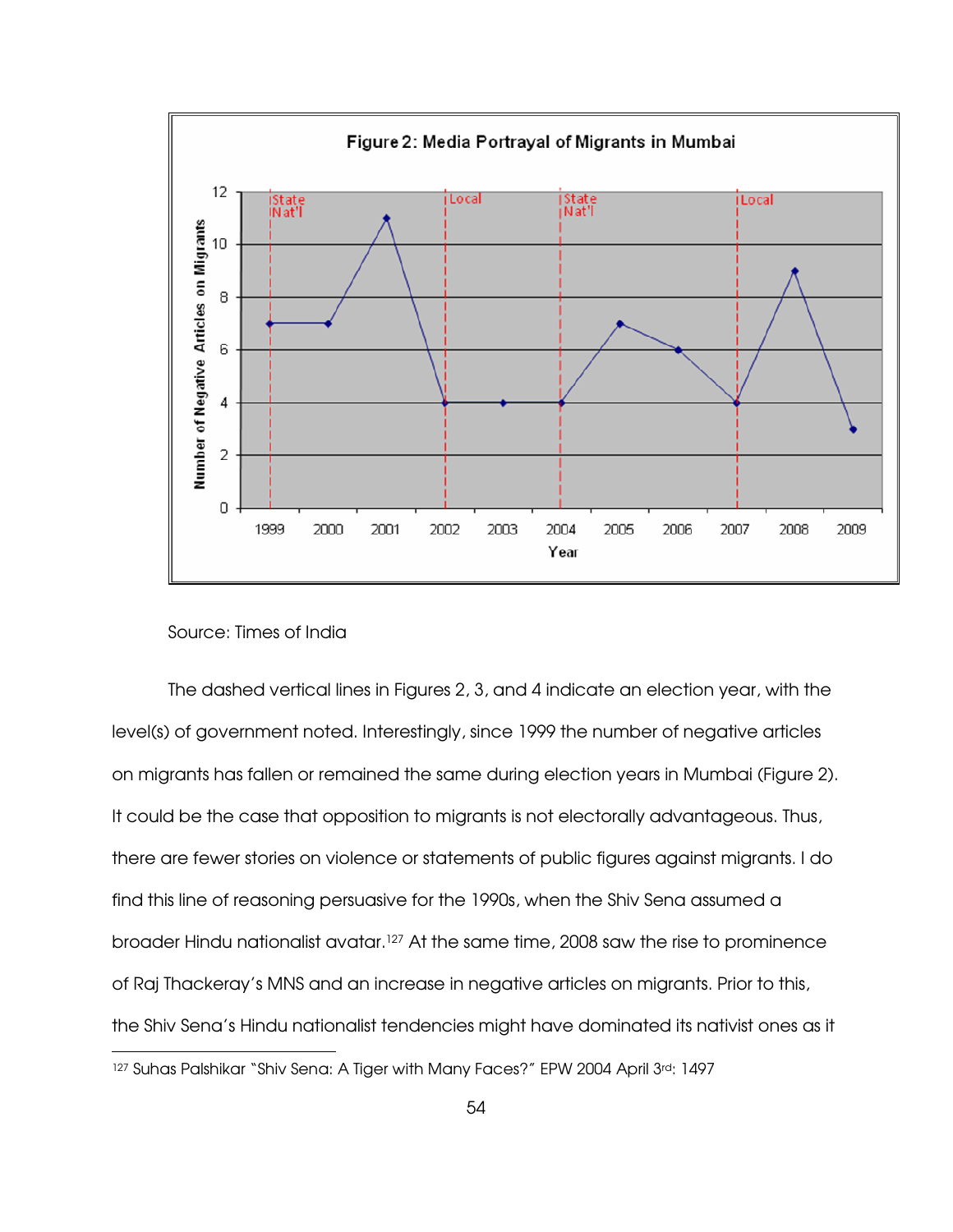**Figure 2: Media Portrayal of Migrants in Mumbai**

Source: Times of India

The dashed vertical lines in Figures 2, 3, and 4 indicate an election year, with the level(s) of government noted. Interestingly, since 1999 the number of negative articles on migrants has fallen or remained the same during election years in Mumbai (Figure 2). It could be the case that opposition to migrants is not electorally advantageous. Thus, there are fewer stories on violence or statements of public figures against migrants. I do find this line of reasoning persuasive for the 1990s, when the Shiv Sena assumed a broader Hindu nationalist avatar.[127] At the same time, 2008 saw the rise to prominence of Raj Thackeray's MNS and an increase in negative articles on migrants. Prior to this, the Shiv Sena's Hindu nationalist tendencies might have dominated its nativist ones as it

[127] Suhas Palshikar "Shiv Sena: A Tiger with Many Faces?" EPW 2004 April 3rd: 1497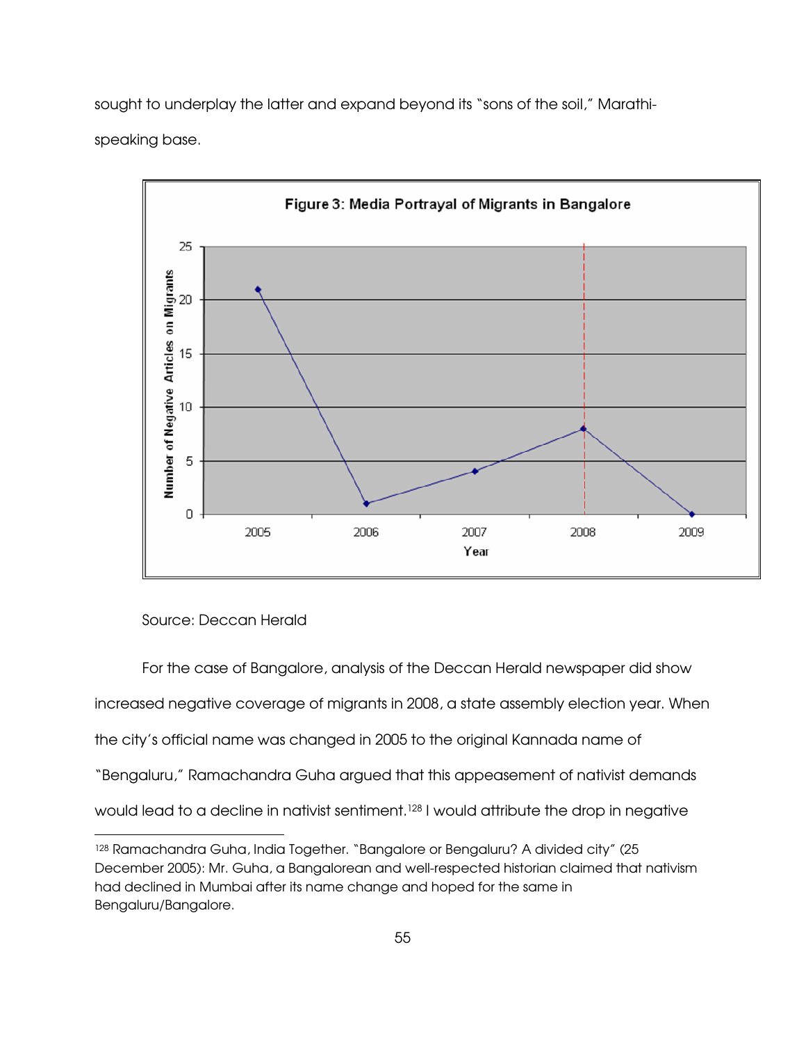sought to underplay the latter and expand beyond its "sons of the soil," Marathi-speaking base.

**Figure 3: Media Portrayal of Migrants in Bangalore**

Source: Deccan Herald

For the case of Bangalore, analysis of the Deccan Herald newspaper did show increased negative coverage of migrants in 2008, a state assembly election year. When the city's official name was changed in 2005 to the original Kannada name of "Bengaluru," Ramachandra Guha argued that this appeasement of nativist demands would lead to a decline in nativist sentiment.[128] I would attribute the drop in negative

---

[128] Ramachandra Guha, India Together. "Bangalore or Bengaluru? A divided city" (25 December 2005): Mr. Guha, a Bangalorean and well-respected historian claimed that nativism had declined in Mumbai after its name change and hoped for the same in Bengaluru/Bangalore.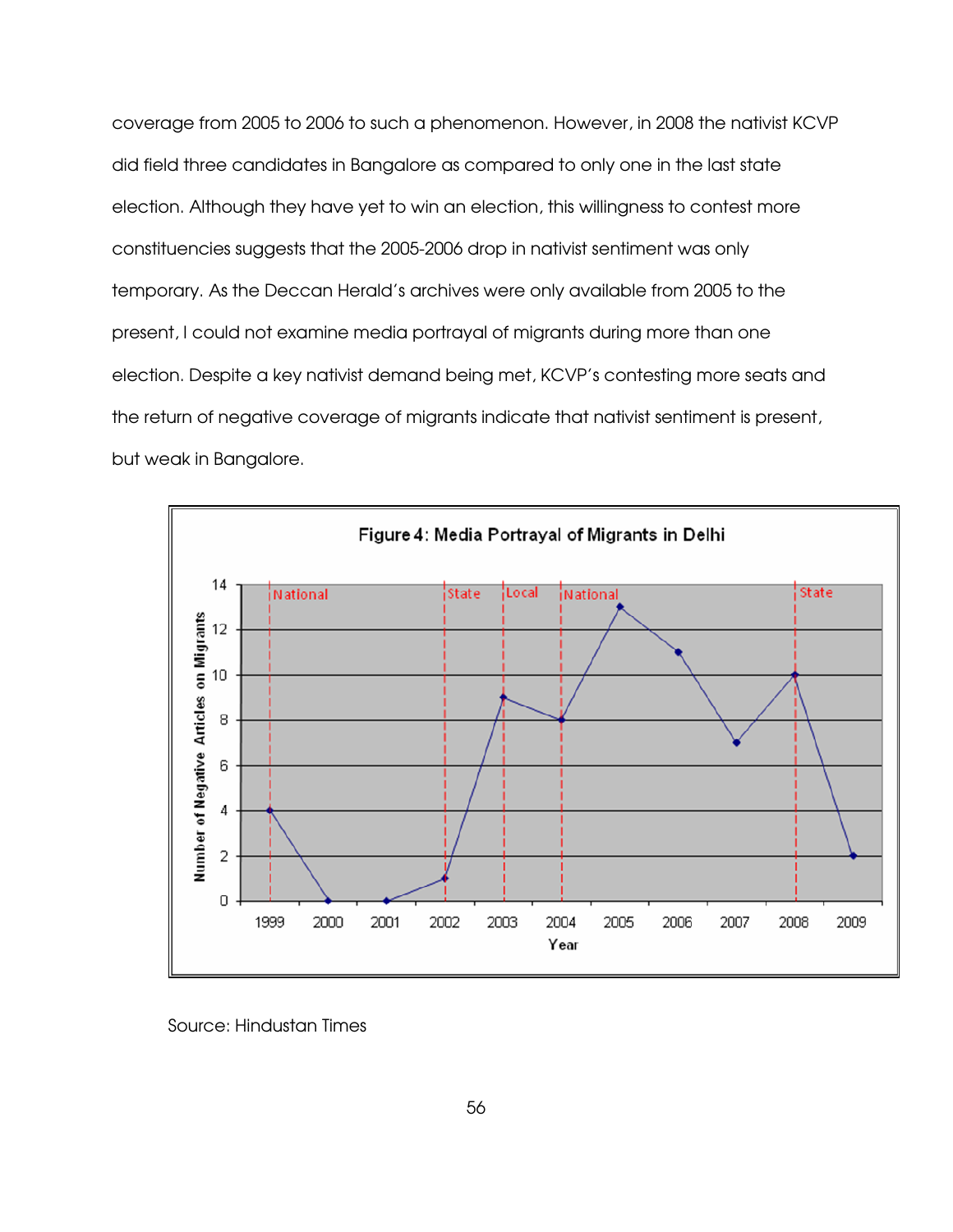coverage from 2005 to 2006 to such a phenomenon. However, in 2008 the nativist KCVP did field three candidates in Bangalore as compared to only one in the last state election. Although they have yet to win an election, this willingness to contest more constituencies suggests that the 2005-2006 drop in nativist sentiment was only temporary. As the Deccan Herald's archives were only available from 2005 to the present, I could not examine media portrayal of migrants during more than one election. Despite a key nativist demand being met, KCVP's contesting more seats and the return of negative coverage of migrants indicate that nativist sentiment is present, but weak in Bangalore.

**Figure 4: Media Portrayal of Migrants in Delhi**

| Year | Number of Negative Articles on Migrants | Election |
|---|---|---|
| 1999 | 4 | National |
| 2000 | 0 | |
| 2001 | 0 | |
| 2002 | 1 | State |
| 2003 | 9 | Local |
| 2004 | 8 | National |
| 2005 | 13 | |
| 2006 | 11 | |
| 2007 | 7 | |
| 2008 | 10 | State |
| 2009 | 2 | |

Source: Hindustan Times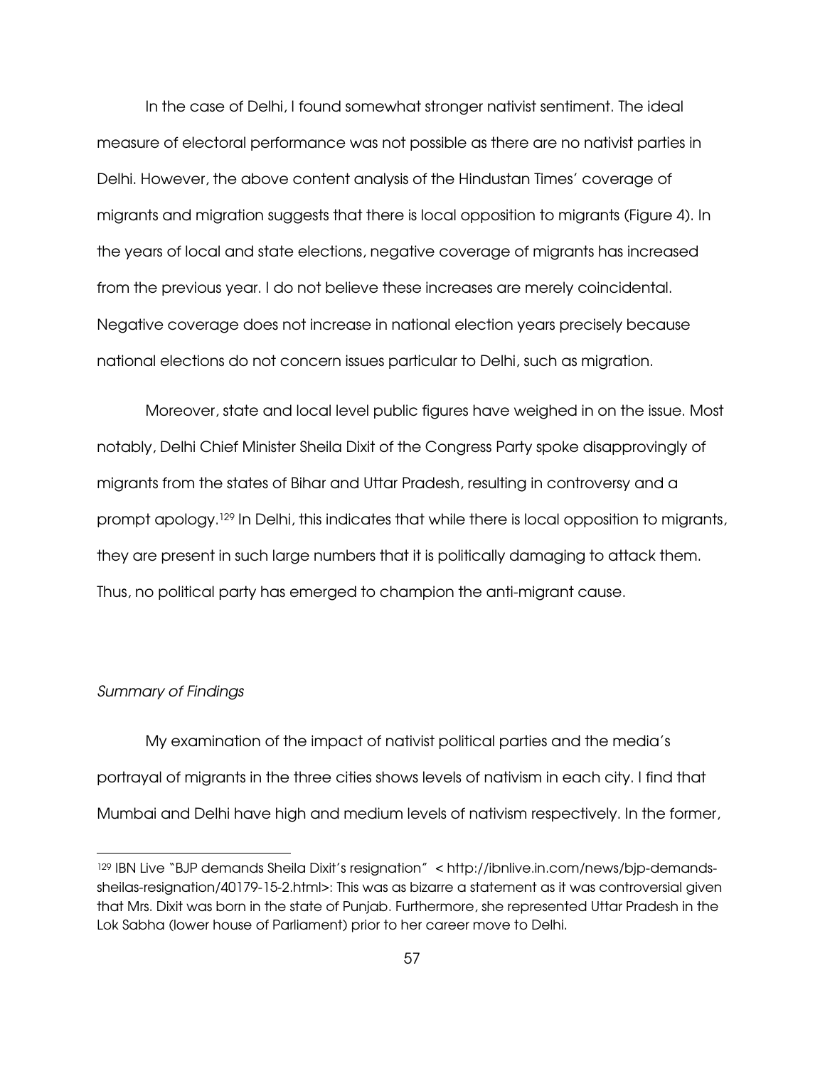In the case of Delhi, I found somewhat stronger nativist sentiment. The ideal measure of electoral performance was not possible as there are no nativist parties in Delhi. However, the above content analysis of the Hindustan Times' coverage of migrants and migration suggests that there is local opposition to migrants (Figure 4). In the years of local and state elections, negative coverage of migrants has increased from the previous year. I do not believe these increases are merely coincidental. Negative coverage does not increase in national election years precisely because national elections do not concern issues particular to Delhi, such as migration.

Moreover, state and local level public figures have weighed in on the issue. Most notably, Delhi Chief Minister Sheila Dixit of the Congress Party spoke disapprovingly of migrants from the states of Bihar and Uttar Pradesh, resulting in controversy and a prompt apology.[129] In Delhi, this indicates that while there is local opposition to migrants, they are present in such large numbers that it is politically damaging to attack them. Thus, no political party has emerged to champion the anti-migrant cause.

*Summary of Findings*

My examination of the impact of nativist political parties and the media's portrayal of migrants in the three cities shows levels of nativism in each city. I find that Mumbai and Delhi have high and medium levels of nativism respectively. In the former,

---

[129] IBN Live "BJP demands Sheila Dixit's resignation" < http://ibnlive.in.com/news/bjp-demands-sheilas-resignation/40179-15-2.html>: This was as bizarre a statement as it was controversial given that Mrs. Dixit was born in the state of Punjab. Furthermore, she represented Uttar Pradesh in the Lok Sabha (lower house of Parliament) prior to her career move to Delhi.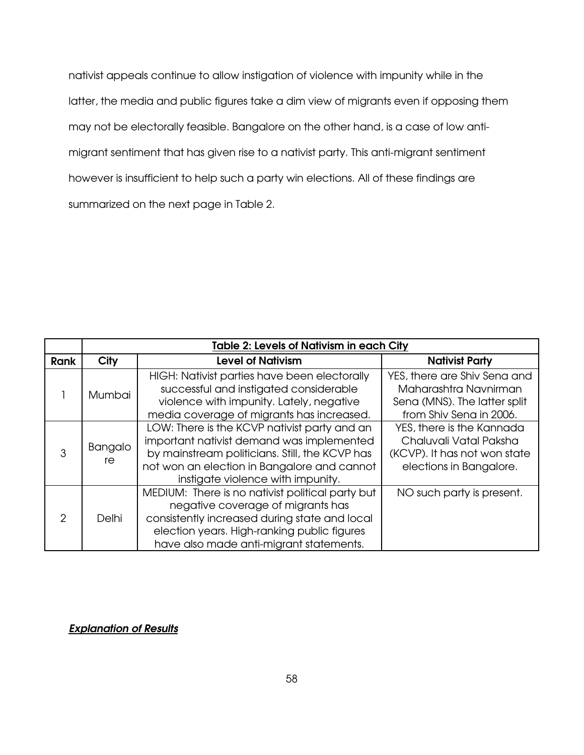nativist appeals continue to allow instigation of violence with impunity while in the latter, the media and public figures take a dim view of migrants even if opposing them may not be electorally feasible. Bangalore on the other hand, is a case of low anti-migrant sentiment that has given rise to a nativist party. This anti-migrant sentiment however is insufficient to help such a party win elections. All of these findings are summarized on the next page in Table 2.

| | **Table 2: Levels of Nativism in each City** | | |
|---|---|---|---|
| **Rank** | **City** | **Level of Nativism** | **Nativist Party** |
| 1 | Mumbai | HIGH: Nativist parties have been electorally successful and instigated considerable violence with impunity. Lately, negative media coverage of migrants has increased. | YES, there are Shiv Sena and Maharashtra Navnirman Sena (MNS). The latter split from Shiv Sena in 2006. |
| 3 | Bangalore | LOW: There is the KCVP nativist party and an important nativist demand was implemented by mainstream politicians. Still, the KCVP has not won an election in Bangalore and cannot instigate violence with impunity. | YES, there is the Kannada Chaluvali Vatal Paksha (KCVP). It has not won state elections in Bangalore. |
| 2 | Delhi | MEDIUM: There is no nativist political party but negative coverage of migrants has consistently increased during state and local election years. High-ranking public figures have also made anti-migrant statements. | NO such party is present. |

***Explanation of Results***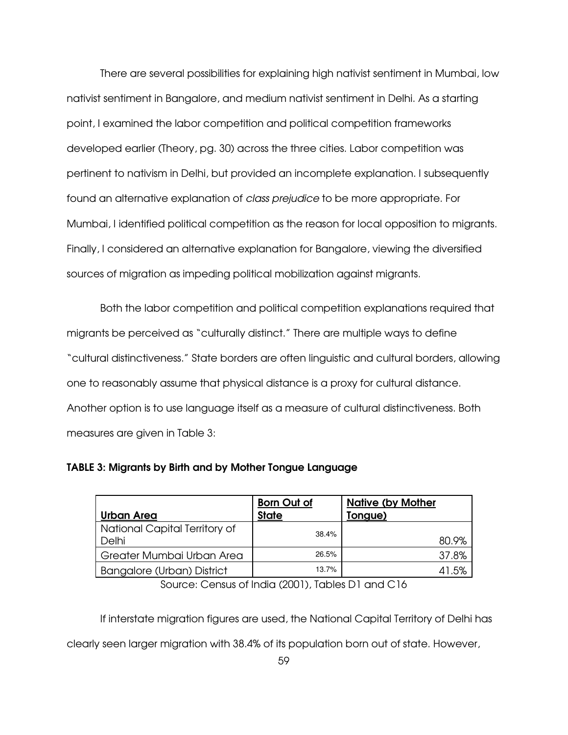There are several possibilities for explaining high nativist sentiment in Mumbai, low nativist sentiment in Bangalore, and medium nativist sentiment in Delhi. As a starting point, I examined the labor competition and political competition frameworks developed earlier (Theory, pg. 30) across the three cities. Labor competition was pertinent to nativism in Delhi, but provided an incomplete explanation. I subsequently found an alternative explanation of *class prejudice* to be more appropriate. For Mumbai, I identified political competition as the reason for local opposition to migrants. Finally, I considered an alternative explanation for Bangalore, viewing the diversified sources of migration as impeding political mobilization against migrants.

Both the labor competition and political competition explanations required that migrants be perceived as "culturally distinct." There are multiple ways to define "cultural distinctiveness." State borders are often linguistic and cultural borders, allowing one to reasonably assume that physical distance is a proxy for cultural distance. Another option is to use language itself as a measure of cultural distinctiveness. Both measures are given in Table 3:

**TABLE 3: Migrants by Birth and by Mother Tongue Language**

| Urban Area | Born Out of State | Native (by Mother Tongue) |
|---|---|---|
| National Capital Territory of Delhi | 38.4% | 80.9% |
| Greater Mumbai Urban Area | 26.5% | 37.8% |
| Bangalore (Urban) District | 13.7% | 41.5% |

Source: Census of India (2001), Tables D1 and C16

If interstate migration figures are used, the National Capital Territory of Delhi has clearly seen larger migration with 38.4% of its population born out of state. However,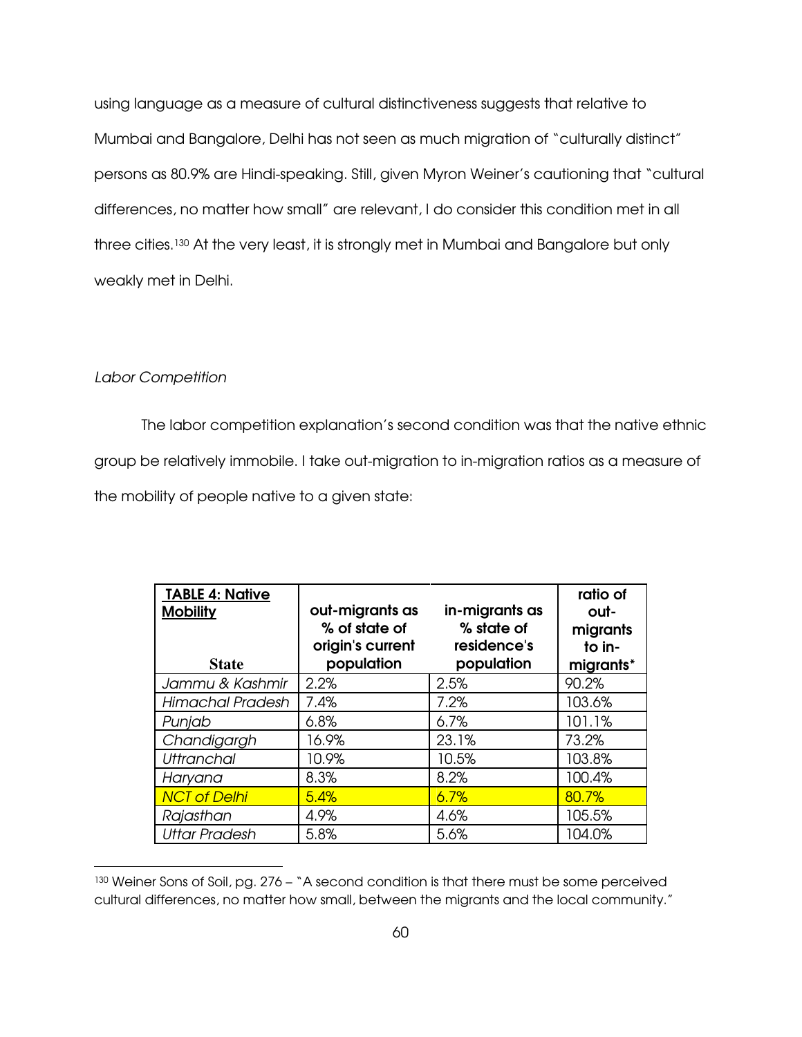using language as a measure of cultural distinctiveness suggests that relative to Mumbai and Bangalore, Delhi has not seen as much migration of "culturally distinct" persons as 80.9% are Hindi-speaking. Still, given Myron Weiner's cautioning that "cultural differences, no matter how small" are relevant, I do consider this condition met in all three cities.[130] At the very least, it is strongly met in Mumbai and Bangalore but only weakly met in Delhi.

*Labor Competition*

The labor competition explanation's second condition was that the native ethnic group be relatively immobile. I take out-migration to in-migration ratios as a measure of the mobility of people native to a given state:

| **TABLE 4: Native Mobility** <br> **State** | **out-migrants as % of state of origin's current population** | **in-migrants as % state of residence's population** | **ratio of out-migrants to in-migrants*** |
|---|---|---|---|
| *Jammu & Kashmir* | 2.2% | 2.5% | 90.2% |
| *Himachal Pradesh* | 7.4% | 7.2% | 103.6% |
| *Punjab* | 6.8% | 6.7% | 101.1% |
| *Chandigargh* | 16.9% | 23.1% | 73.2% |
| *Uttranchal* | 10.9% | 10.5% | 103.8% |
| *Haryana* | 8.3% | 8.2% | 100.4% |
| *NCT of Delhi* | 5.4% | 6.7% | 80.7% |
| *Rajasthan* | 4.9% | 4.6% | 105.5% |
| *Uttar Pradesh* | 5.8% | 5.6% | 104.0% |

[130] Weiner Sons of Soil, pg. 276 – "A second condition is that there must be some perceived cultural differences, no matter how small, between the migrants and the local community."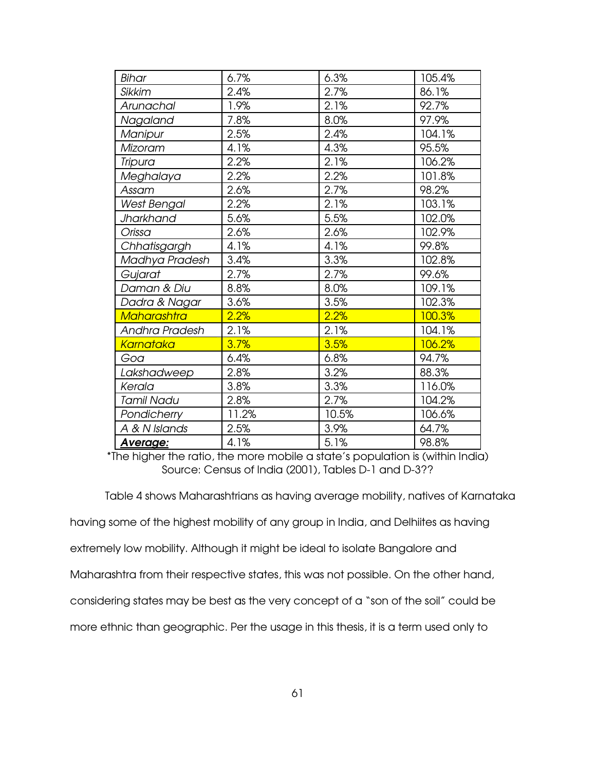| *Bihar* | 6.7% | 6.3% | 105.4% |
|---|---|---|---|
| *Sikkim* | 2.4% | 2.7% | 86.1% |
| *Arunachal* | 1.9% | 2.1% | 92.7% |
| *Nagaland* | 7.8% | 8.0% | 97.9% |
| *Manipur* | 2.5% | 2.4% | 104.1% |
| *Mizoram* | 4.1% | 4.3% | 95.5% |
| *Tripura* | 2.2% | 2.1% | 106.2% |
| *Meghalaya* | 2.2% | 2.2% | 101.8% |
| *Assam* | 2.6% | 2.7% | 98.2% |
| *West Bengal* | 2.2% | 2.1% | 103.1% |
| *Jharkhand* | 5.6% | 5.5% | 102.0% |
| *Orissa* | 2.6% | 2.6% | 102.9% |
| *Chhatisgargh* | 4.1% | 4.1% | 99.8% |
| *Madhya Pradesh* | 3.4% | 3.3% | 102.8% |
| *Gujarat* | 2.7% | 2.7% | 99.6% |
| *Daman & Diu* | 8.8% | 8.0% | 109.1% |
| *Dadra & Nagar* | 3.6% | 3.5% | 102.3% |
| *Maharashtra* | 2.2% | 2.2% | 100.3% |
| *Andhra Pradesh* | 2.1% | 2.1% | 104.1% |
| *Karnataka* | 3.7% | 3.5% | 106.2% |
| *Goa* | 6.4% | 6.8% | 94.7% |
| *Lakshadweep* | 2.8% | 3.2% | 88.3% |
| *Kerala* | 3.8% | 3.3% | 116.0% |
| *Tamil Nadu* | 2.8% | 2.7% | 104.2% |
| *Pondicherry* | 11.2% | 10.5% | 106.6% |
| *A & N Islands* | 2.5% | 3.9% | 64.7% |
| ***Average:*** | 4.1% | 5.1% | 98.8% |

*The higher the ratio, the more mobile a state's population is (within India)
Source: Census of India (2001), Tables D-1 and D-3??

Table 4 shows Maharashtrians as having average mobility, natives of Karnataka having some of the highest mobility of any group in India, and Delhiites as having extremely low mobility. Although it might be ideal to isolate Bangalore and Maharashtra from their respective states, this was not possible. On the other hand, considering states may be best as the very concept of a "son of the soil" could be more ethnic than geographic. Per the usage in this thesis, it is a term used only to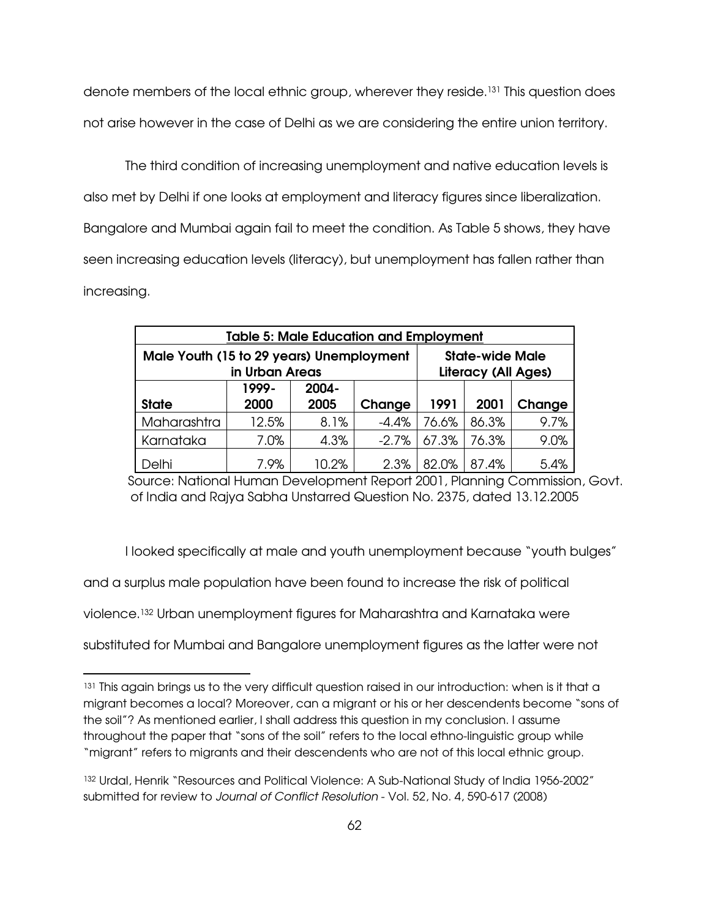denote members of the local ethnic group, wherever they reside.[131] This question does not arise however in the case of Delhi as we are considering the entire union territory.

The third condition of increasing unemployment and native education levels is also met by Delhi if one looks at employment and literacy figures since liberalization. Bangalore and Mumbai again fail to meet the condition. As Table 5 shows, they have seen increasing education levels (literacy), but unemployment has fallen rather than increasing.

| Table 5: Male Education and Employment | | | | | | |
|---|---|---|---|---|---|---|
| **Male Youth (15 to 29 years) Unemployment in Urban Areas** | | | | **State-wide Male Literacy (All Ages)** | | |
| **State** | **1999-2000** | **2004-2005** | **Change** | **1991** | **2001** | **Change** |
| Maharashtra | 12.5% | 8.1% | -4.4% | 76.6% | 86.3% | 9.7% |
| Karnataka | 7.0% | 4.3% | -2.7% | 67.3% | 76.3% | 9.0% |
| Delhi | 7.9% | 10.2% | 2.3% | 82.0% | 87.4% | 5.4% |

Source: National Human Development Report 2001, Planning Commission, Govt. of India and Rajya Sabha Unstarred Question No. 2375, dated 13.12.2005

I looked specifically at male and youth unemployment because "youth bulges" and a surplus male population have been found to increase the risk of political violence.[132] Urban unemployment figures for Maharashtra and Karnataka were substituted for Mumbai and Bangalore unemployment figures as the latter were not

---

[131] This again brings us to the very difficult question raised in our introduction: when is it that a migrant becomes a local? Moreover, can a migrant or his or her descendents become "sons of the soil"? As mentioned earlier, I shall address this question in my conclusion. I assume throughout the paper that "sons of the soil" refers to the local ethno-linguistic group while "migrant" refers to migrants and their descendents who are not of this local ethnic group.

[132] Urdal, Henrik "Resources and Political Violence: A Sub-National Study of India 1956-2002" submitted for review to *Journal of Conflict Resolution* - Vol. 52, No. 4, 590-617 (2008)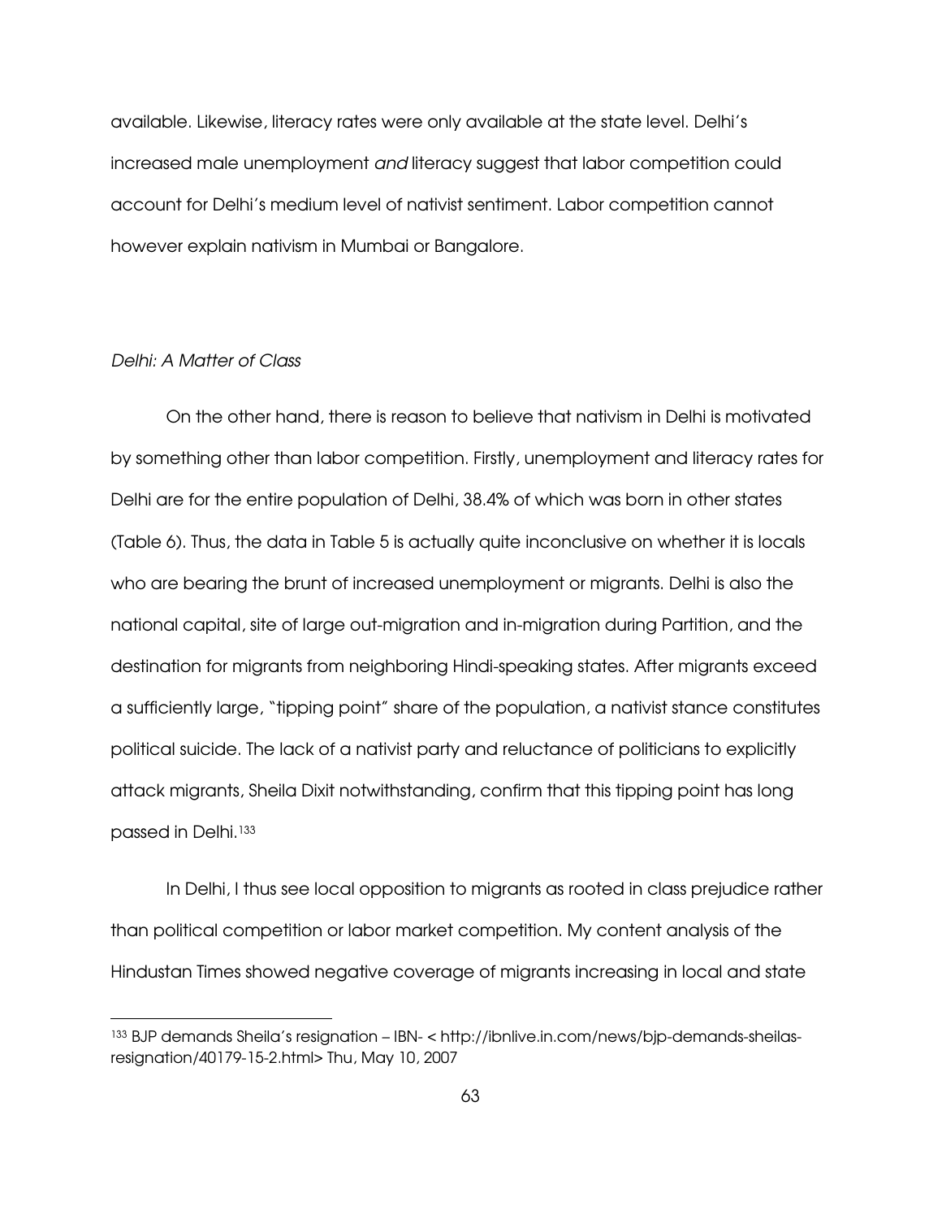available. Likewise, literacy rates were only available at the state level. Delhi's increased male unemployment *and* literacy suggest that labor competition could account for Delhi's medium level of nativist sentiment. Labor competition cannot however explain nativism in Mumbai or Bangalore.

### *Delhi: A Matter of Class*

On the other hand, there is reason to believe that nativism in Delhi is motivated by something other than labor competition. Firstly, unemployment and literacy rates for Delhi are for the entire population of Delhi, 38.4% of which was born in other states (Table 6). Thus, the data in Table 5 is actually quite inconclusive on whether it is locals who are bearing the brunt of increased unemployment or migrants. Delhi is also the national capital, site of large out-migration and in-migration during Partition, and the destination for migrants from neighboring Hindi-speaking states. After migrants exceed a sufficiently large, "tipping point" share of the population, a nativist stance constitutes political suicide. The lack of a nativist party and reluctance of politicians to explicitly attack migrants, Sheila Dixit notwithstanding, confirm that this tipping point has long passed in Delhi.[133]

In Delhi, I thus see local opposition to migrants as rooted in class prejudice rather than political competition or labor market competition. My content analysis of the Hindustan Times showed negative coverage of migrants increasing in local and state

---

[133] BJP demands Sheila's resignation – IBN- < http://ibnlive.in.com/news/bjp-demands-sheilas-resignation/40179-15-2.html> Thu, May 10, 2007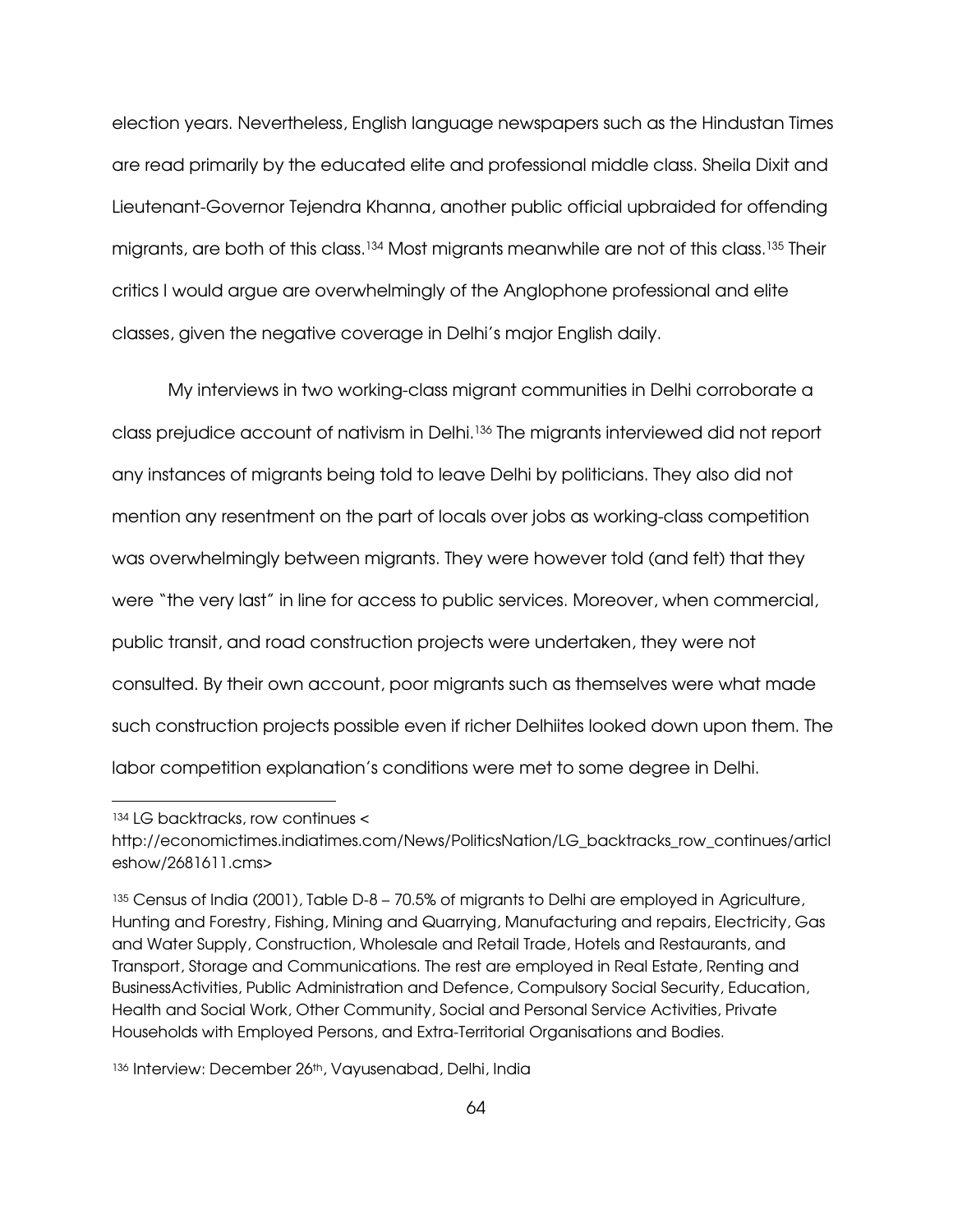election years. Nevertheless, English language newspapers such as the Hindustan Times are read primarily by the educated elite and professional middle class. Sheila Dixit and Lieutenant-Governor Tejendra Khanna, another public official upbraided for offending migrants, are both of this class.[134] Most migrants meanwhile are not of this class.[135] Their critics I would argue are overwhelmingly of the Anglophone professional and elite classes, given the negative coverage in Delhi's major English daily.

My interviews in two working-class migrant communities in Delhi corroborate a class prejudice account of nativism in Delhi.[136] The migrants interviewed did not report any instances of migrants being told to leave Delhi by politicians. They also did not mention any resentment on the part of locals over jobs as working-class competition was overwhelmingly between migrants. They were however told (and felt) that they were "the very last" in line for access to public services. Moreover, when commercial, public transit, and road construction projects were undertaken, they were not consulted. By their own account, poor migrants such as themselves were what made such construction projects possible even if richer Delhiites looked down upon them. The labor competition explanation's conditions were met to some degree in Delhi.

---

[134] LG backtracks, row continues < http://economictimes.indiatimes.com/News/PoliticsNation/LG_backtracks_row_continues/articleshow/2681611.cms>

[135] Census of India (2001), Table D-8 – 70.5% of migrants to Delhi are employed in Agriculture, Hunting and Forestry, Fishing, Mining and Quarrying, Manufacturing and repairs, Electricity, Gas and Water Supply, Construction, Wholesale and Retail Trade, Hotels and Restaurants, and Transport, Storage and Communications. The rest are employed in Real Estate, Renting and BusinessActivities, Public Administration and Defence, Compulsory Social Security, Education, Health and Social Work, Other Community, Social and Personal Service Activities, Private Households with Employed Persons, and Extra-Territorial Organisations and Bodies.

[136] Interview: December 26th, Vayusenabad, Delhi, India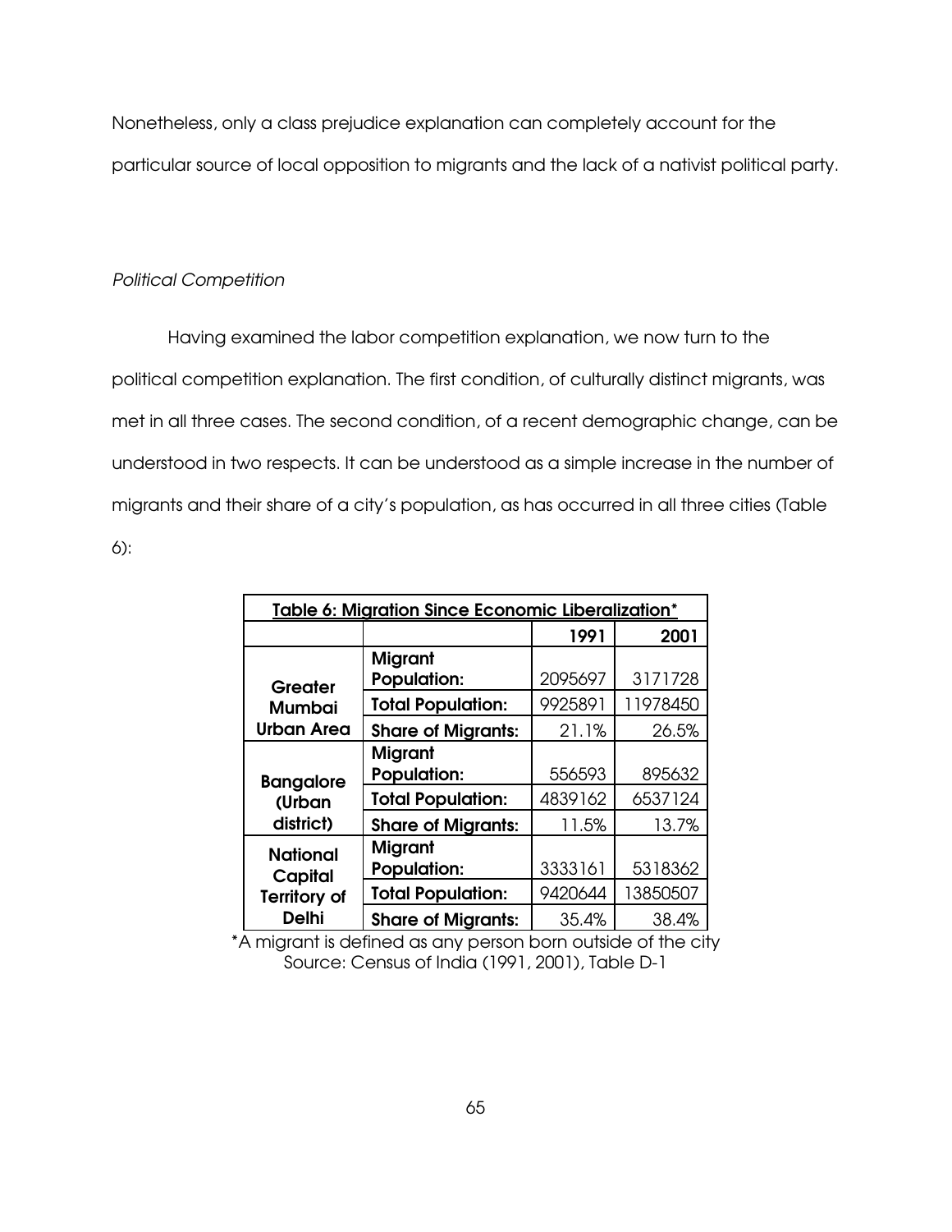Nonetheless, only a class prejudice explanation can completely account for the particular source of local opposition to migrants and the lack of a nativist political party.

*Political Competition*

Having examined the labor competition explanation, we now turn to the political competition explanation. The first condition, of culturally distinct migrants, was met in all three cases. The second condition, of a recent demographic change, can be understood in two respects. It can be understood as a simple increase in the number of migrants and their share of a city's population, as has occurred in all three cities (Table 6):

| **Table 6: Migration Since Economic Liberalization*** | | | |
|---|---|---|---|
| | | **1991** | **2001** |
| **Greater Mumbai Urban Area** | **Migrant Population:** | 2095697 | 3171728 |
| | **Total Population:** | 9925891 | 11978450 |
| | **Share of Migrants:** | 21.1% | 26.5% |
| **Bangalore (Urban district)** | **Migrant Population:** | 556593 | 895632 |
| | **Total Population:** | 4839162 | 6537124 |
| | **Share of Migrants:** | 11.5% | 13.7% |
| **National Capital Territory of Delhi** | **Migrant Population:** | 3333161 | 5318362 |
| | **Total Population:** | 9420644 | 13850507 |
| | **Share of Migrants:** | 35.4% | 38.4% |

*A migrant is defined as any person born outside of the city
Source: Census of India (1991, 2001), Table D-1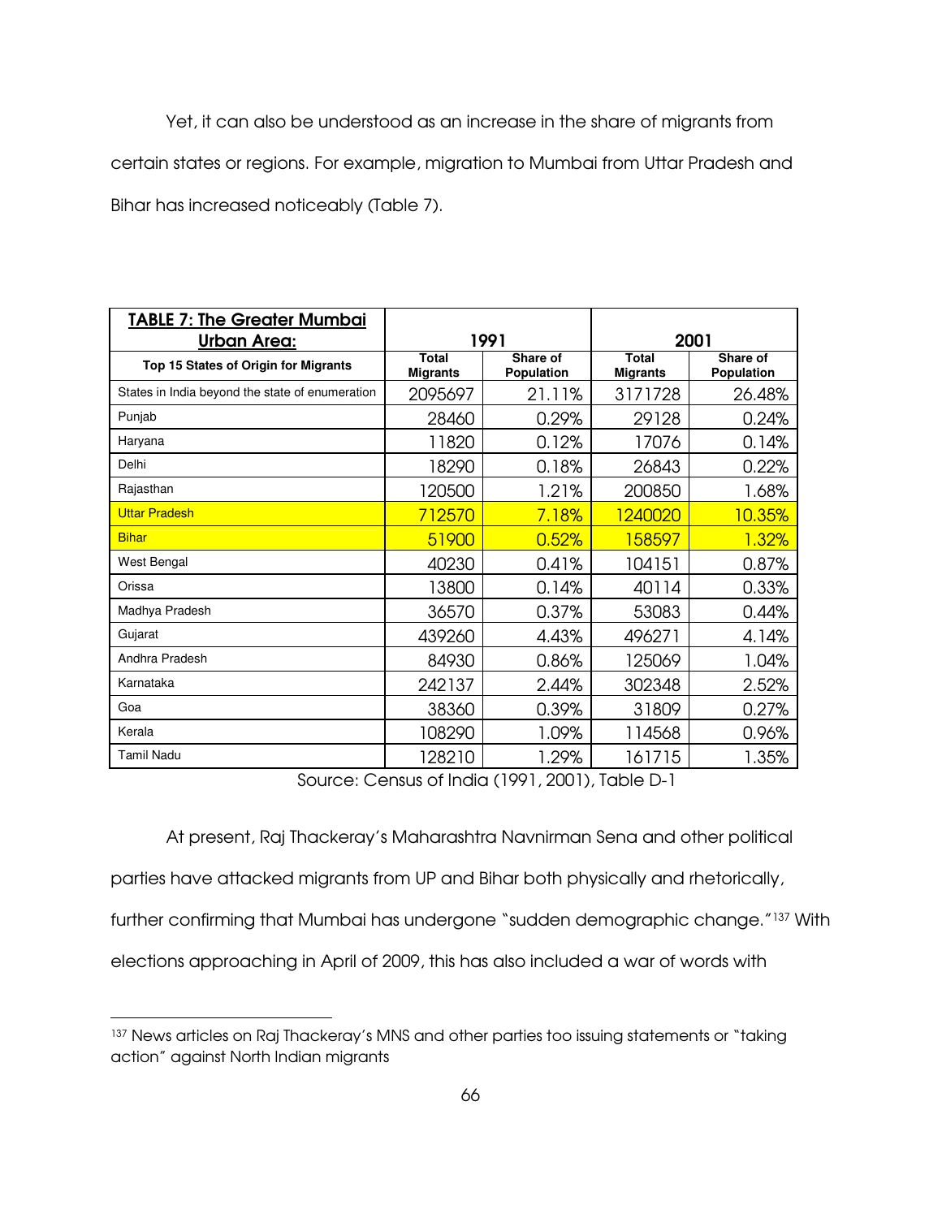Yet, it can also be understood as an increase in the share of migrants from certain states or regions. For example, migration to Mumbai from Uttar Pradesh and Bihar has increased noticeably (Table 7).

| **TABLE 7: The Greater Mumbai Urban Area:** | 1991 | | 2001 | |
|---|---|---|---|---|
| **Top 15 States of Origin for Migrants** | **Total Migrants** | **Share of Population** | **Total Migrants** | **Share of Population** |
| States in India beyond the state of enumeration | 2095697 | 21.11% | 3171728 | 26.48% |
| Punjab | 28460 | 0.29% | 29128 | 0.24% |
| Haryana | 11820 | 0.12% | 17076 | 0.14% |
| Delhi | 18290 | 0.18% | 26843 | 0.22% |
| Rajasthan | 120500 | 1.21% | 200850 | 1.68% |
| Uttar Pradesh | 712570 | 7.18% | 1240020 | 10.35% |
| Bihar | 51900 | 0.52% | 158597 | 1.32% |
| West Bengal | 40230 | 0.41% | 104151 | 0.87% |
| Orissa | 13800 | 0.14% | 40114 | 0.33% |
| Madhya Pradesh | 36570 | 0.37% | 53083 | 0.44% |
| Gujarat | 439260 | 4.43% | 496271 | 4.14% |
| Andhra Pradesh | 84930 | 0.86% | 125069 | 1.04% |
| Karnataka | 242137 | 2.44% | 302348 | 2.52% |
| Goa | 38360 | 0.39% | 31809 | 0.27% |
| Kerala | 108290 | 1.09% | 114568 | 0.96% |
| Tamil Nadu | 128210 | 1.29% | 161715 | 1.35% |

Source: Census of India (1991, 2001), Table D-1

At present, Raj Thackeray's Maharashtra Navnirman Sena and other political parties have attacked migrants from UP and Bihar both physically and rhetorically, further confirming that Mumbai has undergone "sudden demographic change."[137] With elections approaching in April of 2009, this has also included a war of words with

[137] News articles on Raj Thackeray's MNS and other parties too issuing statements or "taking action" against North Indian migrants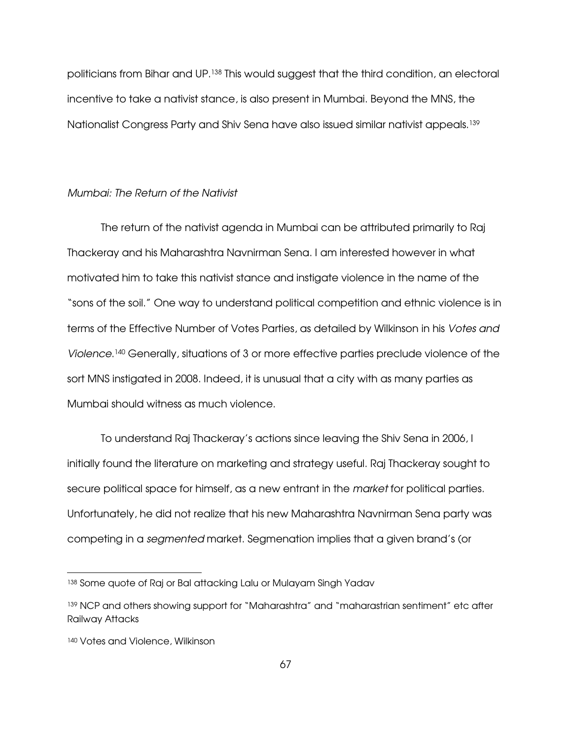politicians from Bihar and UP.[138] This would suggest that the third condition, an electoral incentive to take a nativist stance, is also present in Mumbai. Beyond the MNS, the Nationalist Congress Party and Shiv Sena have also issued similar nativist appeals.[139]

*Mumbai: The Return of the Nativist*

The return of the nativist agenda in Mumbai can be attributed primarily to Raj Thackeray and his Maharashtra Navnirman Sena. I am interested however in what motivated him to take this nativist stance and instigate violence in the name of the "sons of the soil." One way to understand political competition and ethnic violence is in terms of the Effective Number of Votes Parties, as detailed by Wilkinson in his *Votes and Violence*.[140] Generally, situations of 3 or more effective parties preclude violence of the sort MNS instigated in 2008. Indeed, it is unusual that a city with as many parties as Mumbai should witness as much violence.

To understand Raj Thackeray's actions since leaving the Shiv Sena in 2006, I initially found the literature on marketing and strategy useful. Raj Thackeray sought to secure political space for himself, as a new entrant in the *market* for political parties. Unfortunately, he did not realize that his new Maharashtra Navnirman Sena party was competing in a *segmented* market. Segmenation implies that a given brand's (or

---

[138] Some quote of Raj or Bal attacking Lalu or Mulayam Singh Yadav

[139] NCP and others showing support for "Maharashtra" and "maharastrian sentiment" etc after Railway Attacks

[140] Votes and Violence, Wilkinson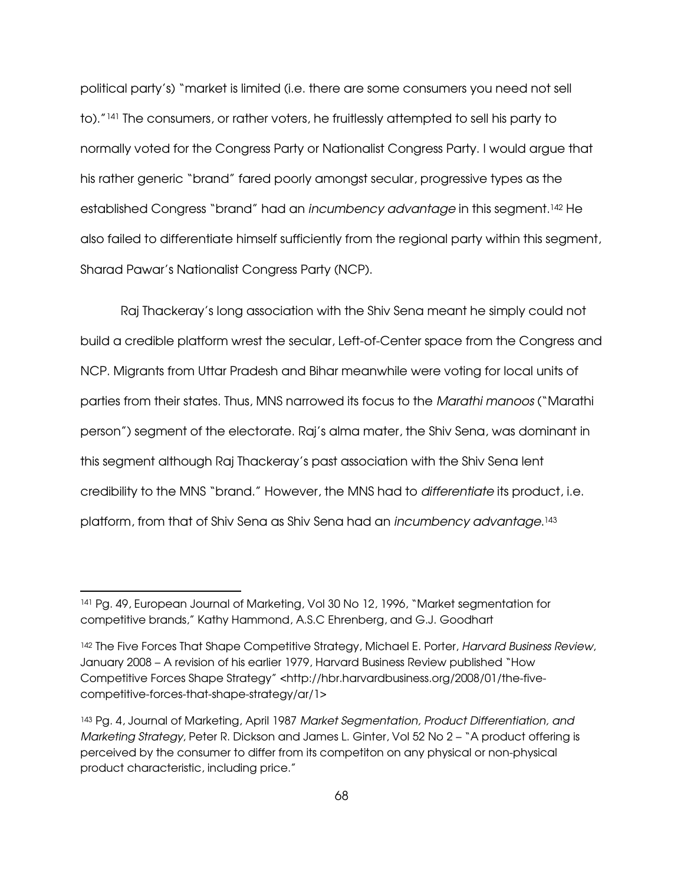political party's) "market is limited (i.e. there are some consumers you need not sell to)."[141] The consumers, or rather voters, he fruitlessly attempted to sell his party to normally voted for the Congress Party or Nationalist Congress Party. I would argue that his rather generic "brand" fared poorly amongst secular, progressive types as the established Congress "brand" had an *incumbency advantage* in this segment.[142] He also failed to differentiate himself sufficiently from the regional party within this segment, Sharad Pawar's Nationalist Congress Party (NCP).

Raj Thackeray's long association with the Shiv Sena meant he simply could not build a credible platform wrest the secular, Left-of-Center space from the Congress and NCP. Migrants from Uttar Pradesh and Bihar meanwhile were voting for local units of parties from their states. Thus, MNS narrowed its focus to the *Marathi manoos* ("Marathi person") segment of the electorate. Raj's alma mater, the Shiv Sena, was dominant in this segment although Raj Thackeray's past association with the Shiv Sena lent credibility to the MNS "brand." However, the MNS had to *differentiate* its product, i.e. platform, from that of Shiv Sena as Shiv Sena had an *incumbency advantage*.[143]

---

[141] Pg. 49, European Journal of Marketing, Vol 30 No 12, 1996, "Market segmentation for competitive brands," Kathy Hammond, A.S.C Ehrenberg, and G.J. Goodhart

[142] The Five Forces That Shape Competitive Strategy, Michael E. Porter, *Harvard Business Review*, January 2008 – A revision of his earlier 1979, Harvard Business Review published "How Competitive Forces Shape Strategy" <http://hbr.harvardbusiness.org/2008/01/the-five-competitive-forces-that-shape-strategy/ar/1>

[143] Pg. 4, Journal of Marketing, April 1987 *Market Segmentation, Product Differentiation, and Marketing Strategy*, Peter R. Dickson and James L. Ginter, Vol 52 No 2 – "A product offering is perceived by the consumer to differ from its competiton on any physical or non-physical product characteristic, including price."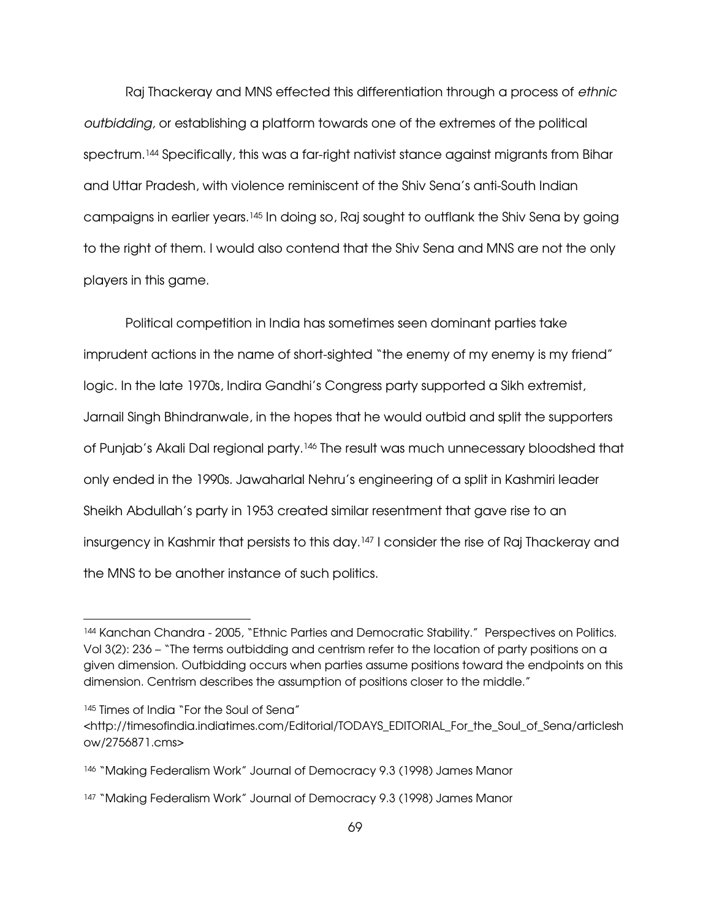Raj Thackeray and MNS effected this differentiation through a process of *ethnic outbidding,* or establishing a platform towards one of the extremes of the political spectrum.[144] Specifically, this was a far-right nativist stance against migrants from Bihar and Uttar Pradesh, with violence reminiscent of the Shiv Sena's anti-South Indian campaigns in earlier years.[145] In doing so, Raj sought to outflank the Shiv Sena by going to the right of them. I would also contend that the Shiv Sena and MNS are not the only players in this game.

Political competition in India has sometimes seen dominant parties take imprudent actions in the name of short-sighted "the enemy of my enemy is my friend" logic. In the late 1970s, Indira Gandhi's Congress party supported a Sikh extremist, Jarnail Singh Bhindranwale, in the hopes that he would outbid and split the supporters of Punjab's Akali Dal regional party.[146] The result was much unnecessary bloodshed that only ended in the 1990s. Jawaharlal Nehru's engineering of a split in Kashmiri leader Sheikh Abdullah's party in 1953 created similar resentment that gave rise to an insurgency in Kashmir that persists to this day.[147] I consider the rise of Raj Thackeray and the MNS to be another instance of such politics.

---

[144] Kanchan Chandra - 2005, "Ethnic Parties and Democratic Stability." Perspectives on Politics. Vol 3(2): 236 – "The terms outbidding and centrism refer to the location of party positions on a given dimension. Outbidding occurs when parties assume positions toward the endpoints on this dimension. Centrism describes the assumption of positions closer to the middle."

[145] Times of India "For the Soul of Sena" <http://timesofindia.indiatimes.com/Editorial/TODAYS_EDITORIAL_For_the_Soul_of_Sena/articleshow/2756871.cms>

[146] "Making Federalism Work" Journal of Democracy 9.3 (1998) James Manor

[147] "Making Federalism Work" Journal of Democracy 9.3 (1998) James Manor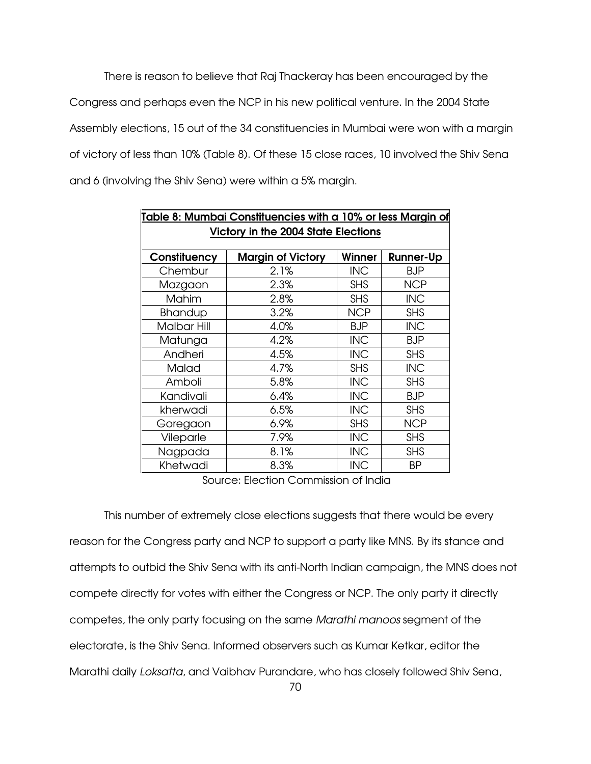There is reason to believe that Raj Thackeray has been encouraged by the Congress and perhaps even the NCP in his new political venture. In the 2004 State Assembly elections, 15 out of the 34 constituencies in Mumbai were won with a margin of victory of less than 10% (Table 8). Of these 15 close races, 10 involved the Shiv Sena and 6 (involving the Shiv Sena) were within a 5% margin.

**Table 8: Mumbai Constituencies with a 10% or less Margin of Victory in the 2004 State Elections**

| Constituency | Margin of Victory | Winner | Runner-Up |
|---|---|---|---|
| Chembur | 2.1% | INC | BJP |
| Mazgaon | 2.3% | SHS | NCP |
| Mahim | 2.8% | SHS | INC |
| Bhandup | 3.2% | NCP | SHS |
| Malbar Hill | 4.0% | BJP | INC |
| Matunga | 4.2% | INC | BJP |
| Andheri | 4.5% | INC | SHS |
| Malad | 4.7% | SHS | INC |
| Amboli | 5.8% | INC | SHS |
| Kandivali | 6.4% | INC | BJP |
| kherwadi | 6.5% | INC | SHS |
| Goregaon | 6.9% | SHS | NCP |
| Vileparle | 7.9% | INC | SHS |
| Nagpada | 8.1% | INC | SHS |
| Khetwadi | 8.3% | INC | BP |

Source: Election Commission of India

This number of extremely close elections suggests that there would be every reason for the Congress party and NCP to support a party like MNS. By its stance and attempts to outbid the Shiv Sena with its anti-North Indian campaign, the MNS does not compete directly for votes with either the Congress or NCP. The only party it directly competes, the only party focusing on the same *Marathi manoos* segment of the electorate, is the Shiv Sena. Informed observers such as Kumar Ketkar, editor the Marathi daily *Loksatta*, and Vaibhav Purandare, who has closely followed Shiv Sena,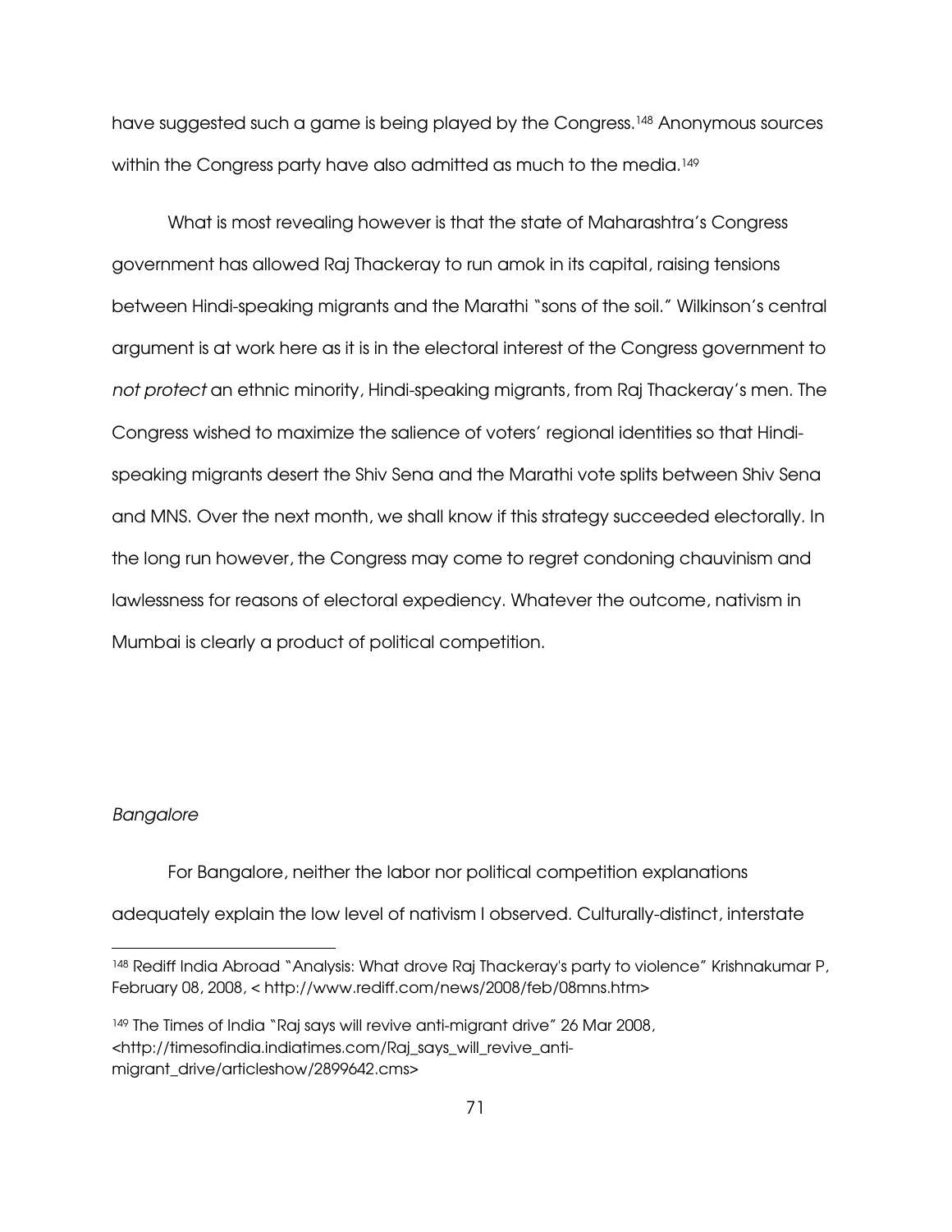have suggested such a game is being played by the Congress.[148] Anonymous sources within the Congress party have also admitted as much to the media.[149]

What is most revealing however is that the state of Maharashtra's Congress government has allowed Raj Thackeray to run amok in its capital, raising tensions between Hindi-speaking migrants and the Marathi "sons of the soil." Wilkinson's central argument is at work here as it is in the electoral interest of the Congress government to *not protect* an ethnic minority, Hindi-speaking migrants, from Raj Thackeray's men. The Congress wished to maximize the salience of voters' regional identities so that Hindi-speaking migrants desert the Shiv Sena and the Marathi vote splits between Shiv Sena and MNS. Over the next month, we shall know if this strategy succeeded electorally. In the long run however, the Congress may come to regret condoning chauvinism and lawlessness for reasons of electoral expediency. Whatever the outcome, nativism in Mumbai is clearly a product of political competition.

*Bangalore*

For Bangalore, neither the labor nor political competition explanations adequately explain the low level of nativism I observed. Culturally-distinct, interstate

[148] Rediff India Abroad "Analysis: What drove Raj Thackeray's party to violence" Krishnakumar P, February 08, 2008, < http://www.rediff.com/news/2008/feb/08mns.htm>

[149] The Times of India "Raj says will revive anti-migrant drive" 26 Mar 2008, <http://timesofindia.indiatimes.com/Raj_says_will_revive_anti-migrant_drive/articleshow/2899642.cms>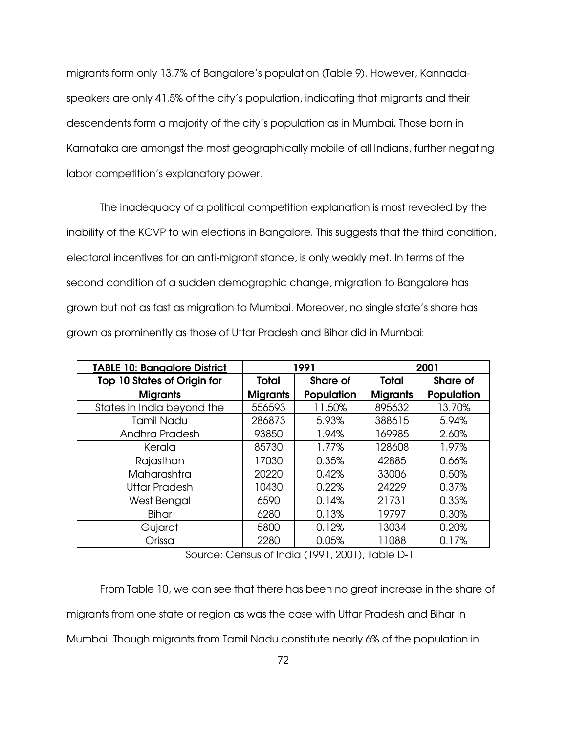migrants form only 13.7% of Bangalore's population (Table 9). However, Kannada-speakers are only 41.5% of the city's population, indicating that migrants and their descendents form a majority of the city's population as in Mumbai. Those born in Karnataka are amongst the most geographically mobile of all Indians, further negating labor competition's explanatory power.

The inadequacy of a political competition explanation is most revealed by the inability of the KCVP to win elections in Bangalore. This suggests that the third condition, electoral incentives for an anti-migrant stance, is only weakly met. In terms of the second condition of a sudden demographic change, migration to Bangalore has grown but not as fast as migration to Mumbai. Moreover, no single state's share has grown as prominently as those of Uttar Pradesh and Bihar did in Mumbai:

| **TABLE 10: Bangalore District** | **1991** | | **2001** | |
|---|---|---|---|---|
| **Top 10 States of Origin for Migrants** | **Total Migrants** | **Share of Population** | **Total Migrants** | **Share of Population** |
| States in India beyond the | 556593 | 11.50% | 895632 | 13.70% |
| Tamil Nadu | 286873 | 5.93% | 388615 | 5.94% |
| Andhra Pradesh | 93850 | 1.94% | 169985 | 2.60% |
| Kerala | 85730 | 1.77% | 128608 | 1.97% |
| Rajasthan | 17030 | 0.35% | 42885 | 0.66% |
| Maharashtra | 20220 | 0.42% | 33006 | 0.50% |
| Uttar Pradesh | 10430 | 0.22% | 24229 | 0.37% |
| West Bengal | 6590 | 0.14% | 21731 | 0.33% |
| Bihar | 6280 | 0.13% | 19797 | 0.30% |
| Gujarat | 5800 | 0.12% | 13034 | 0.20% |
| Orissa | 2280 | 0.05% | 11088 | 0.17% |

Source: Census of India (1991, 2001), Table D-1

From Table 10, we can see that there has been no great increase in the share of migrants from one state or region as was the case with Uttar Pradesh and Bihar in Mumbai. Though migrants from Tamil Nadu constitute nearly 6% of the population in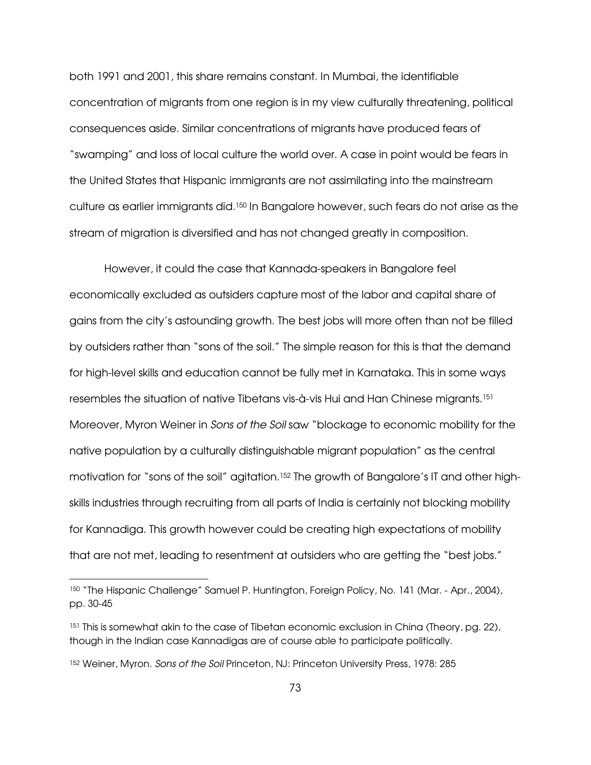both 1991 and 2001, this share remains constant. In Mumbai, the identifiable concentration of migrants from one region is in my view culturally threatening, political consequences aside. Similar concentrations of migrants have produced fears of "swamping" and loss of local culture the world over. A case in point would be fears in the United States that Hispanic immigrants are not assimilating into the mainstream culture as earlier immigrants did.[150] In Bangalore however, such fears do not arise as the stream of migration is diversified and has not changed greatly in composition.

However, it could the case that Kannada-speakers in Bangalore feel economically excluded as outsiders capture most of the labor and capital share of gains from the city's astounding growth. The best jobs will more often than not be filled by outsiders rather than "sons of the soil." The simple reason for this is that the demand for high-level skills and education cannot be fully met in Karnataka. This in some ways resembles the situation of native Tibetans vis-à-vis Hui and Han Chinese migrants.[151] Moreover, Myron Weiner in *Sons of the Soil* saw "blockage to economic mobility for the native population by a culturally distinguishable migrant population" as the central motivation for "sons of the soil" agitation.[152] The growth of Bangalore's IT and other high-skills industries through recruiting from all parts of India is certainly not blocking mobility for Kannadiga. This growth however could be creating high expectations of mobility that are not met, leading to resentment at outsiders who are getting the "best jobs."

---

[150] "The Hispanic Challenge" Samuel P. Huntington, Foreign Policy, No. 141 (Mar. - Apr., 2004), pp. 30-45

[151] This is somewhat akin to the case of Tibetan economic exclusion in China (Theory, pg. 22), though in the Indian case Kannadigas are of course able to participate politically.

[152] Weiner, Myron. *Sons of the Soil* Princeton, NJ: Princeton University Press, 1978: 285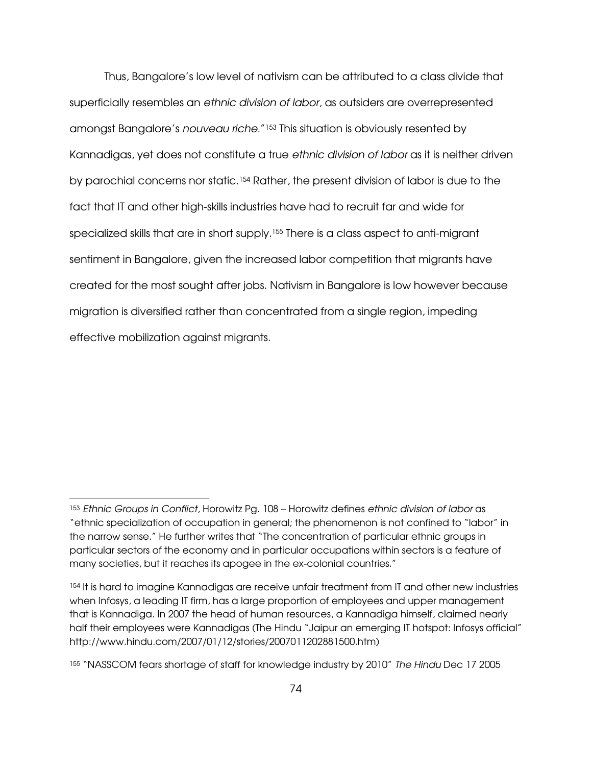Thus, Bangalore's low level of nativism can be attributed to a class divide that superficially resembles an *ethnic division of labor,* as outsiders are overrepresented amongst Bangalore's *nouveau riche*."[153] This situation is obviously resented by Kannadigas, yet does not constitute a true *ethnic division of labor* as it is neither driven by parochial concerns nor static.[154] Rather, the present division of labor is due to the fact that IT and other high-skills industries have had to recruit far and wide for specialized skills that are in short supply.[155] There is a class aspect to anti-migrant sentiment in Bangalore, given the increased labor competition that migrants have created for the most sought after jobs. Nativism in Bangalore is low however because migration is diversified rather than concentrated from a single region, impeding effective mobilization against migrants.

---

[153] *Ethnic Groups in Conflict*, Horowitz Pg. 108 – Horowitz defines *ethnic division of labor* as "ethnic specialization of occupation in general; the phenomenon is not confined to "labor" in the narrow sense." He further writes that "The concentration of particular ethnic groups in particular sectors of the economy and in particular occupations within sectors is a feature of many societies, but it reaches its apogee in the ex-colonial countries."

[154] It is hard to imagine Kannadigas are receive unfair treatment from IT and other new industries when Infosys, a leading IT firm, has a large proportion of employees and upper management that is Kannadiga. In 2007 the head of human resources, a Kannadiga himself, claimed nearly half their employees were Kannadigas (The Hindu "Jaipur an emerging IT hotspot: Infosys official" http://www.hindu.com/2007/01/12/stories/2007011202881500.htm)

[155] "NASSCOM fears shortage of staff for knowledge industry by 2010" *The Hindu* Dec 17 2005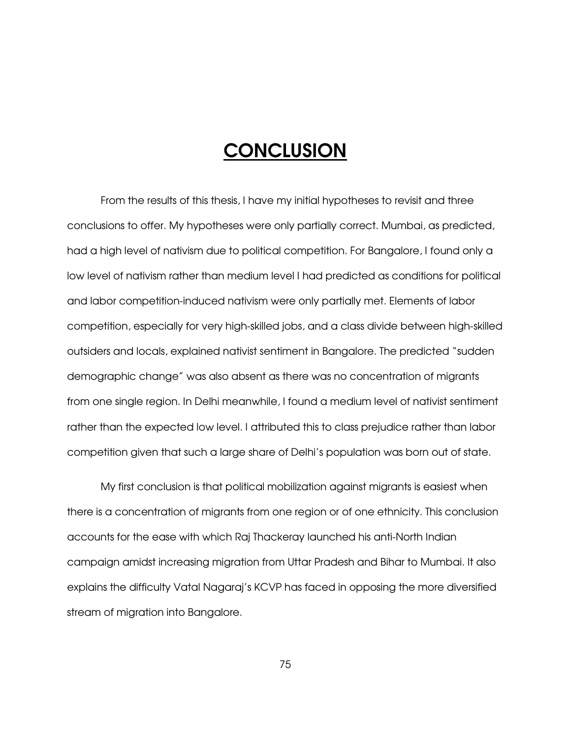# CONCLUSION

From the results of this thesis, I have my initial hypotheses to revisit and three conclusions to offer. My hypotheses were only partially correct. Mumbai, as predicted, had a high level of nativism due to political competition. For Bangalore, I found only a low level of nativism rather than medium level I had predicted as conditions for political and labor competition-induced nativism were only partially met. Elements of labor competition, especially for very high-skilled jobs, and a class divide between high-skilled outsiders and locals, explained nativist sentiment in Bangalore. The predicted "sudden demographic change" was also absent as there was no concentration of migrants from one single region. In Delhi meanwhile, I found a medium level of nativist sentiment rather than the expected low level. I attributed this to class prejudice rather than labor competition given that such a large share of Delhi's population was born out of state.

My first conclusion is that political mobilization against migrants is easiest when there is a concentration of migrants from one region or of one ethnicity. This conclusion accounts for the ease with which Raj Thackeray launched his anti-North Indian campaign amidst increasing migration from Uttar Pradesh and Bihar to Mumbai. It also explains the difficulty Vatal Nagaraj's KCVP has faced in opposing the more diversified stream of migration into Bangalore.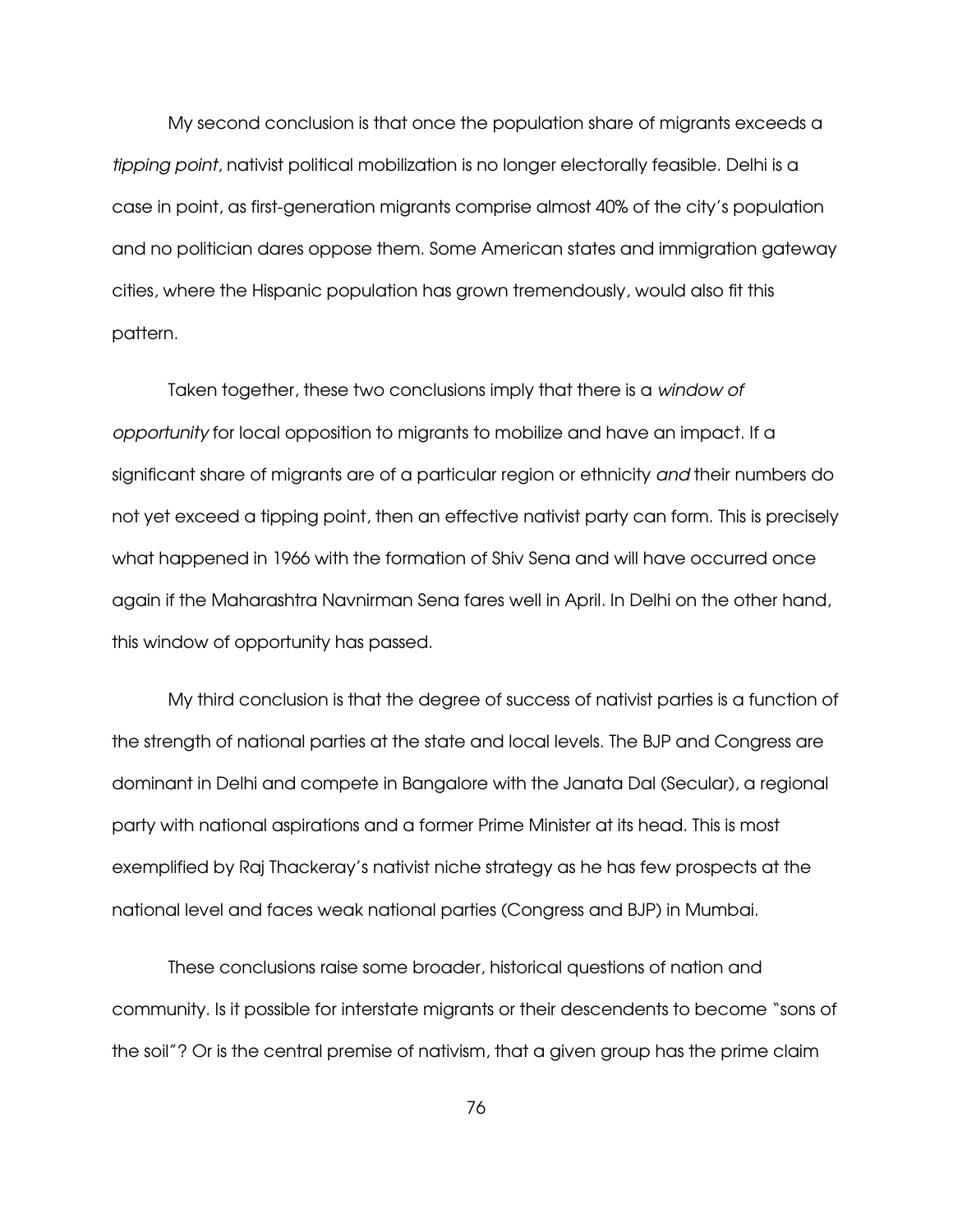My second conclusion is that once the population share of migrants exceeds a *tipping point*, nativist political mobilization is no longer electorally feasible. Delhi is a case in point, as first-generation migrants comprise almost 40% of the city's population and no politician dares oppose them. Some American states and immigration gateway cities, where the Hispanic population has grown tremendously, would also fit this pattern.

Taken together, these two conclusions imply that there is a *window of opportunity* for local opposition to migrants to mobilize and have an impact. If a significant share of migrants are of a particular region or ethnicity *and* their numbers do not yet exceed a tipping point, then an effective nativist party can form. This is precisely what happened in 1966 with the formation of Shiv Sena and will have occurred once again if the Maharashtra Navnirman Sena fares well in April. In Delhi on the other hand, this window of opportunity has passed.

My third conclusion is that the degree of success of nativist parties is a function of the strength of national parties at the state and local levels. The BJP and Congress are dominant in Delhi and compete in Bangalore with the Janata Dal (Secular), a regional party with national aspirations and a former Prime Minister at its head. This is most exemplified by Raj Thackeray's nativist niche strategy as he has few prospects at the national level and faces weak national parties (Congress and BJP) in Mumbai.

These conclusions raise some broader, historical questions of nation and community. Is it possible for interstate migrants or their descendents to become "sons of the soil"? Or is the central premise of nativism, that a given group has the prime claim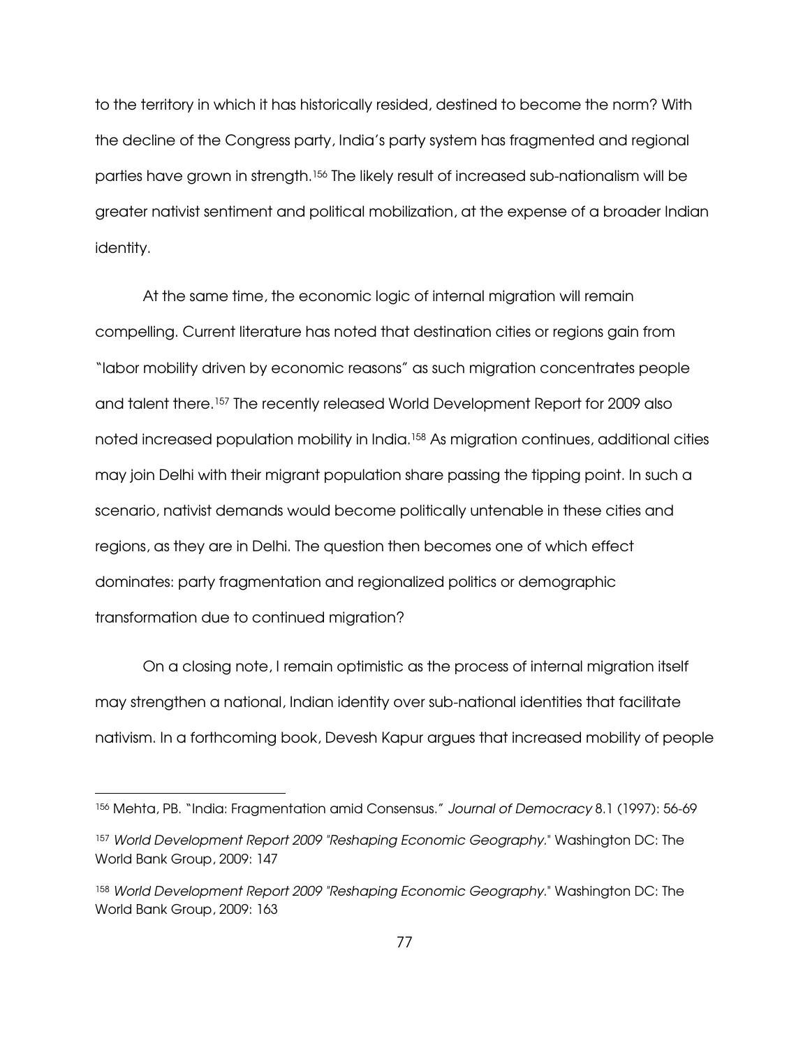to the territory in which it has historically resided, destined to become the norm? With the decline of the Congress party, India's party system has fragmented and regional parties have grown in strength.[156] The likely result of increased sub-nationalism will be greater nativist sentiment and political mobilization, at the expense of a broader Indian identity.

At the same time, the economic logic of internal migration will remain compelling. Current literature has noted that destination cities or regions gain from "labor mobility driven by economic reasons" as such migration concentrates people and talent there.[157] The recently released World Development Report for 2009 also noted increased population mobility in India.[158] As migration continues, additional cities may join Delhi with their migrant population share passing the tipping point. In such a scenario, nativist demands would become politically untenable in these cities and regions, as they are in Delhi. The question then becomes one of which effect dominates: party fragmentation and regionalized politics or demographic transformation due to continued migration?

On a closing note, I remain optimistic as the process of internal migration itself may strengthen a national, Indian identity over sub-national identities that facilitate nativism. In a forthcoming book, Devesh Kapur argues that increased mobility of people

---

[156] Mehta, PB. "India: Fragmentation amid Consensus." *Journal of Democracy* 8.1 (1997): 56-69

[157] *World Development Report 2009 "Reshaping Economic Geography."* Washington DC: The World Bank Group, 2009: 147

[158] *World Development Report 2009 "Reshaping Economic Geography."* Washington DC: The World Bank Group, 2009: 163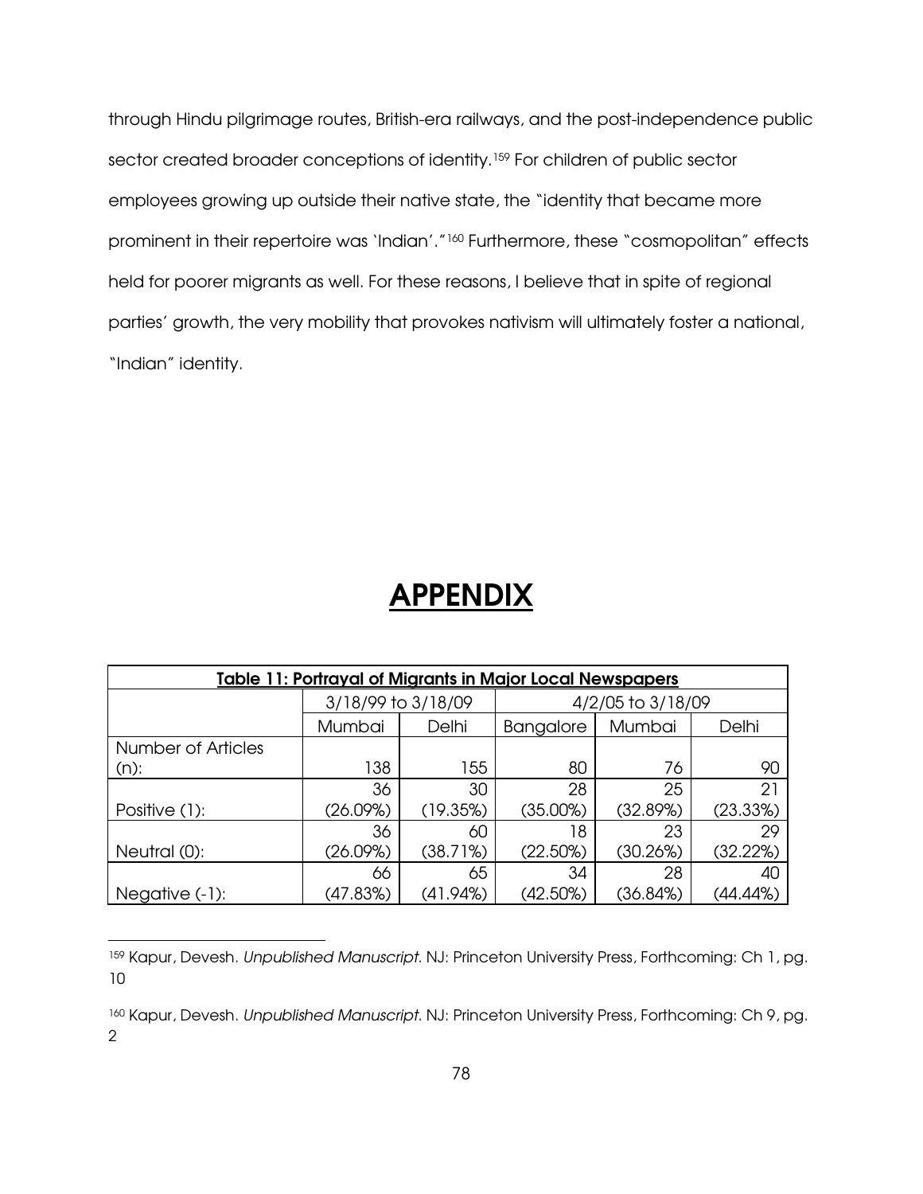through Hindu pilgrimage routes, British-era railways, and the post-independence public sector created broader conceptions of identity.[159] For children of public sector employees growing up outside their native state, the "identity that became more prominent in their repertoire was 'Indian'."[160] Furthermore, these "cosmopolitan" effects held for poorer migrants as well. For these reasons, I believe that in spite of regional parties' growth, the very mobility that provokes nativism will ultimately foster a national, "Indian" identity.

# APPENDIX

| Table 11: Portrayal of Migrants in Major Local Newspapers | | | | | |
|---|---|---|---|---|---|
| | 3/18/99 to 3/18/09 | | 4/2/05 to 3/18/09 | | |
| | Mumbai | Delhi | Bangalore | Mumbai | Delhi |
| Number of Articles (n): | 138 | 155 | 80 | 76 | 90 |
| Positive (1): | 36 (26.09%) | 30 (19.35%) | 28 (35.00%) | 25 (32.89%) | 21 (23.33%) |
| Neutral (0): | 36 (26.09%) | 60 (38.71%) | 18 (22.50%) | 23 (30.26%) | 29 (32.22%) |
| Negative (-1): | 66 (47.83%) | 65 (41.94%) | 34 (42.50%) | 28 (36.84%) | 40 (44.44%) |

[159] Kapur, Devesh. *Unpublished Manuscript*. NJ: Princeton University Press, Forthcoming: Ch 1, pg. 10

[160] Kapur, Devesh. *Unpublished Manuscript*. NJ: Princeton University Press, Forthcoming: Ch 9, pg. 2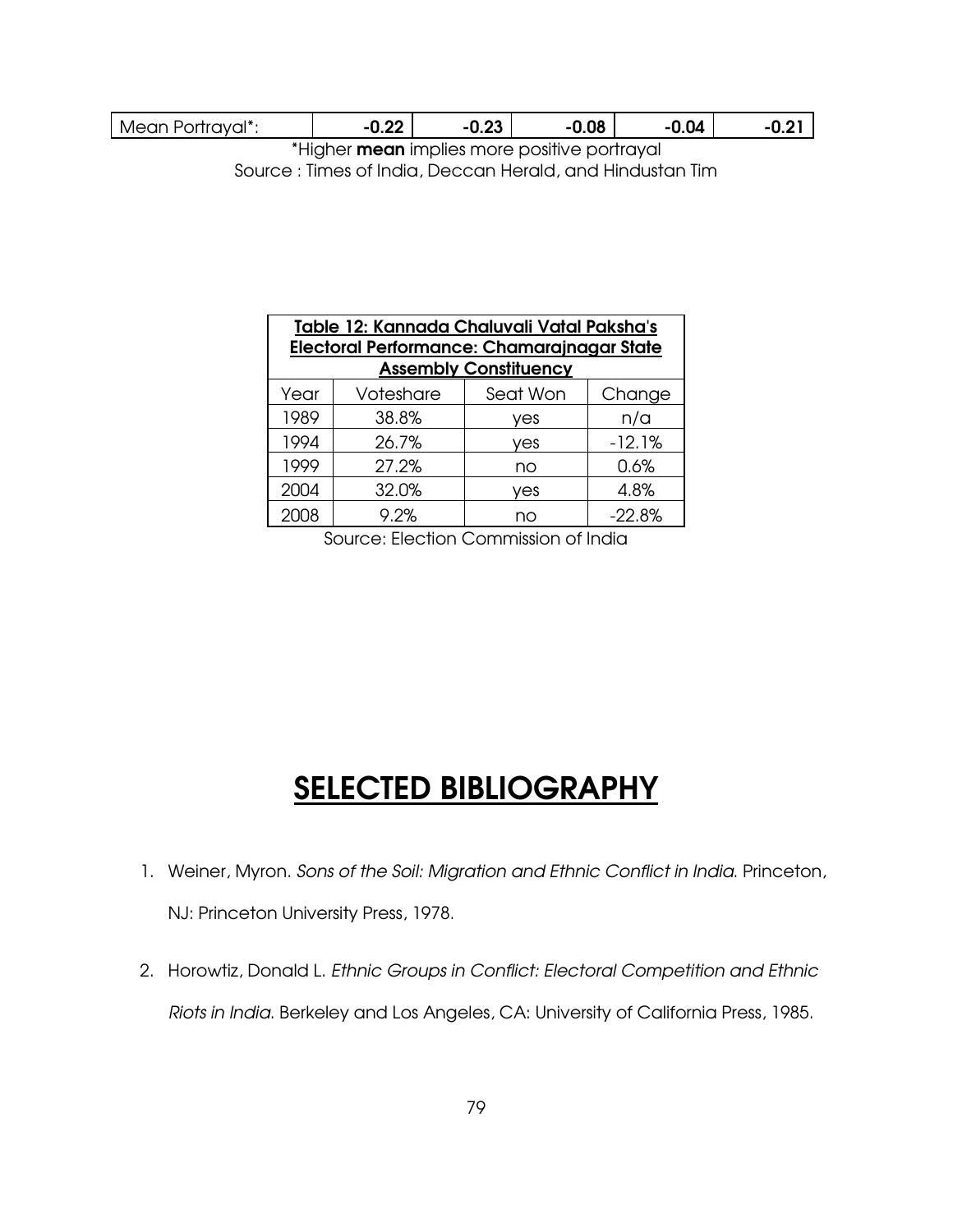| Mean Portrayal*: | **-0.22** | **-0.23** | **-0.08** | **-0.04** | **-0.21** |
|---|---|---|---|---|---|

*Higher **mean** implies more positive portrayal

Source : Times of India, Deccan Herald, and Hindustan Tim

| **Table 12: Kannada Chaluvali Vatal Paksha's Electoral Performance: Chamarajnagar State Assembly Constituency** | | | |
|---|---|---|---|
| Year | Voteshare | Seat Won | Change |
| 1989 | 38.8% | yes | n/a |
| 1994 | 26.7% | yes | -12.1% |
| 1999 | 27.2% | no | 0.6% |
| 2004 | 32.0% | yes | 4.8% |
| 2008 | 9.2% | no | -22.8% |

Source: Election Commission of India

# SELECTED BIBLIOGRAPHY

1. Weiner, Myron. *Sons of the Soil: Migration and Ethnic Conflict in India.* Princeton, NJ: Princeton University Press, 1978.
2. Horowtiz, Donald L. *Ethnic Groups in Conflict: Electoral Competition and Ethnic Riots in India.* Berkeley and Los Angeles, CA: University of California Press, 1985.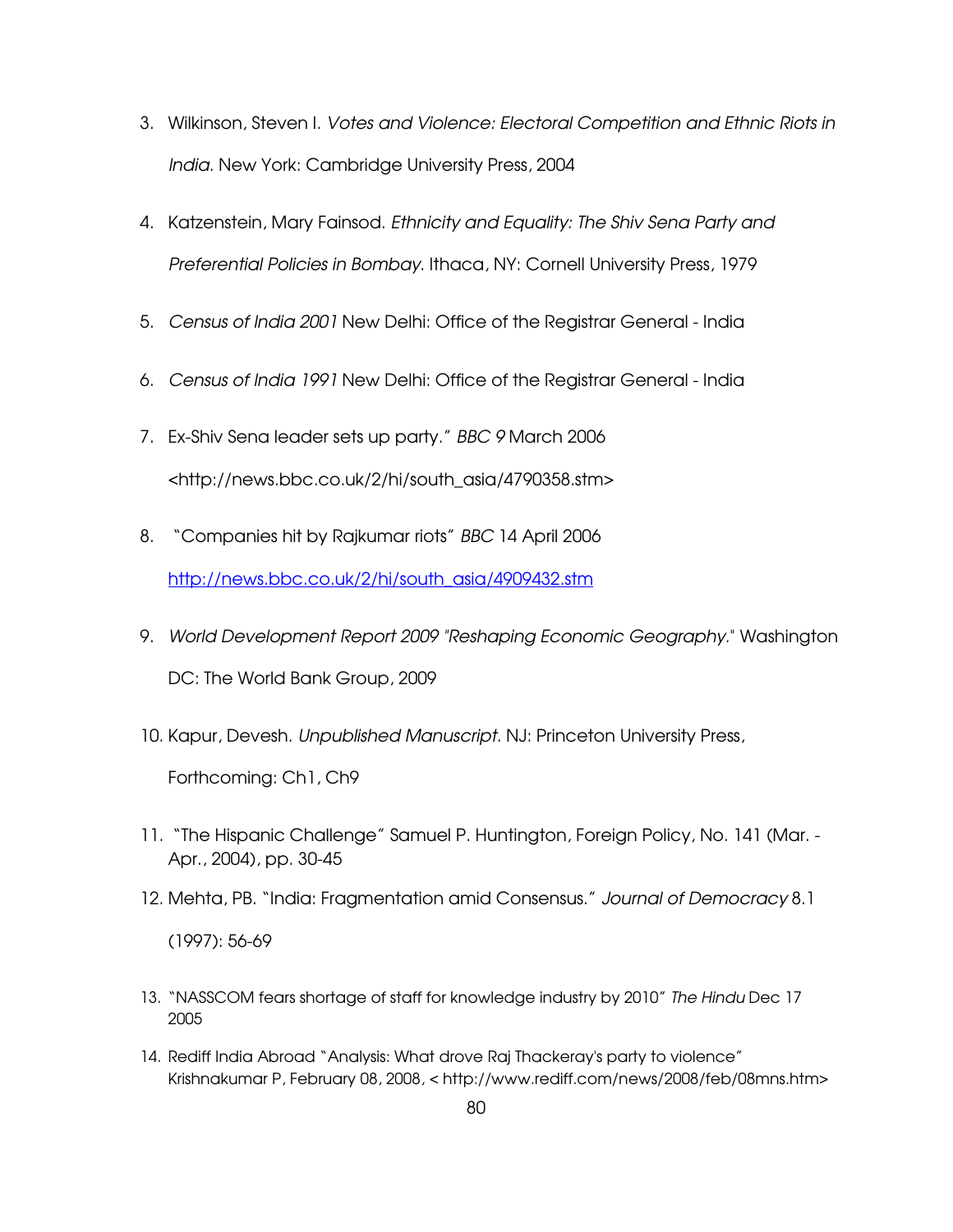3. Wilkinson, Steven I. *Votes and Violence: Electoral Competition and Ethnic Riots in India*. New York: Cambridge University Press, 2004

4. Katzenstein, Mary Fainsod. *Ethnicity and Equality: The Shiv Sena Party and Preferential Policies in Bombay.* Ithaca, NY: Cornell University Press, 1979

5. *Census of India 2001* New Delhi: Office of the Registrar General - India

6. *Census of India 1991* New Delhi: Office of the Registrar General - India

7. Ex-Shiv Sena leader sets up party." *BBC 9* March 2006 <http://news.bbc.co.uk/2/hi/south_asia/4790358.stm>

8. "Companies hit by Rajkumar riots" *BBC* 14 April 2006 http://news.bbc.co.uk/2/hi/south_asia/4909432.stm

9. *World Development Report 2009 "Reshaping Economic Geography."* Washington DC: The World Bank Group, 2009

10. Kapur, Devesh. *Unpublished Manuscript.* NJ: Princeton University Press, Forthcoming: Ch1, Ch9

11. "The Hispanic Challenge" Samuel P. Huntington, Foreign Policy, No. 141 (Mar. - Apr., 2004), pp. 30-45

12. Mehta, PB. "India: Fragmentation amid Consensus." *Journal of Democracy* 8.1 (1997): 56-69

13. "NASSCOM fears shortage of staff for knowledge industry by 2010" *The Hindu* Dec 17 2005

14. Rediff India Abroad "Analysis: What drove Raj Thackeray's party to violence" Krishnakumar P, February 08, 2008, < http://www.rediff.com/news/2008/feb/08mns.htm>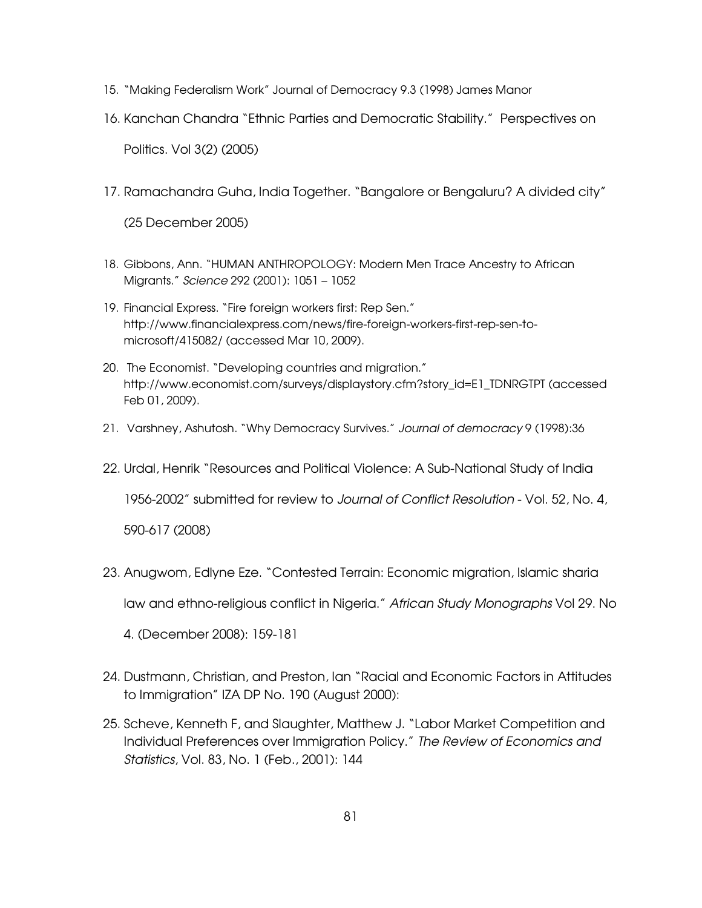15. "Making Federalism Work" Journal of Democracy 9.3 (1998) James Manor

16. Kanchan Chandra "Ethnic Parties and Democratic Stability." Perspectives on Politics. Vol 3(2) (2005)

17. Ramachandra Guha, India Together. "Bangalore or Bengaluru? A divided city" (25 December 2005)

18. Gibbons, Ann. "HUMAN ANTHROPOLOGY: Modern Men Trace Ancestry to African Migrants." *Science* 292 (2001): 1051 – 1052

19. Financial Express. "Fire foreign workers first: Rep Sen." http://www.financialexpress.com/news/fire-foreign-workers-first-rep-sen-to-microsoft/415082/ (accessed Mar 10, 2009).

20. The Economist. "Developing countries and migration." http://www.economist.com/surveys/displaystory.cfm?story_id=E1_TDNRGTPT (accessed Feb 01, 2009).

21. Varshney, Ashutosh. "Why Democracy Survives." *Journal of democracy* 9 (1998):36

22. Urdal, Henrik "Resources and Political Violence: A Sub-National Study of India 1956-2002" submitted for review to *Journal of Conflict Resolution* - Vol. 52, No. 4, 590-617 (2008)

23. Anugwom, Edlyne Eze. "Contested Terrain: Economic migration, Islamic sharia law and ethno-religious conflict in Nigeria." *African Study Monographs* Vol 29. No 4. (December 2008): 159-181

24. Dustmann, Christian, and Preston, Ian "Racial and Economic Factors in Attitudes to Immigration" IZA DP No. 190 (August 2000):

25. Scheve, Kenneth F, and Slaughter, Matthew J. "Labor Market Competition and Individual Preferences over Immigration Policy." *The Review of Economics and Statistics*, Vol. 83, No. 1 (Feb., 2001): 144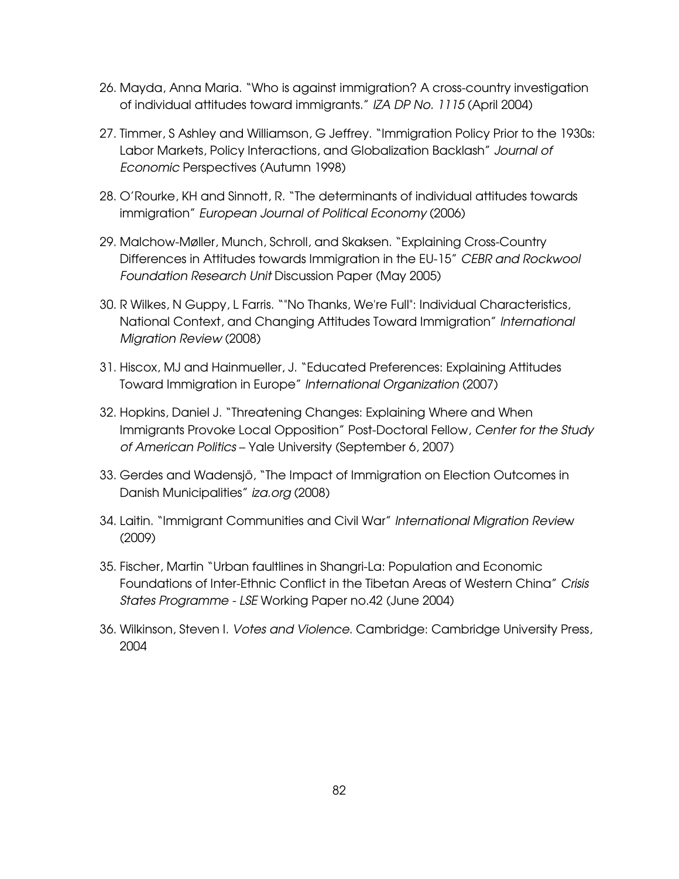26. Mayda, Anna Maria. "Who is against immigration? A cross-country investigation of individual attitudes toward immigrants." *IZA DP No. 1115* (April 2004)

27. Timmer, S Ashley and Williamson, G Jeffrey. "Immigration Policy Prior to the 1930s: Labor Markets, Policy Interactions, and Globalization Backlash" *Journal of Economic* Perspectives (Autumn 1998)

28. O'Rourke, KH and Sinnott, R. "The determinants of individual attitudes towards immigration" *European Journal of Political Economy* (2006)

29. Malchow-Møller, Munch, Schroll, and Skaksen. "Explaining Cross-Country Differences in Attitudes towards Immigration in the EU-15" *CEBR and Rockwool Foundation Research Unit* Discussion Paper (May 2005)

30. R Wilkes, N Guppy, L Farris. ""No Thanks, We're Full": Individual Characteristics, National Context, and Changing Attitudes Toward Immigration" *International Migration Review* (2008)

31. Hiscox, MJ and Hainmueller, J. "Educated Preferences: Explaining Attitudes Toward Immigration in Europe" *International Organization* (2007)

32. Hopkins, Daniel J. "Threatening Changes: Explaining Where and When Immigrants Provoke Local Opposition" Post-Doctoral Fellow, *Center for the Study of American Politics* – Yale University (September 6, 2007)

33. Gerdes and Wadensjö, "The Impact of Immigration on Election Outcomes in Danish Municipalities" *iza.org* (2008)

34. Laitin. "Immigrant Communities and Civil War" *International Migration Review* (2009)

35. Fischer, Martin "Urban faultlines in Shangri-La: Population and Economic Foundations of Inter-Ethnic Conflict in the Tibetan Areas of Western China" *Crisis States Programme - LSE* Working Paper no.42 (June 2004)

36. Wilkinson, Steven I. *Votes and Violence*. Cambridge: Cambridge University Press, 2004